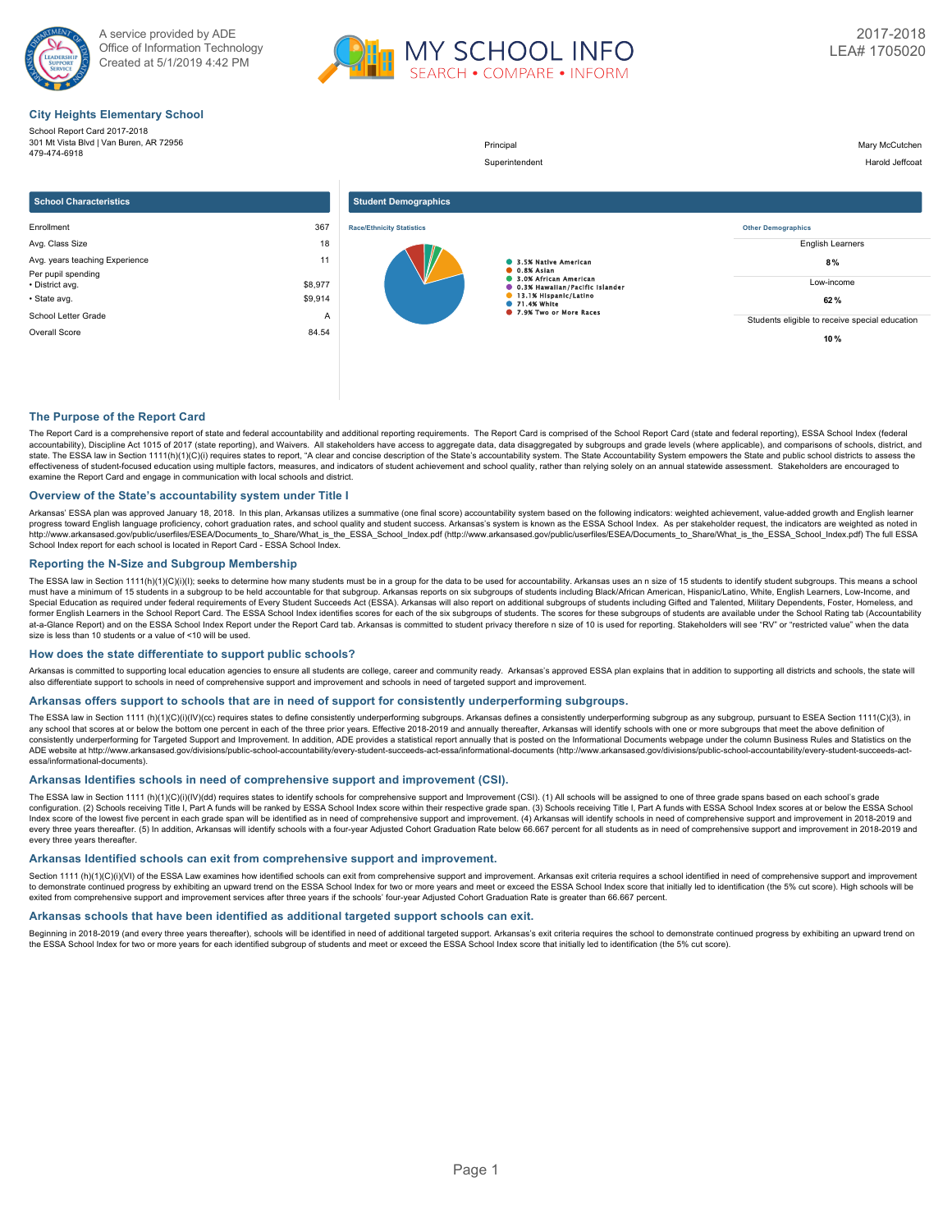A service provided by ADE
Office of Information Technology
Created at 5/1/2019 4:42 PM

MY SCHOOL INFO
SEARCH • COMPARE • INFORM

2017-2018
LEA# 1705020

## City Heights Elementary School

School Report Card 2017-2018
301 Mt Vista Blvd | Van Buren, AR 72956
479-474-6918

| | |
|---|---|
| Principal | Mary McCutchen |
| Superintendent | Harold Jeffcoat |

### School Characteristics

| | |
|---|---|
| Enrollment | 367 |
| Avg. Class Size | 18 |
| Avg. years teaching Experience | 11 |
| Per pupil spending | |
| • District avg. | $8,977 |
| • State avg. | $9,914 |
| School Letter Grade | A |
| Overall Score | 84.54 |

### Student Demographics

**Race/Ethnicity Statistics**

- 3.5% Native American
- 0.8% Asian
- 3.0% African American
- 0.3% Hawaiian/Pacific Islander
- 13.1% Hispanic/Latino
- 71.4% White
- 7.9% Two or More Races

**Other Demographics**

| | |
|---|---|
| English Learners | 8 % |
| Low-income | 62 % |
| Students eligible to receive special education | 10 % |

## The Purpose of the Report Card

The Report Card is a comprehensive report of state and federal accountability and additional reporting requirements. The Report Card is comprised of the School Report Card (state and federal reporting), ESSA School Index (federal accountability), Discipline Act 1015 of 2017 (state reporting), and Waivers. All stakeholders have access to aggregate data, data disaggregated by subgroups and grade levels (where applicable), and comparisons of schools, district, and state. The ESSA law in Section 1111(h)(1)(C)(i) requires states to report, "A clear and concise description of the State's accountability system. The State Accountability System empowers the State and public school districts to assess the effectiveness of student-focused education using multiple factors, measures, and indicators of student achievement and school quality, rather than relying solely on an annual statewide assessment. Stakeholders are encouraged to examine the Report Card and engage in communication with local schools and district.

## Overview of the State's accountability system under Title I

Arkansas' ESSA plan was approved January 18, 2018. In this plan, Arkansas utilizes a summative (one final score) accountability system based on the following indicators: weighted achievement, value-added growth and English learner progress toward English language proficiency, cohort graduation rates, and school quality and student success. Arkansas's system is known as the ESSA School Index. As per stakeholder request, the indicators are weighted as noted in http://www.arkansased.gov/public/userfiles/ESEA/Documents_to_Share/What_is_the_ESSA_School_Index.pdf (http://www.arkansased.gov/public/userfiles/ESEA/Documents_to_Share/What_is_the_ESSA_School_Index.pdf) The full ESSA School Index report for each school is located in Report Card - ESSA School Index.

## Reporting the N-Size and Subgroup Membership

The ESSA law in Section 1111(h)(1)(C)(i)(I); seeks to determine how many students must be in a group for the data to be used for accountability. Arkansas uses an n size of 15 students to identify student subgroups. This means a school must have a minimum of 15 students in a subgroup to be held accountable for that subgroup. Arkansas reports on six subgroups of students including Black/African American, Hispanic/Latino, White, English Learners, Low-Income, and Special Education as required under federal requirements of Every Student Succeeds Act (ESSA). Arkansas will also report on additional subgroups of students including Gifted and Talented, Military Dependents, Foster, Homeless, and former English Learners in the School Report Card. The ESSA School Index identifies scores for each of the six subgroups of students. The scores for these subgroups of students are available under the School Rating tab (Accountability at-a-Glance Report) and on the ESSA School Index Report under the Report Card tab. Arkansas is committed to student privacy therefore n size of 10 is used for reporting. Stakeholders will see "RV" or "restricted value" when the data size is less than 10 students or a value of <10 will be used.

## How does the state differentiate to support public schools?

Arkansas is committed to supporting local education agencies to ensure all students are college, career and community ready. Arkansas's approved ESSA plan explains that in addition to supporting all districts and schools, the state will also differentiate support to schools in need of comprehensive support and improvement and schools in need of targeted support and improvement.

## Arkansas offers support to schools that are in need of support for consistently underperforming subgroups.

The ESSA law in Section 1111 (h)(1)(C)(i)(IV)(cc) requires states to define consistently underperforming subgroups. Arkansas defines a consistently underperforming subgroup as any subgroup, pursuant to ESEA Section 1111(C)(3), in any school that scores at or below the bottom one percent in each of the three prior years. Effective 2018-2019 and annually thereafter, Arkansas will identify schools with one or more subgroups that meet the above definition of consistently underperforming for Targeted Support and Improvement. In addition, ADE provides a statistical report annually that is posted on the Informational Documents webpage under the column Business Rules and Statistics on the ADE website at http://www.arkansased.gov/divisions/public-school-accountability/every-student-succeeds-act-essa/informational-documents (http://www.arkansased.gov/divisions/public-school-accountability/every-student-succeeds-act-essa/informational-documents).

## Arkansas Identifies schools in need of comprehensive support and improvement (CSI).

The ESSA law in Section 1111 (h)(1)(C)(i)(IV)(dd) requires states to identify schools for comprehensive support and Improvement (CSI). (1) All schools will be assigned to one of three grade spans based on each school's grade configuration. (2) Schools receiving Title I, Part A funds will be ranked by ESSA School Index score within their respective grade span. (3) Schools receiving Title I, Part A funds with ESSA School Index scores at or below the ESSA School Index score of the lowest five percent in each grade span will be identified as in need of comprehensive support and improvement. (4) Arkansas will identify schools in need of comprehensive support and improvement in 2018-2019 and every three years thereafter. (5) In addition, Arkansas will identify schools with a four-year Adjusted Cohort Graduation Rate below 66.667 percent for all students as in need of comprehensive support and improvement in 2018-2019 and every three years thereafter.

## Arkansas Identified schools can exit from comprehensive support and improvement.

Section 1111 (h)(1)(C)(i)(VI) of the ESSA Law examines how identified schools can exit from comprehensive support and improvement. Arkansas exit criteria requires a school identified in need of comprehensive support and improvement to demonstrate continued progress by exhibiting an upward trend on the ESSA School Index for two or more years and meet or exceed the ESSA School Index score that initially led to identification (the 5% cut score). High schools will be exited from comprehensive support and improvement services after three years if the schools' four-year Adjusted Cohort Graduation Rate is greater than 66.667 percent.

## Arkansas schools that have been identified as additional targeted support schools can exit.

Beginning in 2018-2019 (and every three years thereafter), schools will be identified in need of additional targeted support. Arkansas's exit criteria requires the school to demonstrate continued progress by exhibiting an upward trend on the ESSA School Index for two or more years for each identified subgroup of students and meet or exceed the ESSA School Index score that initially led to identification (the 5% cut score).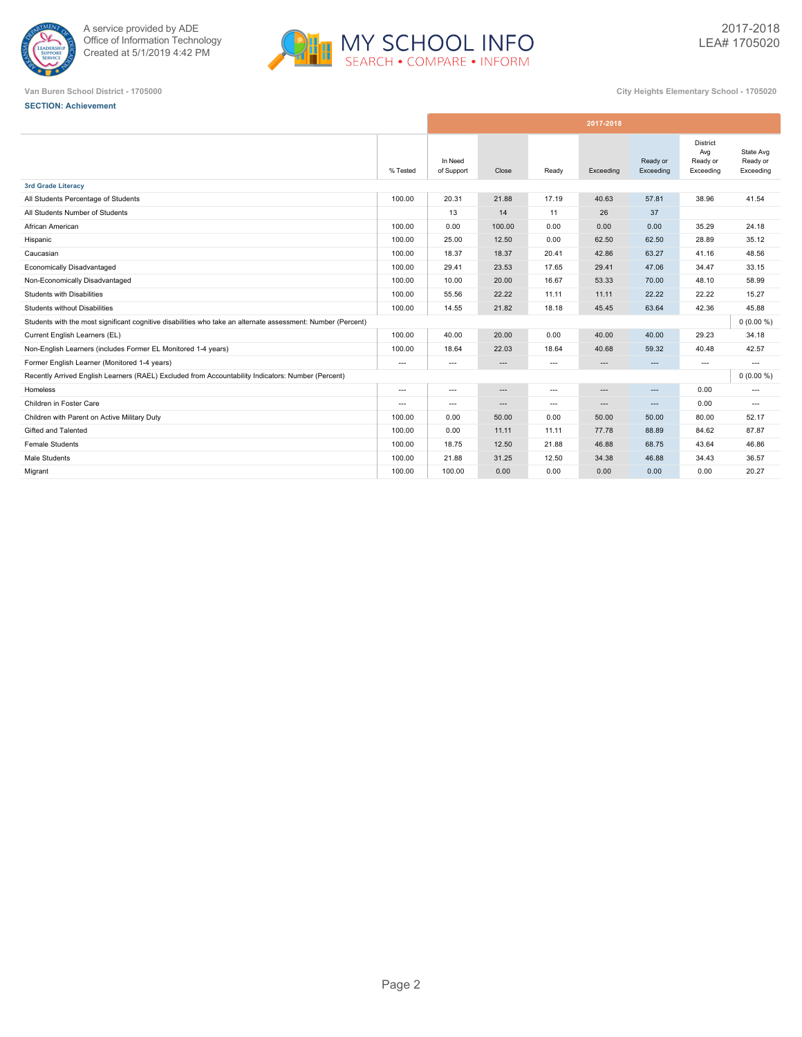A service provided by ADE
Office of Information Technology
Created at 5/1/2019 4:42 PM

MY SCHOOL INFO
SEARCH • COMPARE • INFORM

2017-2018
LEA# 1705020

Van Buren School District - 1705000

City Heights Elementary School - 1705020

**SECTION: Achievement**

| | % Tested | In Need of Support | Close | Ready | Exceeding | Ready or Exceeding | District Avg Ready or Exceeding | State Avg Ready or Exceeding |
|---|---|---|---|---|---|---|---|---|
| | 2017-2018 | | | | | | | |
| **3rd Grade Literacy** | | | | | | | | |
| All Students Percentage of Students | 100.00 | 20.31 | 21.88 | 17.19 | 40.63 | 57.81 | 38.96 | 41.54 |
| All Students Number of Students | | 13 | 14 | 11 | 26 | 37 | | |
| African American | 100.00 | 0.00 | 100.00 | 0.00 | 0.00 | 0.00 | 35.29 | 24.18 |
| Hispanic | 100.00 | 25.00 | 12.50 | 0.00 | 62.50 | 62.50 | 28.89 | 35.12 |
| Caucasian | 100.00 | 18.37 | 18.37 | 20.41 | 42.86 | 63.27 | 41.16 | 48.56 |
| Economically Disadvantaged | 100.00 | 29.41 | 23.53 | 17.65 | 29.41 | 47.06 | 34.47 | 33.15 |
| Non-Economically Disadvantaged | 100.00 | 10.00 | 20.00 | 16.67 | 53.33 | 70.00 | 48.10 | 58.99 |
| Students with Disabilities | 100.00 | 55.56 | 22.22 | 11.11 | 11.11 | 22.22 | 22.22 | 15.27 |
| Students without Disabilities | 100.00 | 14.55 | 21.82 | 18.18 | 45.45 | 63.64 | 42.36 | 45.88 |
| Students with the most significant cognitive disabilities who take an alternate assessment: Number (Percent) | | | | | | | | 0 (0.00 %) |
| Current English Learners (EL) | 100.00 | 40.00 | 20.00 | 0.00 | 40.00 | 40.00 | 29.23 | 34.18 |
| Non-English Learners (includes Former EL Monitored 1-4 years) | 100.00 | 18.64 | 22.03 | 18.64 | 40.68 | 59.32 | 40.48 | 42.57 |
| Former English Learner (Monitored 1-4 years) | --- | --- | --- | --- | --- | --- | --- | --- |
| Recently Arrived English Learners (RAEL) Excluded from Accountability Indicators: Number (Percent) | | | | | | | | 0 (0.00 %) |
| Homeless | --- | --- | --- | --- | --- | --- | 0.00 | --- |
| Children in Foster Care | --- | --- | --- | --- | --- | --- | 0.00 | --- |
| Children with Parent on Active Military Duty | 100.00 | 0.00 | 50.00 | 0.00 | 50.00 | 50.00 | 80.00 | 52.17 |
| Gifted and Talented | 100.00 | 0.00 | 11.11 | 11.11 | 77.78 | 88.89 | 84.62 | 87.87 |
| Female Students | 100.00 | 18.75 | 12.50 | 21.88 | 46.88 | 68.75 | 43.64 | 46.86 |
| Male Students | 100.00 | 21.88 | 31.25 | 12.50 | 34.38 | 46.88 | 34.43 | 36.57 |
| Migrant | 100.00 | 100.00 | 0.00 | 0.00 | 0.00 | 0.00 | 0.00 | 20.27 |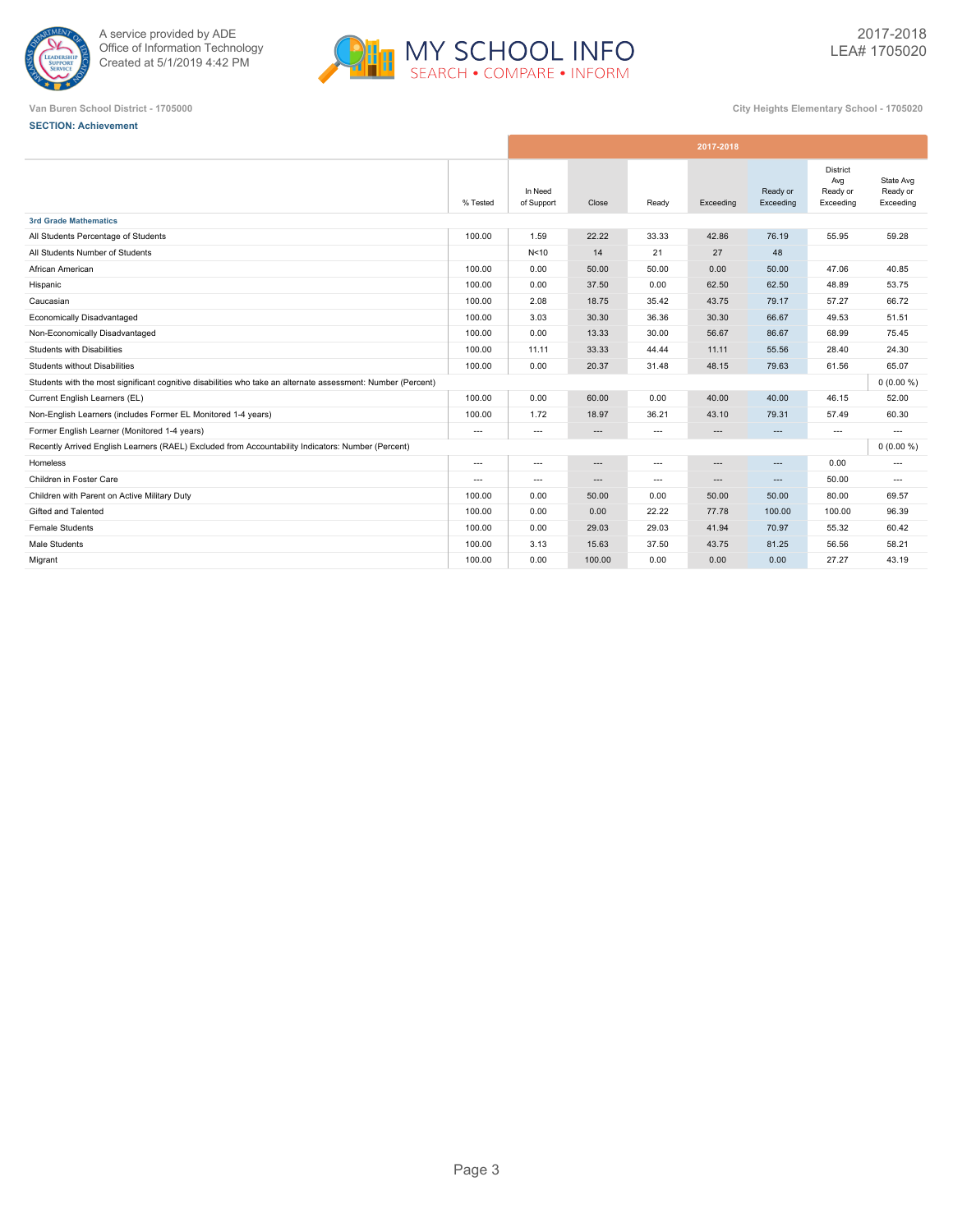A service provided by ADE
Office of Information Technology
Created at 5/1/2019 4:42 PM

2017-2018
LEA# 1705020

Van Buren School District - 1705000

City Heights Elementary School - 1705020

**SECTION: Achievement**

| | % Tested | In Need of Support | Close | Ready | Exceeding | Ready or Exceeding | District Avg Ready or Exceeding | State Avg Ready or Exceeding |
|---|---|---|---|---|---|---|---|---|
| | 2017-2018 | | | | | | | |
| **3rd Grade Mathematics** | | | | | | | | |
| All Students Percentage of Students | 100.00 | 1.59 | 22.22 | 33.33 | 42.86 | 76.19 | 55.95 | 59.28 |
| All Students Number of Students | | N<10 | 14 | 21 | 27 | 48 | | |
| African American | 100.00 | 0.00 | 50.00 | 50.00 | 0.00 | 50.00 | 47.06 | 40.85 |
| Hispanic | 100.00 | 0.00 | 37.50 | 0.00 | 62.50 | 62.50 | 48.89 | 53.75 |
| Caucasian | 100.00 | 2.08 | 18.75 | 35.42 | 43.75 | 79.17 | 57.27 | 66.72 |
| Economically Disadvantaged | 100.00 | 3.03 | 30.30 | 36.36 | 30.30 | 66.67 | 49.53 | 51.51 |
| Non-Economically Disadvantaged | 100.00 | 0.00 | 13.33 | 30.00 | 56.67 | 86.67 | 68.99 | 75.45 |
| Students with Disabilities | 100.00 | 11.11 | 33.33 | 44.44 | 11.11 | 55.56 | 28.40 | 24.30 |
| Students without Disabilities | 100.00 | 0.00 | 20.37 | 31.48 | 48.15 | 79.63 | 61.56 | 65.07 |
| Students with the most significant cognitive disabilities who take an alternate assessment: Number (Percent) | | | | | | | | 0 (0.00 %) |
| Current English Learners (EL) | 100.00 | 0.00 | 60.00 | 0.00 | 40.00 | 40.00 | 46.15 | 52.00 |
| Non-English Learners (includes Former EL Monitored 1-4 years) | 100.00 | 1.72 | 18.97 | 36.21 | 43.10 | 79.31 | 57.49 | 60.30 |
| Former English Learner (Monitored 1-4 years) | --- | --- | --- | --- | --- | --- | --- | --- |
| Recently Arrived English Learners (RAEL) Excluded from Accountability Indicators: Number (Percent) | | | | | | | | 0 (0.00 %) |
| Homeless | --- | --- | --- | --- | --- | --- | 0.00 | --- |
| Children in Foster Care | --- | --- | --- | --- | --- | --- | 50.00 | --- |
| Children with Parent on Active Military Duty | 100.00 | 0.00 | 50.00 | 0.00 | 50.00 | 50.00 | 80.00 | 69.57 |
| Gifted and Talented | 100.00 | 0.00 | 0.00 | 22.22 | 77.78 | 100.00 | 100.00 | 96.39 |
| Female Students | 100.00 | 0.00 | 29.03 | 29.03 | 41.94 | 70.97 | 55.32 | 60.42 |
| Male Students | 100.00 | 3.13 | 15.63 | 37.50 | 43.75 | 81.25 | 56.56 | 58.21 |
| Migrant | 100.00 | 0.00 | 100.00 | 0.00 | 0.00 | 0.00 | 27.27 | 43.19 |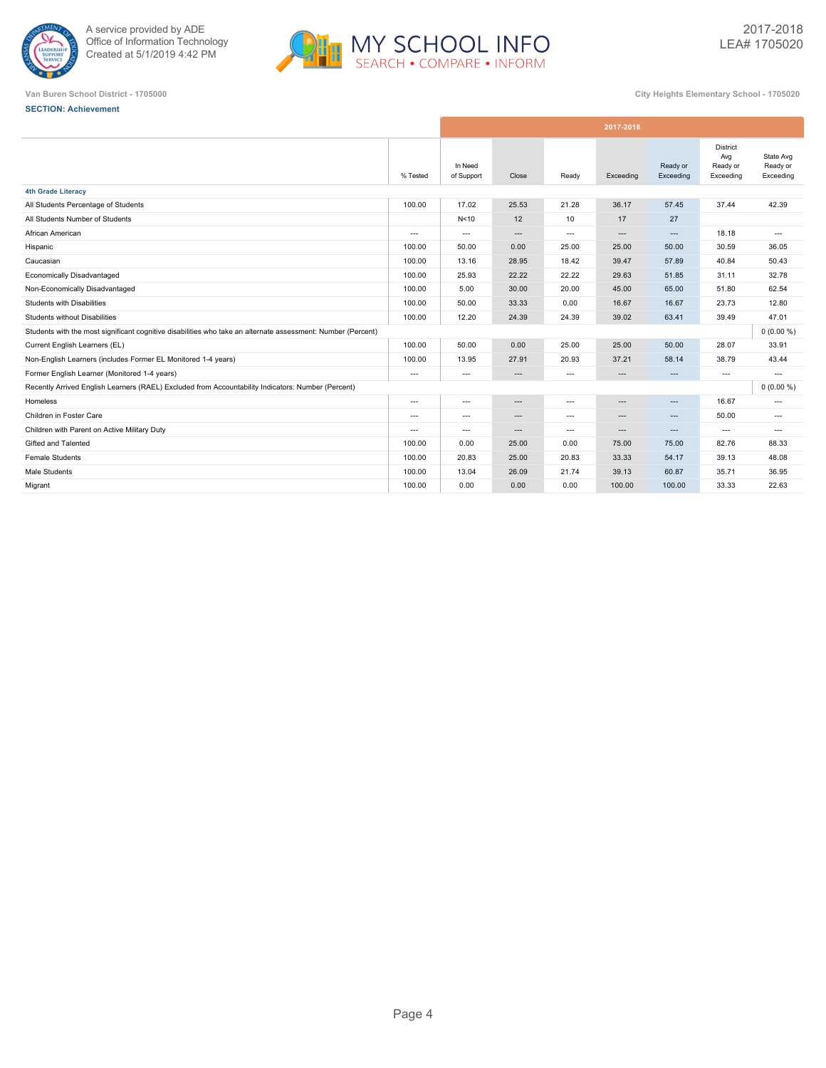A service provided by ADE
Office of Information Technology
Created at 5/1/2019 4:42 PM

MY SCHOOL INFO
SEARCH • COMPARE • INFORM

2017-2018
LEA# 1705020

Van Buren School District - 1705000

City Heights Elementary School - 1705020

**SECTION: Achievement**

| | % Tested | In Need of Support | Close | Ready | Exceeding | Ready or Exceeding | District Avg Ready or Exceeding | State Avg Ready or Exceeding |
|---|---|---|---|---|---|---|---|---|
| | | 2017-2018 | | | | | | |
| **4th Grade Literacy** | | | | | | | | |
| All Students Percentage of Students | 100.00 | 17.02 | 25.53 | 21.28 | 36.17 | 57.45 | 37.44 | 42.39 |
| All Students Number of Students | | N<10 | 12 | 10 | 17 | 27 | | |
| African American | --- | --- | --- | --- | --- | --- | 18.18 | --- |
| Hispanic | 100.00 | 50.00 | 0.00 | 25.00 | 25.00 | 50.00 | 30.59 | 36.05 |
| Caucasian | 100.00 | 13.16 | 28.95 | 18.42 | 39.47 | 57.89 | 40.84 | 50.43 |
| Economically Disadvantaged | 100.00 | 25.93 | 22.22 | 22.22 | 29.63 | 51.85 | 31.11 | 32.78 |
| Non-Economically Disadvantaged | 100.00 | 5.00 | 30.00 | 20.00 | 45.00 | 65.00 | 51.80 | 62.54 |
| Students with Disabilities | 100.00 | 50.00 | 33.33 | 0.00 | 16.67 | 16.67 | 23.73 | 12.80 |
| Students without Disabilities | 100.00 | 12.20 | 24.39 | 24.39 | 39.02 | 63.41 | 39.49 | 47.01 |
| Students with the most significant cognitive disabilities who take an alternate assessment: Number (Percent) | | | | | | | | 0 (0.00 %) |
| Current English Learners (EL) | 100.00 | 50.00 | 0.00 | 25.00 | 25.00 | 50.00 | 28.07 | 33.91 |
| Non-English Learners (includes Former EL Monitored 1-4 years) | 100.00 | 13.95 | 27.91 | 20.93 | 37.21 | 58.14 | 38.79 | 43.44 |
| Former English Learner (Monitored 1-4 years) | --- | --- | --- | --- | --- | --- | --- | --- |
| Recently Arrived English Learners (RAEL) Excluded from Accountability Indicators: Number (Percent) | | | | | | | | 0 (0.00 %) |
| Homeless | --- | --- | --- | --- | --- | --- | 16.67 | --- |
| Children in Foster Care | --- | --- | --- | --- | --- | --- | 50.00 | --- |
| Children with Parent on Active Military Duty | --- | --- | --- | --- | --- | --- | --- | --- |
| Gifted and Talented | 100.00 | 0.00 | 25.00 | 0.00 | 75.00 | 75.00 | 82.76 | 88.33 |
| Female Students | 100.00 | 20.83 | 25.00 | 20.83 | 33.33 | 54.17 | 39.13 | 48.08 |
| Male Students | 100.00 | 13.04 | 26.09 | 21.74 | 39.13 | 60.87 | 35.71 | 36.95 |
| Migrant | 100.00 | 0.00 | 0.00 | 0.00 | 100.00 | 100.00 | 33.33 | 22.63 |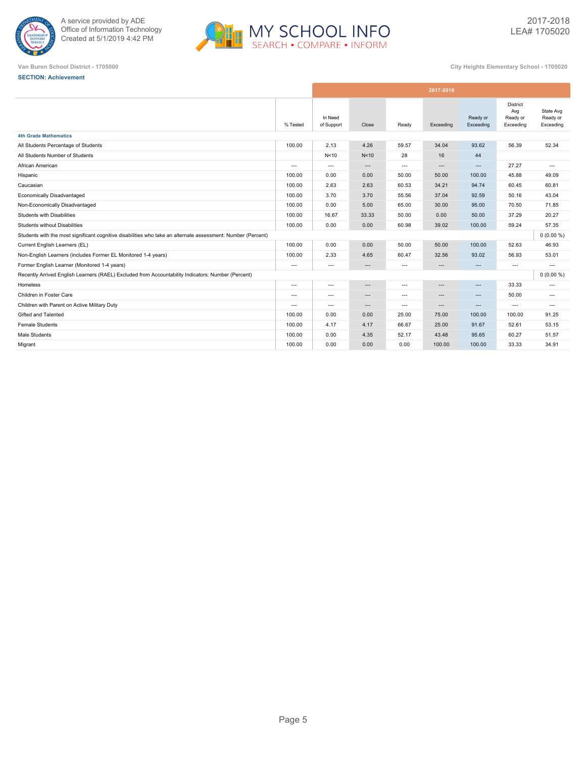A service provided by ADE
Office of Information Technology
Created at 5/1/2019 4:42 PM

MY SCHOOL INFO
SEARCH • COMPARE • INFORM

2017-2018
LEA# 1705020

Van Buren School District - 1705000

City Heights Elementary School - 1705020

**SECTION: Achievement**

| | % Tested | 2017-2018 In Need of Support | Close | Ready | Exceeding | Ready or Exceeding | District Avg Ready or Exceeding | State Avg Ready or Exceeding |
|---|---|---|---|---|---|---|---|---|
| **4th Grade Mathematics** | | | | | | | | |
| All Students Percentage of Students | 100.00 | 2.13 | 4.26 | 59.57 | 34.04 | 93.62 | 56.39 | 52.34 |
| All Students Number of Students | | N<10 | N<10 | 28 | 16 | 44 | | |
| African American | --- | --- | --- | --- | --- | --- | 27.27 | --- |
| Hispanic | 100.00 | 0.00 | 0.00 | 50.00 | 50.00 | 100.00 | 45.88 | 49.09 |
| Caucasian | 100.00 | 2.63 | 2.63 | 60.53 | 34.21 | 94.74 | 60.45 | 60.81 |
| Economically Disadvantaged | 100.00 | 3.70 | 3.70 | 55.56 | 37.04 | 92.59 | 50.16 | 43.04 |
| Non-Economically Disadvantaged | 100.00 | 0.00 | 5.00 | 65.00 | 30.00 | 95.00 | 70.50 | 71.85 |
| Students with Disabilities | 100.00 | 16.67 | 33.33 | 50.00 | 0.00 | 50.00 | 37.29 | 20.27 |
| Students without Disabilities | 100.00 | 0.00 | 0.00 | 60.98 | 39.02 | 100.00 | 59.24 | 57.35 |
| Students with the most significant cognitive disabilities who take an alternate assessment: Number (Percent) | | | | | | | | 0 (0.00 %) |
| Current English Learners (EL) | 100.00 | 0.00 | 0.00 | 50.00 | 50.00 | 100.00 | 52.63 | 46.93 |
| Non-English Learners (includes Former EL Monitored 1-4 years) | 100.00 | 2.33 | 4.65 | 60.47 | 32.56 | 93.02 | 56.93 | 53.01 |
| Former English Learner (Monitored 1-4 years) | --- | --- | --- | --- | --- | --- | --- | --- |
| Recently Arrived English Learners (RAEL) Excluded from Accountability Indicators: Number (Percent) | | | | | | | | 0 (0.00 %) |
| Homeless | --- | --- | --- | --- | --- | --- | 33.33 | --- |
| Children in Foster Care | --- | --- | --- | --- | --- | --- | 50.00 | --- |
| Children with Parent on Active Military Duty | --- | --- | --- | --- | --- | --- | --- | --- |
| Gifted and Talented | 100.00 | 0.00 | 0.00 | 25.00 | 75.00 | 100.00 | 100.00 | 91.25 |
| Female Students | 100.00 | 4.17 | 4.17 | 66.67 | 25.00 | 91.67 | 52.61 | 53.15 |
| Male Students | 100.00 | 0.00 | 4.35 | 52.17 | 43.48 | 95.65 | 60.27 | 51.57 |
| Migrant | 100.00 | 0.00 | 0.00 | 0.00 | 100.00 | 100.00 | 33.33 | 34.91 |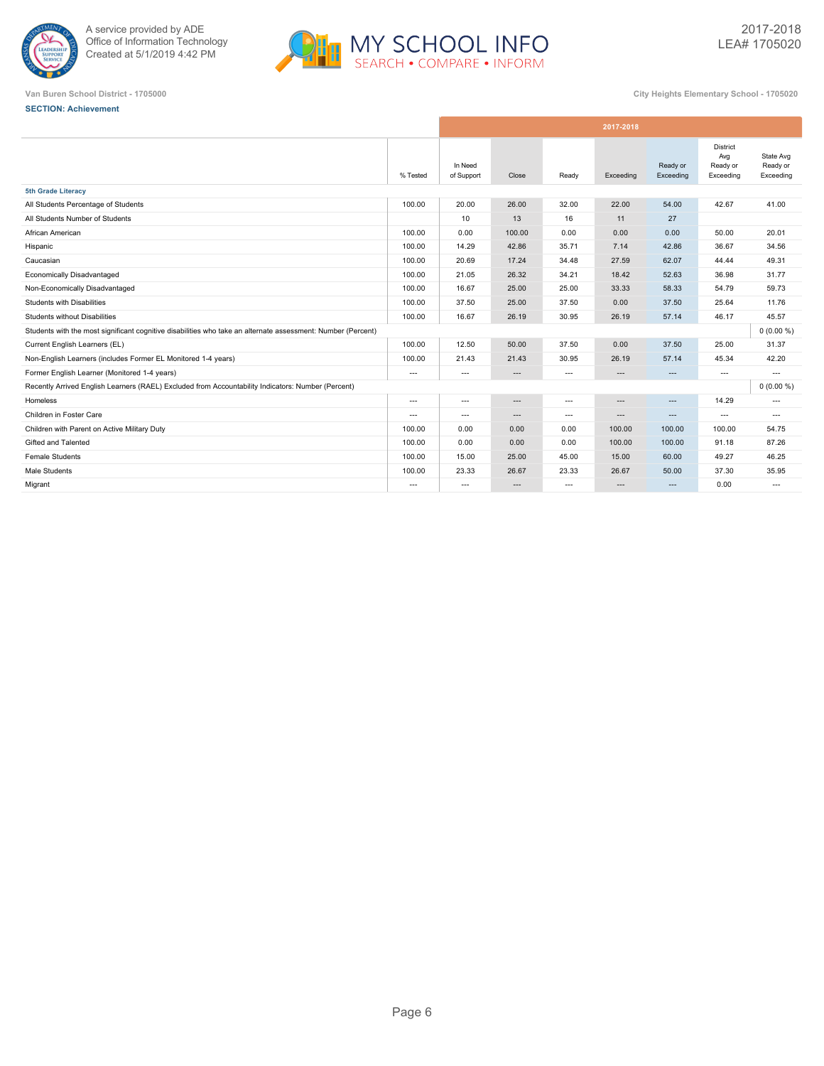Van Buren School District - 1705000

City Heights Elementary School - 1705020

2017-2018
LEA# 1705020

**SECTION: Achievement**

| | % Tested | In Need of Support | Close | Ready | Exceeding | Ready or Exceeding | District Avg Ready or Exceeding | State Avg Ready or Exceeding |
|---|---|---|---|---|---|---|---|---|
| | 2017-2018 | | | | | | | |
| **5th Grade Literacy** | | | | | | | | |
| All Students Percentage of Students | 100.00 | 20.00 | 26.00 | 32.00 | 22.00 | 54.00 | 42.67 | 41.00 |
| All Students Number of Students | | 10 | 13 | 16 | 11 | 27 | | |
| African American | 100.00 | 0.00 | 100.00 | 0.00 | 0.00 | 0.00 | 50.00 | 20.01 |
| Hispanic | 100.00 | 14.29 | 42.86 | 35.71 | 7.14 | 42.86 | 36.67 | 34.56 |
| Caucasian | 100.00 | 20.69 | 17.24 | 34.48 | 27.59 | 62.07 | 44.44 | 49.31 |
| Economically Disadvantaged | 100.00 | 21.05 | 26.32 | 34.21 | 18.42 | 52.63 | 36.98 | 31.77 |
| Non-Economically Disadvantaged | 100.00 | 16.67 | 25.00 | 25.00 | 33.33 | 58.33 | 54.79 | 59.73 |
| Students with Disabilities | 100.00 | 37.50 | 25.00 | 37.50 | 0.00 | 37.50 | 25.64 | 11.76 |
| Students without Disabilities | 100.00 | 16.67 | 26.19 | 30.95 | 26.19 | 57.14 | 46.17 | 45.57 |
| Students with the most significant cognitive disabilities who take an alternate assessment: Number (Percent) | | | | | | | | 0 (0.00 %) |
| Current English Learners (EL) | 100.00 | 12.50 | 50.00 | 37.50 | 0.00 | 37.50 | 25.00 | 31.37 |
| Non-English Learners (includes Former EL Monitored 1-4 years) | 100.00 | 21.43 | 21.43 | 30.95 | 26.19 | 57.14 | 45.34 | 42.20 |
| Former English Learner (Monitored 1-4 years) | --- | --- | --- | --- | --- | --- | --- | --- |
| Recently Arrived English Learners (RAEL) Excluded from Accountability Indicators: Number (Percent) | | | | | | | | 0 (0.00 %) |
| Homeless | --- | --- | --- | --- | --- | --- | 14.29 | --- |
| Children in Foster Care | --- | --- | --- | --- | --- | --- | --- | --- |
| Children with Parent on Active Military Duty | 100.00 | 0.00 | 0.00 | 0.00 | 100.00 | 100.00 | 100.00 | 54.75 |
| Gifted and Talented | 100.00 | 0.00 | 0.00 | 0.00 | 100.00 | 100.00 | 91.18 | 87.26 |
| Female Students | 100.00 | 15.00 | 25.00 | 45.00 | 15.00 | 60.00 | 49.27 | 46.25 |
| Male Students | 100.00 | 23.33 | 26.67 | 23.33 | 26.67 | 50.00 | 37.30 | 35.95 |
| Migrant | --- | --- | --- | --- | --- | --- | 0.00 | --- |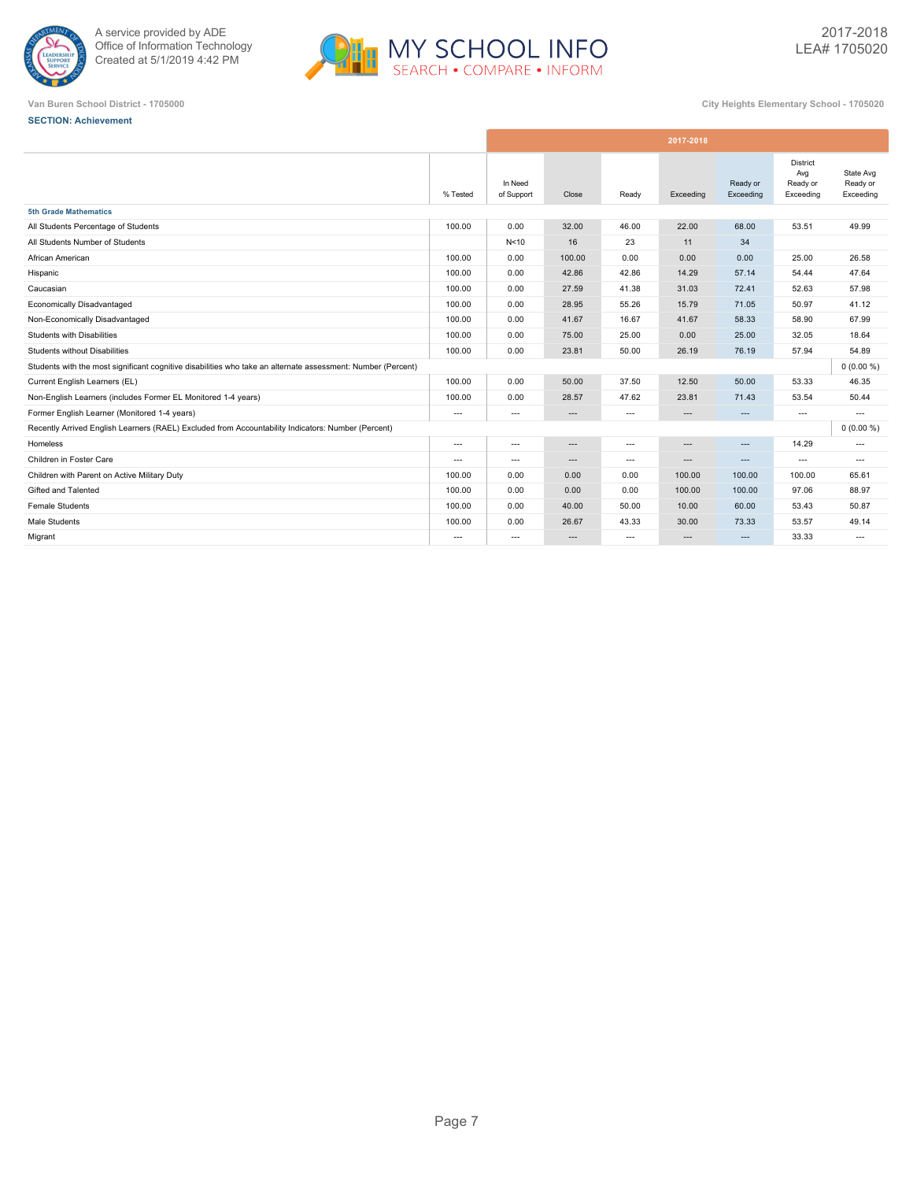A service provided by ADE
Office of Information Technology
Created at 5/1/2019 4:42 PM

MY SCHOOL INFO
SEARCH • COMPARE • INFORM

2017-2018
LEA# 1705020

Van Buren School District - 1705000

City Heights Elementary School - 1705020

**SECTION: Achievement**

| | % Tested | In Need of Support | Close | Ready | Exceeding | Ready or Exceeding | District Avg Ready or Exceeding | State Avg Ready or Exceeding |
|---|---|---|---|---|---|---|---|---|
| | | 2017-2018 | | | | | | |
| **5th Grade Mathematics** | | | | | | | | |
| All Students Percentage of Students | 100.00 | 0.00 | 32.00 | 46.00 | 22.00 | 68.00 | 53.51 | 49.99 |
| All Students Number of Students | | N<10 | 16 | 23 | 11 | 34 | | |
| African American | 100.00 | 0.00 | 100.00 | 0.00 | 0.00 | 0.00 | 25.00 | 26.58 |
| Hispanic | 100.00 | 0.00 | 42.86 | 42.86 | 14.29 | 57.14 | 54.44 | 47.64 |
| Caucasian | 100.00 | 0.00 | 27.59 | 41.38 | 31.03 | 72.41 | 52.63 | 57.98 |
| Economically Disadvantaged | 100.00 | 0.00 | 28.95 | 55.26 | 15.79 | 71.05 | 50.97 | 41.12 |
| Non-Economically Disadvantaged | 100.00 | 0.00 | 41.67 | 16.67 | 41.67 | 58.33 | 58.90 | 67.99 |
| Students with Disabilities | 100.00 | 0.00 | 75.00 | 25.00 | 0.00 | 25.00 | 32.05 | 18.64 |
| Students without Disabilities | 100.00 | 0.00 | 23.81 | 50.00 | 26.19 | 76.19 | 57.94 | 54.89 |
| Students with the most significant cognitive disabilities who take an alternate assessment: Number (Percent) | | | | | | | | 0 (0.00 %) |
| Current English Learners (EL) | 100.00 | 0.00 | 50.00 | 37.50 | 12.50 | 50.00 | 53.33 | 46.35 |
| Non-English Learners (includes Former EL Monitored 1-4 years) | 100.00 | 0.00 | 28.57 | 47.62 | 23.81 | 71.43 | 53.54 | 50.44 |
| Former English Learner (Monitored 1-4 years) | --- | --- | --- | --- | --- | --- | --- | --- |
| Recently Arrived English Learners (RAEL) Excluded from Accountability Indicators: Number (Percent) | | | | | | | | 0 (0.00 %) |
| Homeless | --- | --- | --- | --- | --- | --- | 14.29 | --- |
| Children in Foster Care | --- | --- | --- | --- | --- | --- | --- | --- |
| Children with Parent on Active Military Duty | 100.00 | 0.00 | 0.00 | 0.00 | 100.00 | 100.00 | 100.00 | 65.61 |
| Gifted and Talented | 100.00 | 0.00 | 0.00 | 0.00 | 100.00 | 100.00 | 97.06 | 88.97 |
| Female Students | 100.00 | 0.00 | 40.00 | 50.00 | 10.00 | 60.00 | 53.43 | 50.87 |
| Male Students | 100.00 | 0.00 | 26.67 | 43.33 | 30.00 | 73.33 | 53.57 | 49.14 |
| Migrant | --- | --- | --- | --- | --- | --- | 33.33 | --- |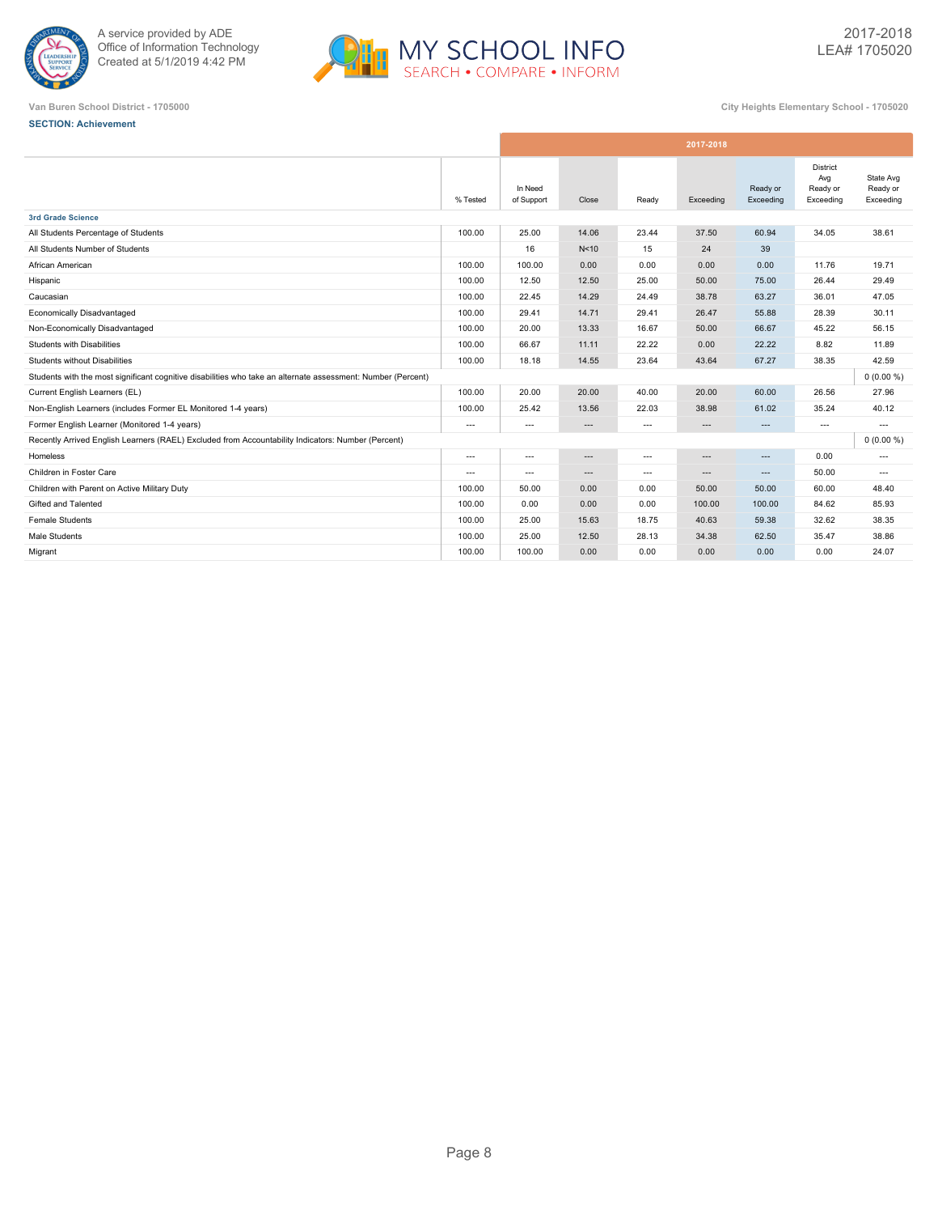Van Buren School District - 1705000

City Heights Elementary School - 1705020

**SECTION: Achievement**

| | % Tested | In Need of Support | Close | Ready | Exceeding | Ready or Exceeding | District Avg Ready or Exceeding | State Avg Ready or Exceeding |
|---|---|---|---|---|---|---|---|---|
| | 2017-2018 | | | | | | | |
| **3rd Grade Science** | | | | | | | | |
| All Students Percentage of Students | 100.00 | 25.00 | 14.06 | 23.44 | 37.50 | 60.94 | 34.05 | 38.61 |
| All Students Number of Students | | 16 | N<10 | 15 | 24 | 39 | | |
| African American | 100.00 | 100.00 | 0.00 | 0.00 | 0.00 | 0.00 | 11.76 | 19.71 |
| Hispanic | 100.00 | 12.50 | 12.50 | 25.00 | 50.00 | 75.00 | 26.44 | 29.49 |
| Caucasian | 100.00 | 22.45 | 14.29 | 24.49 | 38.78 | 63.27 | 36.01 | 47.05 |
| Economically Disadvantaged | 100.00 | 29.41 | 14.71 | 29.41 | 26.47 | 55.88 | 28.39 | 30.11 |
| Non-Economically Disadvantaged | 100.00 | 20.00 | 13.33 | 16.67 | 50.00 | 66.67 | 45.22 | 56.15 |
| Students with Disabilities | 100.00 | 66.67 | 11.11 | 22.22 | 0.00 | 22.22 | 8.82 | 11.89 |
| Students without Disabilities | 100.00 | 18.18 | 14.55 | 23.64 | 43.64 | 67.27 | 38.35 | 42.59 |
| Students with the most significant cognitive disabilities who take an alternate assessment: Number (Percent) | | | | | | | | 0 (0.00 %) |
| Current English Learners (EL) | 100.00 | 20.00 | 20.00 | 40.00 | 20.00 | 60.00 | 26.56 | 27.96 |
| Non-English Learners (includes Former EL Monitored 1-4 years) | 100.00 | 25.42 | 13.56 | 22.03 | 38.98 | 61.02 | 35.24 | 40.12 |
| Former English Learner (Monitored 1-4 years) | --- | --- | --- | --- | --- | --- | --- | --- |
| Recently Arrived English Learners (RAEL) Excluded from Accountability Indicators: Number (Percent) | | | | | | | | 0 (0.00 %) |
| Homeless | --- | --- | --- | --- | --- | --- | 0.00 | --- |
| Children in Foster Care | --- | --- | --- | --- | --- | --- | 50.00 | --- |
| Children with Parent on Active Military Duty | 100.00 | 50.00 | 0.00 | 0.00 | 50.00 | 50.00 | 60.00 | 48.40 |
| Gifted and Talented | 100.00 | 0.00 | 0.00 | 0.00 | 100.00 | 100.00 | 84.62 | 85.93 |
| Female Students | 100.00 | 25.00 | 15.63 | 18.75 | 40.63 | 59.38 | 32.62 | 38.35 |
| Male Students | 100.00 | 25.00 | 12.50 | 28.13 | 34.38 | 62.50 | 35.47 | 38.86 |
| Migrant | 100.00 | 100.00 | 0.00 | 0.00 | 0.00 | 0.00 | 0.00 | 24.07 |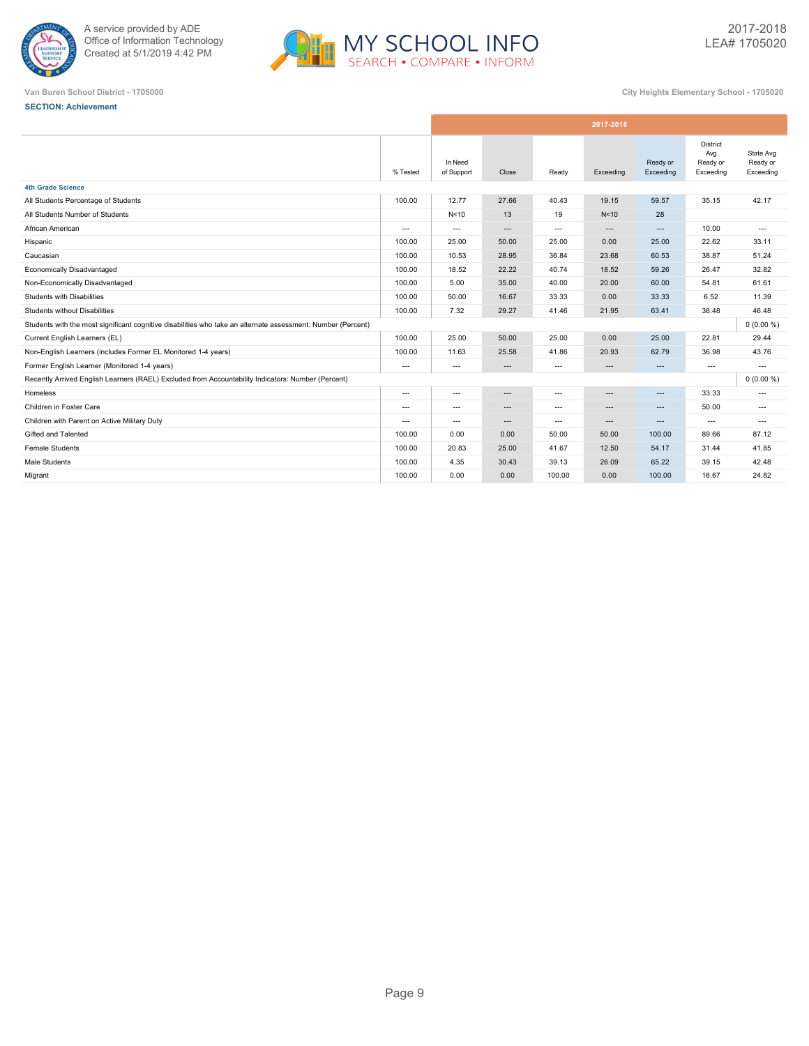Van Buren School District - 1705000

City Heights Elementary School - 1705020

**SECTION: Achievement**

| | % Tested | In Need of Support | Close | Ready | Exceeding | Ready or Exceeding | District Avg Ready or Exceeding | State Avg Ready or Exceeding |
|---|---|---|---|---|---|---|---|---|
| | 2017-2018 | | | | | | | |
| **4th Grade Science** | | | | | | | | |
| All Students Percentage of Students | 100.00 | 12.77 | 27.66 | 40.43 | 19.15 | 59.57 | 35.15 | 42.17 |
| All Students Number of Students | | N<10 | 13 | 19 | N<10 | 28 | | |
| African American | --- | --- | --- | --- | --- | --- | 10.00 | --- |
| Hispanic | 100.00 | 25.00 | 50.00 | 25.00 | 0.00 | 25.00 | 22.62 | 33.11 |
| Caucasian | 100.00 | 10.53 | 28.95 | 36.84 | 23.68 | 60.53 | 38.87 | 51.24 |
| Economically Disadvantaged | 100.00 | 18.52 | 22.22 | 40.74 | 18.52 | 59.26 | 26.47 | 32.82 |
| Non-Economically Disadvantaged | 100.00 | 5.00 | 35.00 | 40.00 | 20.00 | 60.00 | 54.81 | 61.61 |
| Students with Disabilities | 100.00 | 50.00 | 16.67 | 33.33 | 0.00 | 33.33 | 6.52 | 11.39 |
| Students without Disabilities | 100.00 | 7.32 | 29.27 | 41.46 | 21.95 | 63.41 | 38.48 | 46.48 |
| Students with the most significant cognitive disabilities who take an alternate assessment: Number (Percent) | | | | | | | | 0 (0.00 %) |
| Current English Learners (EL) | 100.00 | 25.00 | 50.00 | 25.00 | 0.00 | 25.00 | 22.81 | 29.44 |
| Non-English Learners (includes Former EL Monitored 1-4 years) | 100.00 | 11.63 | 25.58 | 41.86 | 20.93 | 62.79 | 36.98 | 43.76 |
| Former English Learner (Monitored 1-4 years) | --- | --- | --- | --- | --- | --- | --- | --- |
| Recently Arrived English Learners (RAEL) Excluded from Accountability Indicators: Number (Percent) | | | | | | | | 0 (0.00 %) |
| Homeless | --- | --- | --- | --- | --- | --- | 33.33 | --- |
| Children in Foster Care | --- | --- | --- | --- | --- | --- | 50.00 | --- |
| Children with Parent on Active Military Duty | --- | --- | --- | --- | --- | --- | --- | --- |
| Gifted and Talented | 100.00 | 0.00 | 0.00 | 50.00 | 50.00 | 100.00 | 89.66 | 87.12 |
| Female Students | 100.00 | 20.83 | 25.00 | 41.67 | 12.50 | 54.17 | 31.44 | 41.85 |
| Male Students | 100.00 | 4.35 | 30.43 | 39.13 | 26.09 | 65.22 | 39.15 | 42.48 |
| Migrant | 100.00 | 0.00 | 0.00 | 100.00 | 0.00 | 100.00 | 16.67 | 24.82 |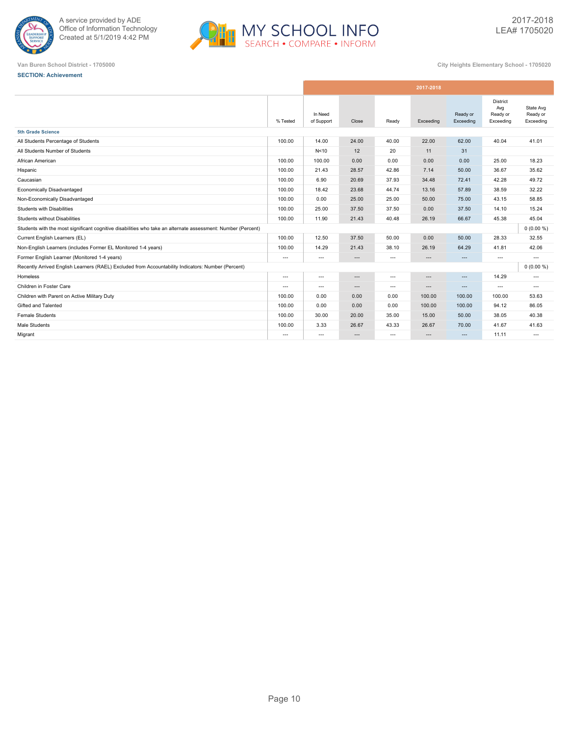A service provided by ADE
Office of Information Technology
Created at 5/1/2019 4:42 PM

MY SCHOOL INFO
SEARCH • COMPARE • INFORM

2017-2018
LEA# 1705020

Van Buren School District - 1705000

City Heights Elementary School - 1705020

**SECTION: Achievement**

| | % Tested | In Need of Support | Close | Ready | Exceeding | Ready or Exceeding | District Avg Ready or Exceeding | State Avg Ready or Exceeding |
|---|---|---|---|---|---|---|---|---|
| | 2017-2018 | | | | | | | |
| **5th Grade Science** | | | | | | | | |
| All Students Percentage of Students | 100.00 | 14.00 | 24.00 | 40.00 | 22.00 | 62.00 | 40.04 | 41.01 |
| All Students Number of Students | | N<10 | 12 | 20 | 11 | 31 | | |
| African American | 100.00 | 100.00 | 0.00 | 0.00 | 0.00 | 0.00 | 25.00 | 18.23 |
| Hispanic | 100.00 | 21.43 | 28.57 | 42.86 | 7.14 | 50.00 | 36.67 | 35.62 |
| Caucasian | 100.00 | 6.90 | 20.69 | 37.93 | 34.48 | 72.41 | 42.28 | 49.72 |
| Economically Disadvantaged | 100.00 | 18.42 | 23.68 | 44.74 | 13.16 | 57.89 | 38.59 | 32.22 |
| Non-Economically Disadvantaged | 100.00 | 0.00 | 25.00 | 25.00 | 50.00 | 75.00 | 43.15 | 58.85 |
| Students with Disabilities | 100.00 | 25.00 | 37.50 | 37.50 | 0.00 | 37.50 | 14.10 | 15.24 |
| Students without Disabilities | 100.00 | 11.90 | 21.43 | 40.48 | 26.19 | 66.67 | 45.38 | 45.04 |
| Students with the most significant cognitive disabilities who take an alternate assessment: Number (Percent) | | | | | | | | 0 (0.00 %) |
| Current English Learners (EL) | 100.00 | 12.50 | 37.50 | 50.00 | 0.00 | 50.00 | 28.33 | 32.55 |
| Non-English Learners (includes Former EL Monitored 1-4 years) | 100.00 | 14.29 | 21.43 | 38.10 | 26.19 | 64.29 | 41.81 | 42.06 |
| Former English Learner (Monitored 1-4 years) | --- | --- | --- | --- | --- | --- | --- | --- |
| Recently Arrived English Learners (RAEL) Excluded from Accountability Indicators: Number (Percent) | | | | | | | | 0 (0.00 %) |
| Homeless | --- | --- | --- | --- | --- | --- | 14.29 | --- |
| Children in Foster Care | --- | --- | --- | --- | --- | --- | --- | --- |
| Children with Parent on Active Military Duty | 100.00 | 0.00 | 0.00 | 0.00 | 100.00 | 100.00 | 100.00 | 53.63 |
| Gifted and Talented | 100.00 | 0.00 | 0.00 | 0.00 | 100.00 | 100.00 | 94.12 | 86.05 |
| Female Students | 100.00 | 30.00 | 20.00 | 35.00 | 15.00 | 50.00 | 38.05 | 40.38 |
| Male Students | 100.00 | 3.33 | 26.67 | 43.33 | 26.67 | 70.00 | 41.67 | 41.63 |
| Migrant | --- | --- | --- | --- | --- | --- | 11.11 | --- |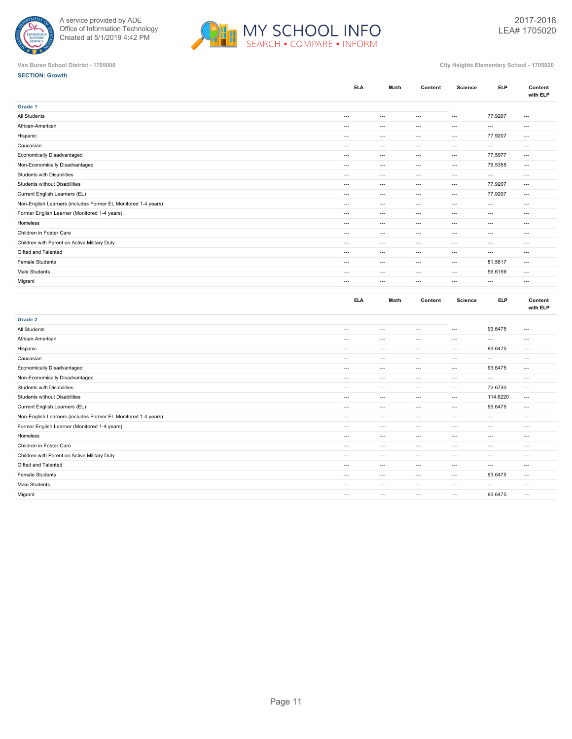Van Buren School District - 1705000

City Heights Elementary School - 1705020

**SECTION: Growth**

| | ELA | Math | Content | Science | ELP | Content with ELP |
|---|---|---|---|---|---|---|
| **Grade 1** | | | | | | |
| All Students | --- | --- | --- | --- | 77.9207 | --- |
| African-American | --- | --- | --- | --- | --- | --- |
| Hispanic | --- | --- | --- | --- | 77.9207 | --- |
| Caucasian | --- | --- | --- | --- | --- | --- |
| Economically Disadvantaged | --- | --- | --- | --- | 77.5977 | --- |
| Non-Economically Disadvantaged | --- | --- | --- | --- | 79.5355 | --- |
| Students with Disabilities | --- | --- | --- | --- | --- | --- |
| Students without Disabilities | --- | --- | --- | --- | 77.9207 | --- |
| Current English Learners (EL) | --- | --- | --- | --- | 77.9207 | --- |
| Non-English Learners (includes Former EL Monitored 1-4 years) | --- | --- | --- | --- | --- | --- |
| Former English Learner (Monitored 1-4 years) | --- | --- | --- | --- | --- | --- |
| Homeless | --- | --- | --- | --- | --- | --- |
| Children in Foster Care | --- | --- | --- | --- | --- | --- |
| Children with Parent on Active Military Duty | --- | --- | --- | --- | --- | --- |
| Gifted and Talented | --- | --- | --- | --- | --- | --- |
| Female Students | --- | --- | --- | --- | 81.5817 | --- |
| Male Students | --- | --- | --- | --- | 59.6159 | --- |
| Migrant | --- | --- | --- | --- | --- | --- |

| | ELA | Math | Content | Science | ELP | Content with ELP |
|---|---|---|---|---|---|---|
| **Grade 2** | | | | | | |
| All Students | --- | --- | --- | --- | 93.6475 | --- |
| African-American | --- | --- | --- | --- | --- | --- |
| Hispanic | --- | --- | --- | --- | 93.6475 | --- |
| Caucasian | --- | --- | --- | --- | --- | --- |
| Economically Disadvantaged | --- | --- | --- | --- | 93.6475 | --- |
| Non-Economically Disadvantaged | --- | --- | --- | --- | --- | --- |
| Students with Disabilities | --- | --- | --- | --- | 72.6730 | --- |
| Students without Disabilities | --- | --- | --- | --- | 114.6220 | --- |
| Current English Learners (EL) | --- | --- | --- | --- | 93.6475 | --- |
| Non-English Learners (includes Former EL Monitored 1-4 years) | --- | --- | --- | --- | --- | --- |
| Former English Learner (Monitored 1-4 years) | --- | --- | --- | --- | --- | --- |
| Homeless | --- | --- | --- | --- | --- | --- |
| Children in Foster Care | --- | --- | --- | --- | --- | --- |
| Children with Parent on Active Military Duty | --- | --- | --- | --- | --- | --- |
| Gifted and Talented | --- | --- | --- | --- | --- | --- |
| Female Students | --- | --- | --- | --- | 93.6475 | --- |
| Male Students | --- | --- | --- | --- | --- | --- |
| Migrant | --- | --- | --- | --- | 93.6475 | --- |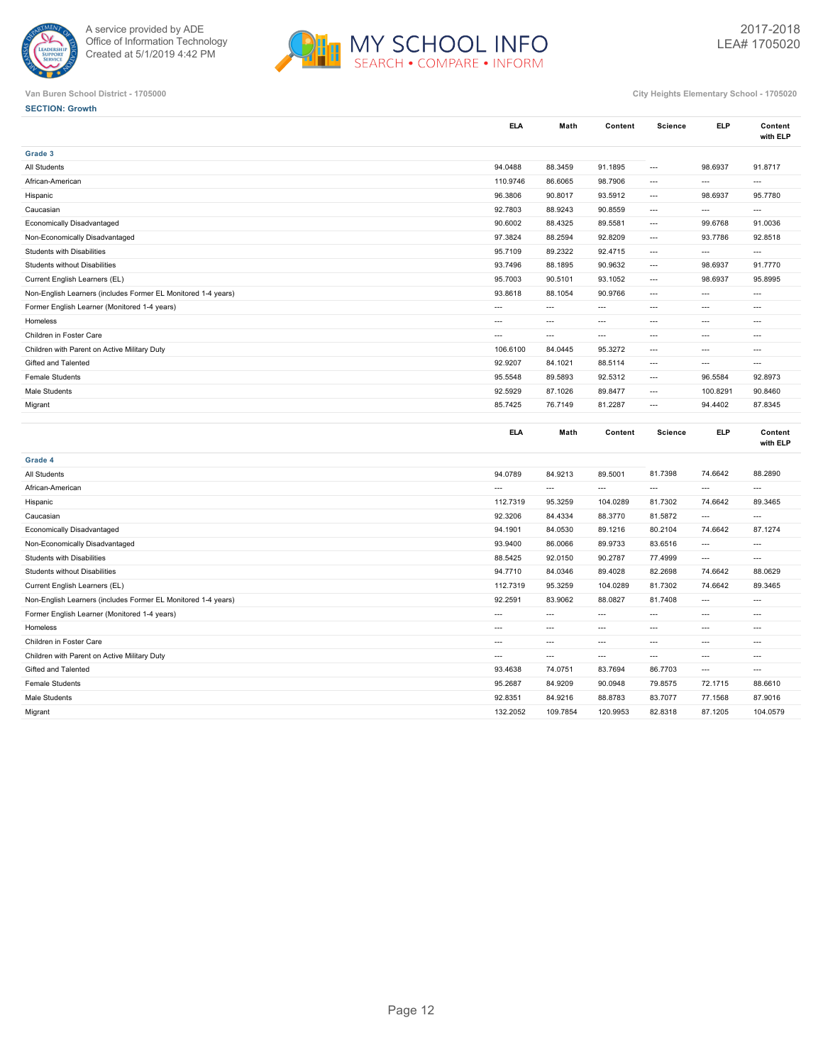Van Buren School District - 1705000

City Heights Elementary School - 1705020

**SECTION: Growth**

| | ELA | Math | Content | Science | ELP | Content with ELP |
|---|---|---|---|---|---|---|
| **Grade 3** | | | | | | |
| All Students | 94.0488 | 88.3459 | 91.1895 | --- | 98.6937 | 91.8717 |
| African-American | 110.9746 | 86.6065 | 98.7906 | --- | --- | --- |
| Hispanic | 96.3806 | 90.8017 | 93.5912 | --- | 98.6937 | 95.7780 |
| Caucasian | 92.7803 | 88.9243 | 90.8559 | --- | --- | --- |
| Economically Disadvantaged | 90.6002 | 88.4325 | 89.5581 | --- | 99.6768 | 91.0036 |
| Non-Economically Disadvantaged | 97.3824 | 88.2594 | 92.8209 | --- | 93.7786 | 92.8518 |
| Students with Disabilities | 95.7109 | 89.2322 | 92.4715 | --- | --- | --- |
| Students without Disabilities | 93.7496 | 88.1895 | 90.9632 | --- | 98.6937 | 91.7770 |
| Current English Learners (EL) | 95.7003 | 90.5101 | 93.1052 | --- | 98.6937 | 95.8995 |
| Non-English Learners (includes Former EL Monitored 1-4 years) | 93.8618 | 88.1054 | 90.9766 | --- | --- | --- |
| Former English Learner (Monitored 1-4 years) | --- | --- | --- | --- | --- | --- |
| Homeless | --- | --- | --- | --- | --- | --- |
| Children in Foster Care | --- | --- | --- | --- | --- | --- |
| Children with Parent on Active Military Duty | 106.6100 | 84.0445 | 95.3272 | --- | --- | --- |
| Gifted and Talented | 92.9207 | 84.1021 | 88.5114 | --- | --- | --- |
| Female Students | 95.5548 | 89.5893 | 92.5312 | --- | 96.5584 | 92.8973 |
| Male Students | 92.5929 | 87.1026 | 89.8477 | --- | 100.8291 | 90.8460 |
| Migrant | 85.7425 | 76.7149 | 81.2287 | --- | 94.4402 | 87.8345 |

| | ELA | Math | Content | Science | ELP | Content with ELP |
|---|---|---|---|---|---|---|
| **Grade 4** | | | | | | |
| All Students | 94.0789 | 84.9213 | 89.5001 | 81.7398 | 74.6642 | 88.2890 |
| African-American | --- | --- | --- | --- | --- | --- |
| Hispanic | 112.7319 | 95.3259 | 104.0289 | 81.7302 | 74.6642 | 89.3465 |
| Caucasian | 92.3206 | 84.4334 | 88.3770 | 81.5872 | --- | --- |
| Economically Disadvantaged | 94.1901 | 84.0530 | 89.1216 | 80.2104 | 74.6642 | 87.1274 |
| Non-Economically Disadvantaged | 93.9400 | 86.0066 | 89.9733 | 83.6516 | --- | --- |
| Students with Disabilities | 88.5425 | 92.0150 | 90.2787 | 77.4999 | --- | --- |
| Students without Disabilities | 94.7710 | 84.0346 | 89.4028 | 82.2698 | 74.6642 | 88.0629 |
| Current English Learners (EL) | 112.7319 | 95.3259 | 104.0289 | 81.7302 | 74.6642 | 89.3465 |
| Non-English Learners (includes Former EL Monitored 1-4 years) | 92.2591 | 83.9062 | 88.0827 | 81.7408 | --- | --- |
| Former English Learner (Monitored 1-4 years) | --- | --- | --- | --- | --- | --- |
| Homeless | --- | --- | --- | --- | --- | --- |
| Children in Foster Care | --- | --- | --- | --- | --- | --- |
| Children with Parent on Active Military Duty | --- | --- | --- | --- | --- | --- |
| Gifted and Talented | 93.4638 | 74.0751 | 83.7694 | 86.7703 | --- | --- |
| Female Students | 95.2687 | 84.9209 | 90.0948 | 79.8575 | 72.1715 | 88.6610 |
| Male Students | 92.8351 | 84.9216 | 88.8783 | 83.7077 | 77.1568 | 87.9016 |
| Migrant | 132.2052 | 109.7854 | 120.9953 | 82.8318 | 87.1205 | 104.0579 |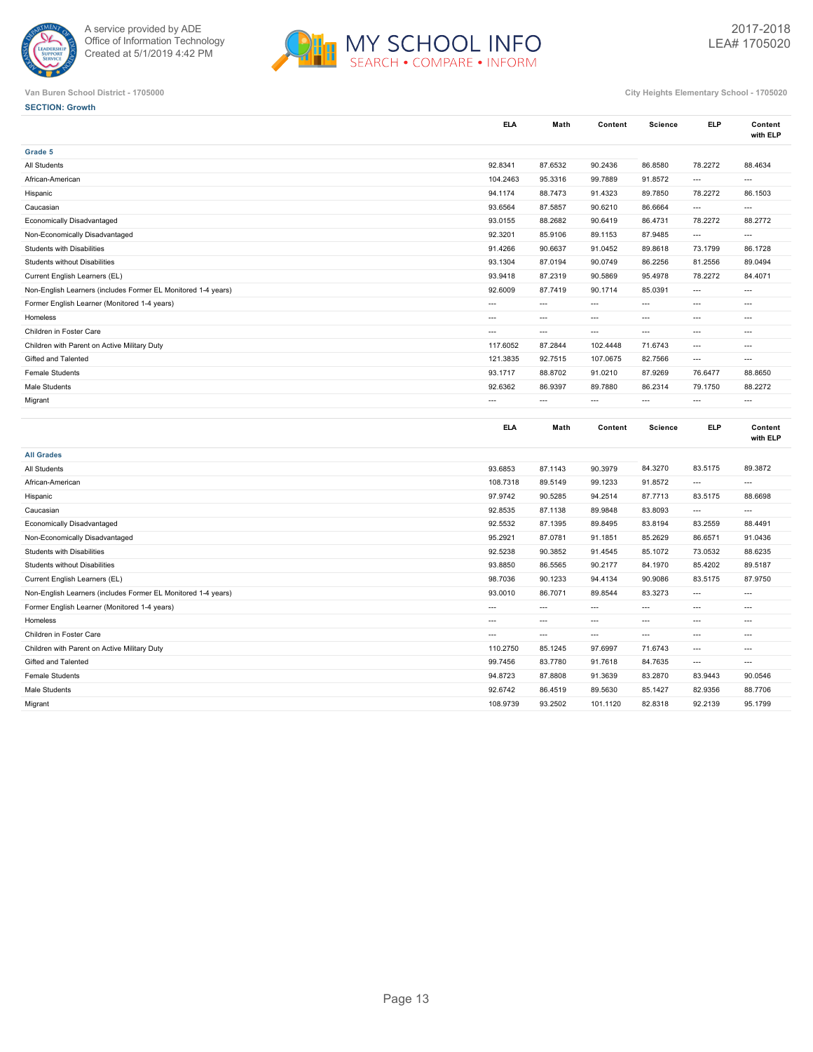Van Buren School District - 1705000

City Heights Elementary School - 1705020

**SECTION: Growth**

| | ELA | Math | Content | Science | ELP | Content with ELP |
|---|---|---|---|---|---|---|
| **Grade 5** | | | | | | |
| All Students | 92.8341 | 87.6532 | 90.2436 | 86.8580 | 78.2272 | 88.4634 |
| African-American | 104.2463 | 95.3316 | 99.7889 | 91.8572 | --- | --- |
| Hispanic | 94.1174 | 88.7473 | 91.4323 | 89.7850 | 78.2272 | 86.1503 |
| Caucasian | 93.6564 | 87.5857 | 90.6210 | 86.6664 | --- | --- |
| Economically Disadvantaged | 93.0155 | 88.2682 | 90.6419 | 86.4731 | 78.2272 | 88.2772 |
| Non-Economically Disadvantaged | 92.3201 | 85.9106 | 89.1153 | 87.9485 | --- | --- |
| Students with Disabilities | 91.4266 | 90.6637 | 91.0452 | 89.8618 | 73.1799 | 86.1728 |
| Students without Disabilities | 93.1304 | 87.0194 | 90.0749 | 86.2256 | 81.2556 | 89.0494 |
| Current English Learners (EL) | 93.9418 | 87.2319 | 90.5869 | 95.4978 | 78.2272 | 84.4071 |
| Non-English Learners (includes Former EL Monitored 1-4 years) | 92.6009 | 87.7419 | 90.1714 | 85.0391 | --- | --- |
| Former English Learner (Monitored 1-4 years) | --- | --- | --- | --- | --- | --- |
| Homeless | --- | --- | --- | --- | --- | --- |
| Children in Foster Care | --- | --- | --- | --- | --- | --- |
| Children with Parent on Active Military Duty | 117.6052 | 87.2844 | 102.4448 | 71.6743 | --- | --- |
| Gifted and Talented | 121.3835 | 92.7515 | 107.0675 | 82.7566 | --- | --- |
| Female Students | 93.1717 | 88.8702 | 91.0210 | 87.9269 | 76.6477 | 88.8650 |
| Male Students | 92.6362 | 86.9397 | 89.7880 | 86.2314 | 79.1750 | 88.2272 |
| Migrant | --- | --- | --- | --- | --- | --- |

| | ELA | Math | Content | Science | ELP | Content with ELP |
|---|---|---|---|---|---|---|
| **All Grades** | | | | | | |
| All Students | 93.6853 | 87.1143 | 90.3979 | 84.3270 | 83.5175 | 89.3872 |
| African-American | 108.7318 | 89.5149 | 99.1233 | 91.8572 | --- | --- |
| Hispanic | 97.9742 | 90.5285 | 94.2514 | 87.7713 | 83.5175 | 88.6698 |
| Caucasian | 92.8535 | 87.1138 | 89.9848 | 83.8093 | --- | --- |
| Economically Disadvantaged | 92.5532 | 87.1395 | 89.8495 | 83.8194 | 83.2559 | 88.4491 |
| Non-Economically Disadvantaged | 95.2921 | 87.0781 | 91.1851 | 85.2629 | 86.6571 | 91.0436 |
| Students with Disabilities | 92.5238 | 90.3852 | 91.4545 | 85.1072 | 73.0532 | 88.6235 |
| Students without Disabilities | 93.8850 | 86.5565 | 90.2177 | 84.1970 | 85.4202 | 89.5187 |
| Current English Learners (EL) | 98.7036 | 90.1233 | 94.4134 | 90.9086 | 83.5175 | 87.9750 |
| Non-English Learners (includes Former EL Monitored 1-4 years) | 93.0010 | 86.7071 | 89.8544 | 83.3273 | --- | --- |
| Former English Learner (Monitored 1-4 years) | --- | --- | --- | --- | --- | --- |
| Homeless | --- | --- | --- | --- | --- | --- |
| Children in Foster Care | --- | --- | --- | --- | --- | --- |
| Children with Parent on Active Military Duty | 110.2750 | 85.1245 | 97.6997 | 71.6743 | --- | --- |
| Gifted and Talented | 99.7456 | 83.7780 | 91.7618 | 84.7635 | --- | --- |
| Female Students | 94.8723 | 87.8808 | 91.3639 | 83.2870 | 83.9443 | 90.0546 |
| Male Students | 92.6742 | 86.4519 | 89.5630 | 85.1427 | 82.9356 | 88.7706 |
| Migrant | 108.9739 | 93.2502 | 101.1120 | 82.8318 | 92.2139 | 95.1799 |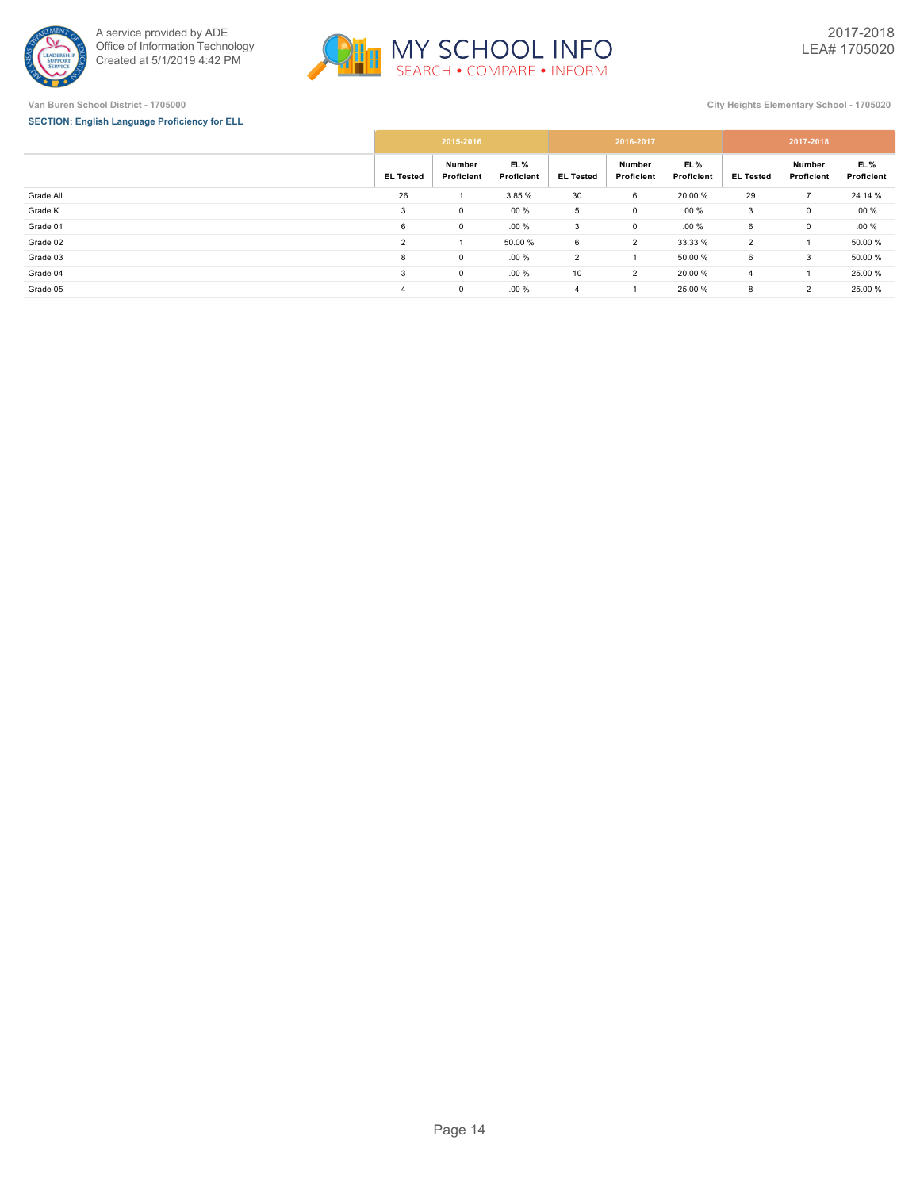Van Buren School District - 1705000

City Heights Elementary School - 1705020

**SECTION: English Language Proficiency for ELL**

| | 2015-2016 | | | 2016-2017 | | | 2017-2018 | | |
|---|---|---|---|---|---|---|---|---|---|
| | EL Tested | Number Proficient | EL % Proficient | EL Tested | Number Proficient | EL % Proficient | EL Tested | Number Proficient | EL % Proficient |
| Grade All | 26 | 1 | 3.85 % | 30 | 6 | 20.00 % | 29 | 7 | 24.14 % |
| Grade K | 3 | 0 | .00 % | 5 | 0 | .00 % | 3 | 0 | .00 % |
| Grade 01 | 6 | 0 | .00 % | 3 | 0 | .00 % | 6 | 0 | .00 % |
| Grade 02 | 2 | 1 | 50.00 % | 6 | 2 | 33.33 % | 2 | 1 | 50.00 % |
| Grade 03 | 8 | 0 | .00 % | 2 | 1 | 50.00 % | 6 | 3 | 50.00 % |
| Grade 04 | 3 | 0 | .00 % | 10 | 2 | 20.00 % | 4 | 1 | 25.00 % |
| Grade 05 | 4 | 0 | .00 % | 4 | 1 | 25.00 % | 8 | 2 | 25.00 % |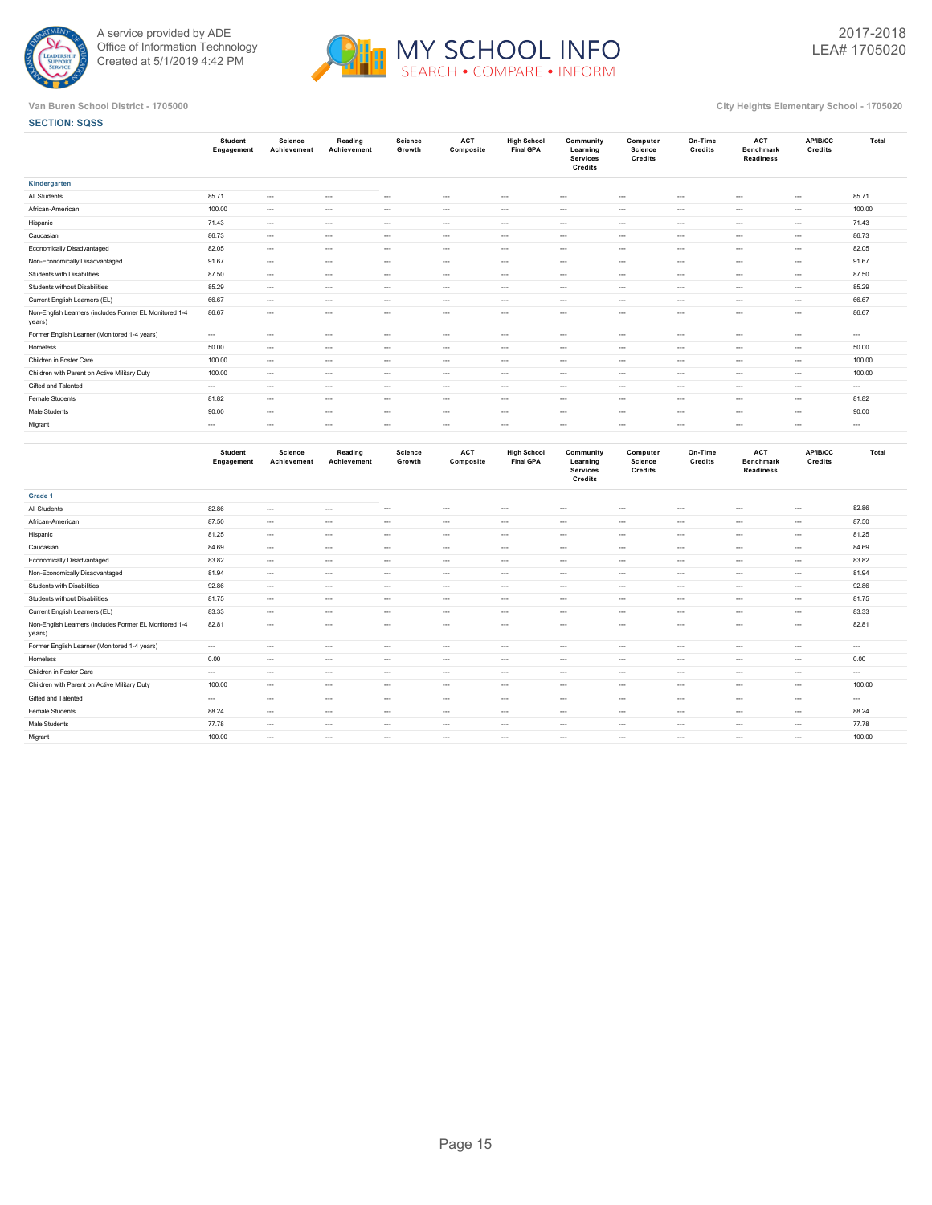Van Buren School District - 1705000

City Heights Elementary School - 1705020

**SECTION: SQSS**

| | Student Engagement | Science Achievement | Reading Achievement | Science Growth | ACT Composite | High School Final GPA | Community Learning Services Credits | Computer Science Credits | On-Time Credits | ACT Benchmark Readiness | AP/IB/CC Credits | Total |
|---|---|---|---|---|---|---|---|---|---|---|---|---|
| **Kindergarten** | | | | | | | | | | | | |
| All Students | 85.71 | --- | --- | --- | --- | --- | --- | --- | --- | --- | --- | 85.71 |
| African-American | 100.00 | --- | --- | --- | --- | --- | --- | --- | --- | --- | --- | 100.00 |
| Hispanic | 71.43 | --- | --- | --- | --- | --- | --- | --- | --- | --- | --- | 71.43 |
| Caucasian | 86.73 | --- | --- | --- | --- | --- | --- | --- | --- | --- | --- | 86.73 |
| Economically Disadvantaged | 82.05 | --- | --- | --- | --- | --- | --- | --- | --- | --- | --- | 82.05 |
| Non-Economically Disadvantaged | 91.67 | --- | --- | --- | --- | --- | --- | --- | --- | --- | --- | 91.67 |
| Students with Disabilities | 87.50 | --- | --- | --- | --- | --- | --- | --- | --- | --- | --- | 87.50 |
| Students without Disabilities | 85.29 | --- | --- | --- | --- | --- | --- | --- | --- | --- | --- | 85.29 |
| Current English Learners (EL) | 66.67 | --- | --- | --- | --- | --- | --- | --- | --- | --- | --- | 66.67 |
| Non-English Learners (includes Former EL Monitored 1-4 years) | 86.67 | --- | --- | --- | --- | --- | --- | --- | --- | --- | --- | 86.67 |
| Former English Learner (Monitored 1-4 years) | --- | --- | --- | --- | --- | --- | --- | --- | --- | --- | --- | --- |
| Homeless | 50.00 | --- | --- | --- | --- | --- | --- | --- | --- | --- | --- | 50.00 |
| Children in Foster Care | 100.00 | --- | --- | --- | --- | --- | --- | --- | --- | --- | --- | 100.00 |
| Children with Parent on Active Military Duty | 100.00 | --- | --- | --- | --- | --- | --- | --- | --- | --- | --- | 100.00 |
| Gifted and Talented | --- | --- | --- | --- | --- | --- | --- | --- | --- | --- | --- | --- |
| Female Students | 81.82 | --- | --- | --- | --- | --- | --- | --- | --- | --- | --- | 81.82 |
| Male Students | 90.00 | --- | --- | --- | --- | --- | --- | --- | --- | --- | --- | 90.00 |
| Migrant | --- | --- | --- | --- | --- | --- | --- | --- | --- | --- | --- | --- |

| | Student Engagement | Science Achievement | Reading Achievement | Science Growth | ACT Composite | High School Final GPA | Community Learning Services Credits | Computer Science Credits | On-Time Credits | ACT Benchmark Readiness | AP/IB/CC Credits | Total |
|---|---|---|---|---|---|---|---|---|---|---|---|---|
| **Grade 1** | | | | | | | | | | | | |
| All Students | 82.86 | --- | --- | --- | --- | --- | --- | --- | --- | --- | --- | 82.86 |
| African-American | 87.50 | --- | --- | --- | --- | --- | --- | --- | --- | --- | --- | 87.50 |
| Hispanic | 81.25 | --- | --- | --- | --- | --- | --- | --- | --- | --- | --- | 81.25 |
| Caucasian | 84.69 | --- | --- | --- | --- | --- | --- | --- | --- | --- | --- | 84.69 |
| Economically Disadvantaged | 83.82 | --- | --- | --- | --- | --- | --- | --- | --- | --- | --- | 83.82 |
| Non-Economically Disadvantaged | 81.94 | --- | --- | --- | --- | --- | --- | --- | --- | --- | --- | 81.94 |
| Students with Disabilities | 92.86 | --- | --- | --- | --- | --- | --- | --- | --- | --- | --- | 92.86 |
| Students without Disabilities | 81.75 | --- | --- | --- | --- | --- | --- | --- | --- | --- | --- | 81.75 |
| Current English Learners (EL) | 83.33 | --- | --- | --- | --- | --- | --- | --- | --- | --- | --- | 83.33 |
| Non-English Learners (includes Former EL Monitored 1-4 years) | 82.81 | --- | --- | --- | --- | --- | --- | --- | --- | --- | --- | 82.81 |
| Former English Learner (Monitored 1-4 years) | --- | --- | --- | --- | --- | --- | --- | --- | --- | --- | --- | --- |
| Homeless | 0.00 | --- | --- | --- | --- | --- | --- | --- | --- | --- | --- | 0.00 |
| Children in Foster Care | --- | --- | --- | --- | --- | --- | --- | --- | --- | --- | --- | --- |
| Children with Parent on Active Military Duty | 100.00 | --- | --- | --- | --- | --- | --- | --- | --- | --- | --- | 100.00 |
| Gifted and Talented | --- | --- | --- | --- | --- | --- | --- | --- | --- | --- | --- | --- |
| Female Students | 88.24 | --- | --- | --- | --- | --- | --- | --- | --- | --- | --- | 88.24 |
| Male Students | 77.78 | --- | --- | --- | --- | --- | --- | --- | --- | --- | --- | 77.78 |
| Migrant | 100.00 | --- | --- | --- | --- | --- | --- | --- | --- | --- | --- | 100.00 |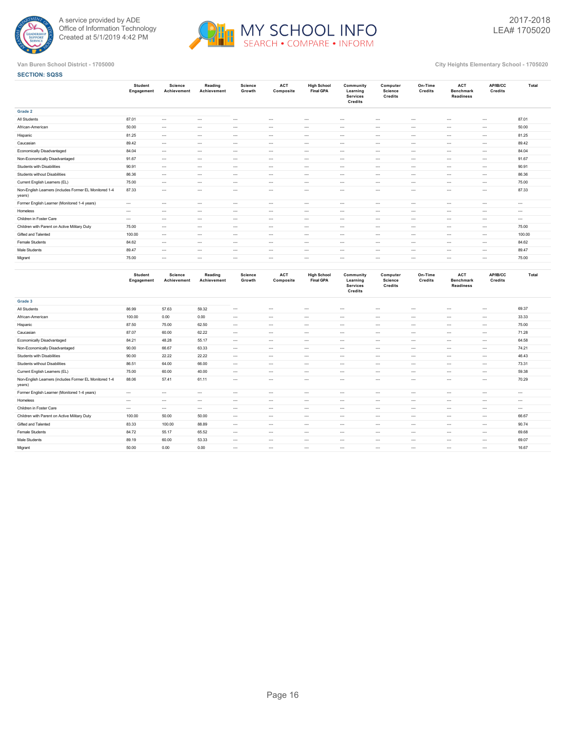Van Buren School District - 1705000

City Heights Elementary School - 1705020

**SECTION: SQSS**

| | Student Engagement | Science Achievement | Reading Achievement | Science Growth | ACT Composite | High School Final GPA | Community Learning Services Credits | Computer Science Credits | On-Time Credits | ACT Benchmark Readiness | AP/IB/CC Credits | Total |
|---|---|---|---|---|---|---|---|---|---|---|---|---|
| **Grade 2** | | | | | | | | | | | | |
| All Students | 87.01 | --- | --- | --- | --- | --- | --- | --- | --- | --- | --- | 87.01 |
| African-American | 50.00 | --- | --- | --- | --- | --- | --- | --- | --- | --- | --- | 50.00 |
| Hispanic | 81.25 | --- | --- | --- | --- | --- | --- | --- | --- | --- | --- | 81.25 |
| Caucasian | 89.42 | --- | --- | --- | --- | --- | --- | --- | --- | --- | --- | 89.42 |
| Economically Disadvantaged | 84.04 | --- | --- | --- | --- | --- | --- | --- | --- | --- | --- | 84.04 |
| Non-Economically Disadvantaged | 91.67 | --- | --- | --- | --- | --- | --- | --- | --- | --- | --- | 91.67 |
| Students with Disabilities | 90.91 | --- | --- | --- | --- | --- | --- | --- | --- | --- | --- | 90.91 |
| Students without Disabilities | 86.36 | --- | --- | --- | --- | --- | --- | --- | --- | --- | --- | 86.36 |
| Current English Learners (EL) | 75.00 | --- | --- | --- | --- | --- | --- | --- | --- | --- | --- | 75.00 |
| Non-English Learners (includes Former EL Monitored 1-4 years) | 87.33 | --- | --- | --- | --- | --- | --- | --- | --- | --- | --- | 87.33 |
| Former English Learner (Monitored 1-4 years) | --- | --- | --- | --- | --- | --- | --- | --- | --- | --- | --- | --- |
| Homeless | --- | --- | --- | --- | --- | --- | --- | --- | --- | --- | --- | --- |
| Children in Foster Care | --- | --- | --- | --- | --- | --- | --- | --- | --- | --- | --- | --- |
| Children with Parent on Active Military Duty | 75.00 | --- | --- | --- | --- | --- | --- | --- | --- | --- | --- | 75.00 |
| Gifted and Talented | 100.00 | --- | --- | --- | --- | --- | --- | --- | --- | --- | --- | 100.00 |
| Female Students | 84.62 | --- | --- | --- | --- | --- | --- | --- | --- | --- | --- | 84.62 |
| Male Students | 89.47 | --- | --- | --- | --- | --- | --- | --- | --- | --- | --- | 89.47 |
| Migrant | 75.00 | --- | --- | --- | --- | --- | --- | --- | --- | --- | --- | 75.00 |

| | Student Engagement | Science Achievement | Reading Achievement | Science Growth | ACT Composite | High School Final GPA | Community Learning Services Credits | Computer Science Credits | On-Time Credits | ACT Benchmark Readiness | AP/IB/CC Credits | Total |
|---|---|---|---|---|---|---|---|---|---|---|---|---|
| **Grade 3** | | | | | | | | | | | | |
| All Students | 86.99 | 57.63 | 59.32 | --- | --- | --- | --- | --- | --- | --- | --- | 69.37 |
| African-American | 100.00 | 0.00 | 0.00 | --- | --- | --- | --- | --- | --- | --- | --- | 33.33 |
| Hispanic | 87.50 | 75.00 | 62.50 | --- | --- | --- | --- | --- | --- | --- | --- | 75.00 |
| Caucasian | 87.07 | 60.00 | 62.22 | --- | --- | --- | --- | --- | --- | --- | --- | 71.28 |
| Economically Disadvantaged | 84.21 | 48.28 | 55.17 | --- | --- | --- | --- | --- | --- | --- | --- | 64.58 |
| Non-Economically Disadvantaged | 90.00 | 66.67 | 63.33 | --- | --- | --- | --- | --- | --- | --- | --- | 74.21 |
| Students with Disabilities | 90.00 | 22.22 | 22.22 | --- | --- | --- | --- | --- | --- | --- | --- | 46.43 |
| Students without Disabilities | 86.51 | 64.00 | 66.00 | --- | --- | --- | --- | --- | --- | --- | --- | 73.31 |
| Current English Learners (EL) | 75.00 | 60.00 | 40.00 | --- | --- | --- | --- | --- | --- | --- | --- | 59.38 |
| Non-English Learners (includes Former EL Monitored 1-4 years) | 88.06 | 57.41 | 61.11 | --- | --- | --- | --- | --- | --- | --- | --- | 70.29 |
| Former English Learner (Monitored 1-4 years) | --- | --- | --- | --- | --- | --- | --- | --- | --- | --- | --- | --- |
| Homeless | --- | --- | --- | --- | --- | --- | --- | --- | --- | --- | --- | --- |
| Children in Foster Care | --- | --- | --- | --- | --- | --- | --- | --- | --- | --- | --- | --- |
| Children with Parent on Active Military Duty | 100.00 | 50.00 | 50.00 | --- | --- | --- | --- | --- | --- | --- | --- | 66.67 |
| Gifted and Talented | 83.33 | 100.00 | 88.89 | --- | --- | --- | --- | --- | --- | --- | --- | 90.74 |
| Female Students | 84.72 | 55.17 | 65.52 | --- | --- | --- | --- | --- | --- | --- | --- | 69.68 |
| Male Students | 89.19 | 60.00 | 53.33 | --- | --- | --- | --- | --- | --- | --- | --- | 69.07 |
| Migrant | 50.00 | 0.00 | 0.00 | --- | --- | --- | --- | --- | --- | --- | --- | 16.67 |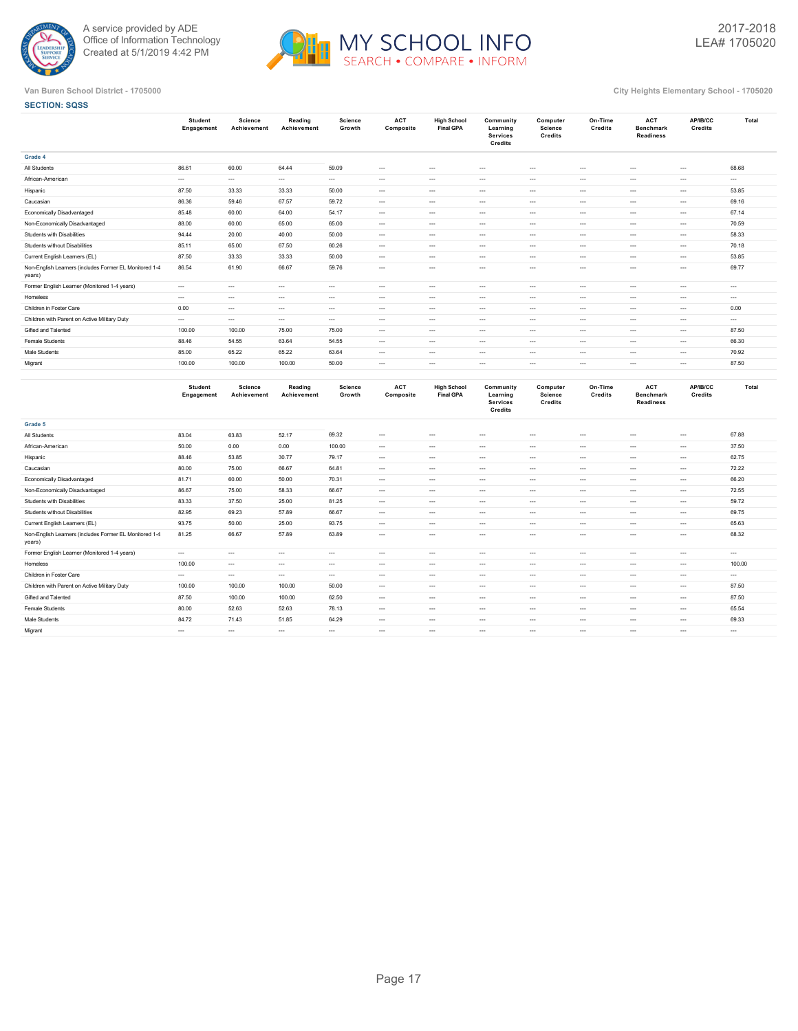A service provided by ADE
Office of Information Technology
Created at 5/1/2019 4:42 PM

2017-2018
LEA# 1705020

Van Buren School District - 1705000

City Heights Elementary School - 1705020

**SECTION: SQSS**

| | Student Engagement | Science Achievement | Reading Achievement | Science Growth | ACT Composite | High School Final GPA | Community Learning Services Credits | Computer Science Credits | On-Time Credits | ACT Benchmark Readiness | AP/IB/CC Credits | Total |
|---|---|---|---|---|---|---|---|---|---|---|---|---|
| **Grade 4** | | | | | | | | | | | | |
| All Students | 86.61 | 60.00 | 64.44 | 59.09 | --- | --- | --- | --- | --- | --- | --- | 68.68 |
| African-American | --- | --- | --- | --- | --- | --- | --- | --- | --- | --- | --- | --- |
| Hispanic | 87.50 | 33.33 | 33.33 | 50.00 | --- | --- | --- | --- | --- | --- | --- | 53.85 |
| Caucasian | 86.36 | 59.46 | 67.57 | 59.72 | --- | --- | --- | --- | --- | --- | --- | 69.16 |
| Economically Disadvantaged | 85.48 | 60.00 | 64.00 | 54.17 | --- | --- | --- | --- | --- | --- | --- | 67.14 |
| Non-Economically Disadvantaged | 88.00 | 60.00 | 65.00 | 65.00 | --- | --- | --- | --- | --- | --- | --- | 70.59 |
| Students with Disabilities | 94.44 | 20.00 | 40.00 | 50.00 | --- | --- | --- | --- | --- | --- | --- | 58.33 |
| Students without Disabilities | 85.11 | 65.00 | 67.50 | 60.26 | --- | --- | --- | --- | --- | --- | --- | 70.18 |
| Current English Learners (EL) | 87.50 | 33.33 | 33.33 | 50.00 | --- | --- | --- | --- | --- | --- | --- | 53.85 |
| Non-English Learners (includes Former EL Monitored 1-4 years) | 86.54 | 61.90 | 66.67 | 59.76 | --- | --- | --- | --- | --- | --- | --- | 69.77 |
| Former English Learner (Monitored 1-4 years) | --- | --- | --- | --- | --- | --- | --- | --- | --- | --- | --- | --- |
| Homeless | --- | --- | --- | --- | --- | --- | --- | --- | --- | --- | --- | --- |
| Children in Foster Care | 0.00 | --- | --- | --- | --- | --- | --- | --- | --- | --- | --- | 0.00 |
| Children with Parent on Active Military Duty | --- | --- | --- | --- | --- | --- | --- | --- | --- | --- | --- | --- |
| Gifted and Talented | 100.00 | 100.00 | 75.00 | 75.00 | --- | --- | --- | --- | --- | --- | --- | 87.50 |
| Female Students | 88.46 | 54.55 | 63.64 | 54.55 | --- | --- | --- | --- | --- | --- | --- | 66.30 |
| Male Students | 85.00 | 65.22 | 65.22 | 63.64 | --- | --- | --- | --- | --- | --- | --- | 70.92 |
| Migrant | 100.00 | 100.00 | 100.00 | 50.00 | --- | --- | --- | --- | --- | --- | --- | 87.50 |

| | Student Engagement | Science Achievement | Reading Achievement | Science Growth | ACT Composite | High School Final GPA | Community Learning Services Credits | Computer Science Credits | On-Time Credits | ACT Benchmark Readiness | AP/IB/CC Credits | Total |
|---|---|---|---|---|---|---|---|---|---|---|---|---|
| **Grade 5** | | | | | | | | | | | | |
| All Students | 83.04 | 63.83 | 52.17 | 69.32 | --- | --- | --- | --- | --- | --- | --- | 67.88 |
| African-American | 50.00 | 0.00 | 0.00 | 100.00 | --- | --- | --- | --- | --- | --- | --- | 37.50 |
| Hispanic | 88.46 | 53.85 | 30.77 | 79.17 | --- | --- | --- | --- | --- | --- | --- | 62.75 |
| Caucasian | 80.00 | 75.00 | 66.67 | 64.81 | --- | --- | --- | --- | --- | --- | --- | 72.22 |
| Economically Disadvantaged | 81.71 | 60.00 | 50.00 | 70.31 | --- | --- | --- | --- | --- | --- | --- | 66.20 |
| Non-Economically Disadvantaged | 86.67 | 75.00 | 58.33 | 66.67 | --- | --- | --- | --- | --- | --- | --- | 72.55 |
| Students with Disabilities | 83.33 | 37.50 | 25.00 | 81.25 | --- | --- | --- | --- | --- | --- | --- | 59.72 |
| Students without Disabilities | 82.95 | 69.23 | 57.89 | 66.67 | --- | --- | --- | --- | --- | --- | --- | 69.75 |
| Current English Learners (EL) | 93.75 | 50.00 | 25.00 | 93.75 | --- | --- | --- | --- | --- | --- | --- | 65.63 |
| Non-English Learners (includes Former EL Monitored 1-4 years) | 81.25 | 66.67 | 57.89 | 63.89 | --- | --- | --- | --- | --- | --- | --- | 68.32 |
| Former English Learner (Monitored 1-4 years) | --- | --- | --- | --- | --- | --- | --- | --- | --- | --- | --- | --- |
| Homeless | 100.00 | --- | --- | --- | --- | --- | --- | --- | --- | --- | --- | 100.00 |
| Children in Foster Care | --- | --- | --- | --- | --- | --- | --- | --- | --- | --- | --- | --- |
| Children with Parent on Active Military Duty | 100.00 | 100.00 | 100.00 | 50.00 | --- | --- | --- | --- | --- | --- | --- | 87.50 |
| Gifted and Talented | 87.50 | 100.00 | 100.00 | 62.50 | --- | --- | --- | --- | --- | --- | --- | 87.50 |
| Female Students | 80.00 | 52.63 | 52.63 | 78.13 | --- | --- | --- | --- | --- | --- | --- | 65.54 |
| Male Students | 84.72 | 71.43 | 51.85 | 64.29 | --- | --- | --- | --- | --- | --- | --- | 69.33 |
| Migrant | --- | --- | --- | --- | --- | --- | --- | --- | --- | --- | --- | --- |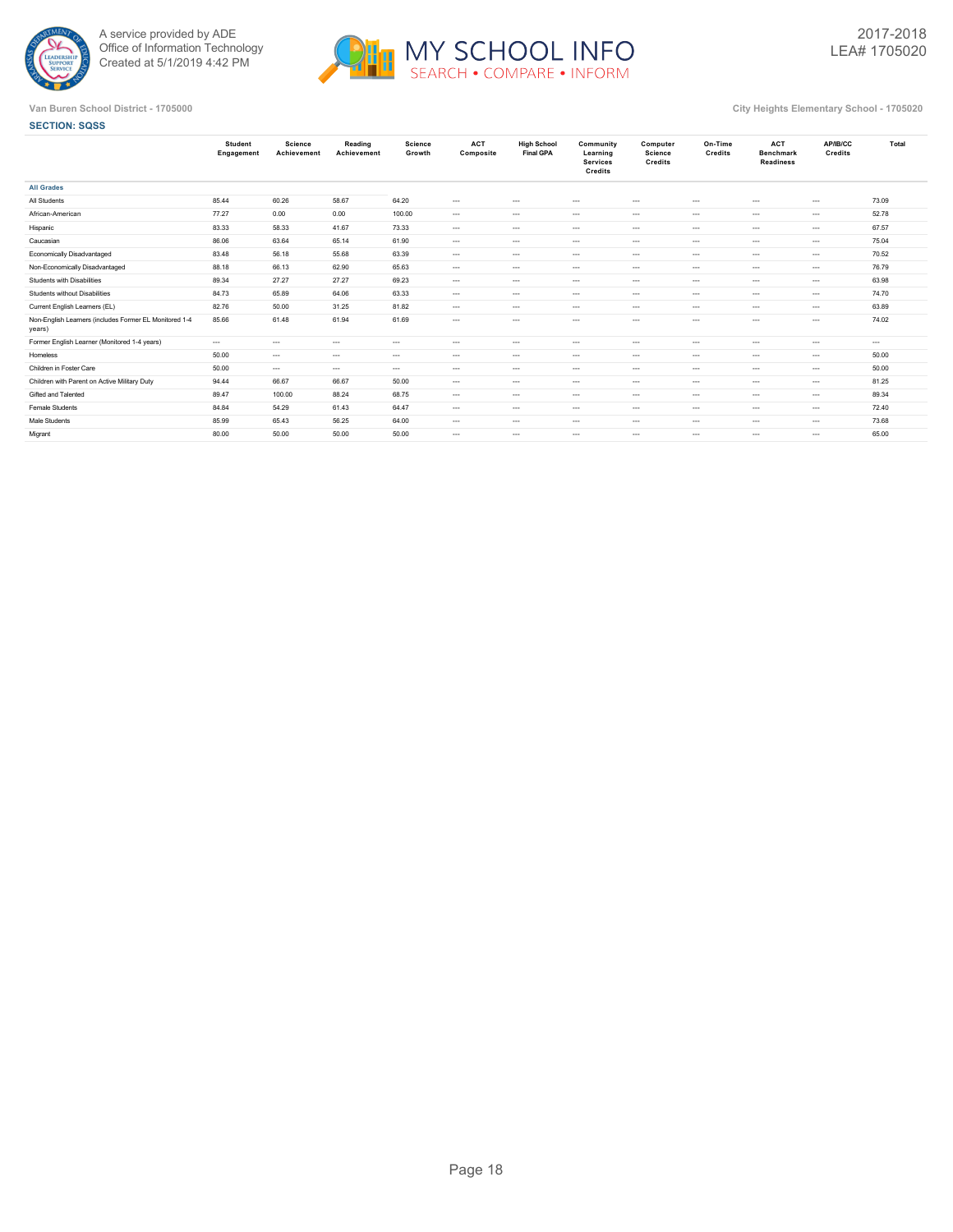A service provided by ADE
Office of Information Technology
Created at 5/1/2019 4:42 PM

MY SCHOOL INFO
SEARCH • COMPARE • INFORM

2017-2018
LEA# 1705020

Van Buren School District - 1705000

City Heights Elementary School - 1705020

**SECTION: SQSS**

| | Student Engagement | Science Achievement | Reading Achievement | Science Growth | ACT Composite | High School Final GPA | Community Learning Services Credits | Computer Science Credits | On-Time Credits | ACT Benchmark Readiness | AP/IB/CC Credits | Total |
|---|---|---|---|---|---|---|---|---|---|---|---|---|
| **All Grades** | | | | | | | | | | | | |
| All Students | 85.44 | 60.26 | 58.67 | 64.20 | --- | --- | --- | --- | --- | --- | --- | 73.09 |
| African-American | 77.27 | 0.00 | 0.00 | 100.00 | --- | --- | --- | --- | --- | --- | --- | 52.78 |
| Hispanic | 83.33 | 58.33 | 41.67 | 73.33 | --- | --- | --- | --- | --- | --- | --- | 67.57 |
| Caucasian | 86.06 | 63.64 | 65.14 | 61.90 | --- | --- | --- | --- | --- | --- | --- | 75.04 |
| Economically Disadvantaged | 83.48 | 56.18 | 55.68 | 63.39 | --- | --- | --- | --- | --- | --- | --- | 70.52 |
| Non-Economically Disadvantaged | 88.18 | 66.13 | 62.90 | 65.63 | --- | --- | --- | --- | --- | --- | --- | 76.79 |
| Students with Disabilities | 89.34 | 27.27 | 27.27 | 69.23 | --- | --- | --- | --- | --- | --- | --- | 63.98 |
| Students without Disabilities | 84.73 | 65.89 | 64.06 | 63.33 | --- | --- | --- | --- | --- | --- | --- | 74.70 |
| Current English Learners (EL) | 82.76 | 50.00 | 31.25 | 81.82 | --- | --- | --- | --- | --- | --- | --- | 63.89 |
| Non-English Learners (includes Former EL Monitored 1-4 years) | 85.66 | 61.48 | 61.94 | 61.69 | --- | --- | --- | --- | --- | --- | --- | 74.02 |
| Former English Learner (Monitored 1-4 years) | --- | --- | --- | --- | --- | --- | --- | --- | --- | --- | --- | --- |
| Homeless | 50.00 | --- | --- | --- | --- | --- | --- | --- | --- | --- | --- | 50.00 |
| Children in Foster Care | 50.00 | --- | --- | --- | --- | --- | --- | --- | --- | --- | --- | 50.00 |
| Children with Parent on Active Military Duty | 94.44 | 66.67 | 66.67 | 50.00 | --- | --- | --- | --- | --- | --- | --- | 81.25 |
| Gifted and Talented | 89.47 | 100.00 | 88.24 | 68.75 | --- | --- | --- | --- | --- | --- | --- | 89.34 |
| Female Students | 84.84 | 54.29 | 61.43 | 64.47 | --- | --- | --- | --- | --- | --- | --- | 72.40 |
| Male Students | 85.99 | 65.43 | 56.25 | 64.00 | --- | --- | --- | --- | --- | --- | --- | 73.68 |
| Migrant | 80.00 | 50.00 | 50.00 | 50.00 | --- | --- | --- | --- | --- | --- | --- | 65.00 |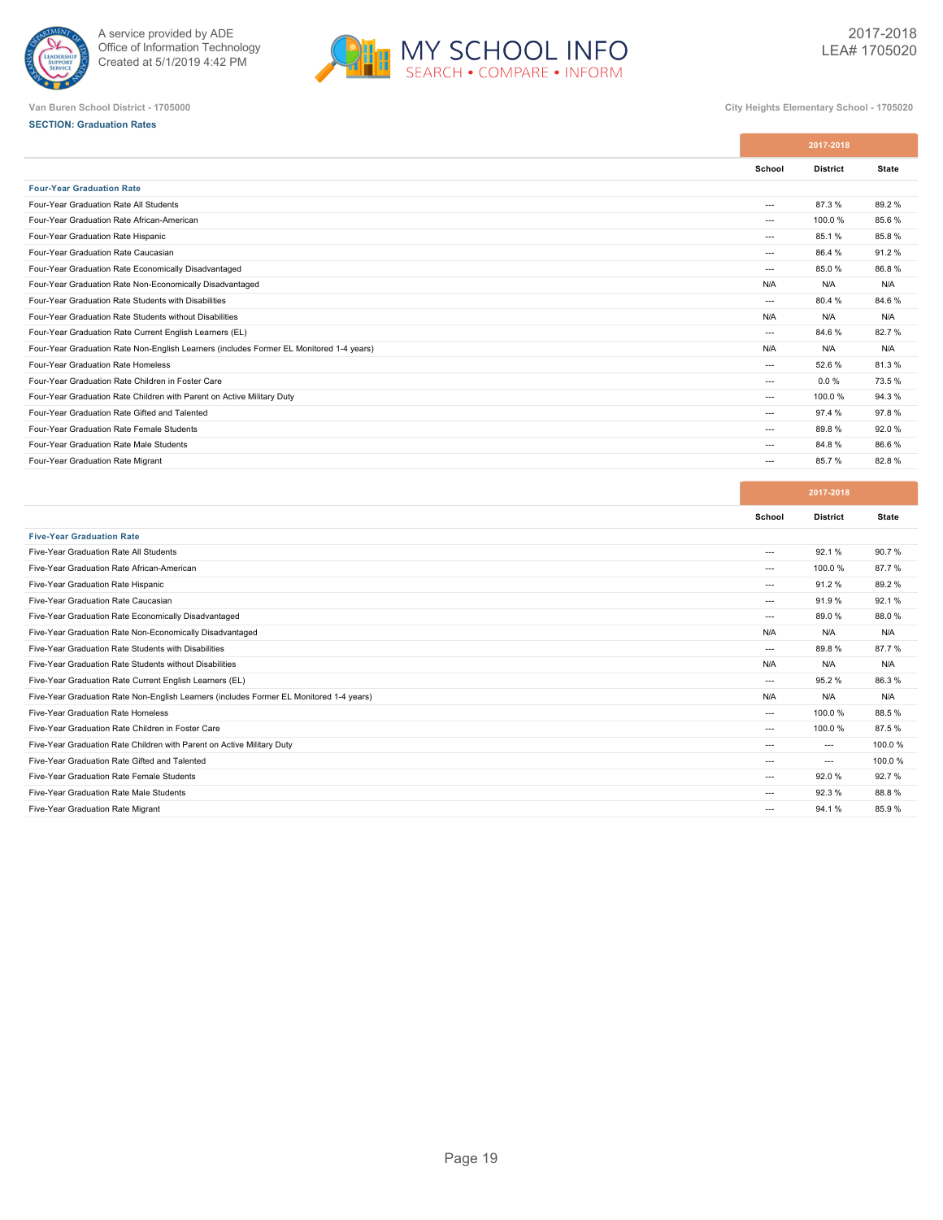Van Buren School District - 1705000

City Heights Elementary School - 1705020

**SECTION: Graduation Rates**

| | 2017-2018 | | |
|---|---|---|---|
| | School | District | State |
| **Four-Year Graduation Rate** | | | |
| Four-Year Graduation Rate All Students | --- | 87.3 % | 89.2 % |
| Four-Year Graduation Rate African-American | --- | 100.0 % | 85.6 % |
| Four-Year Graduation Rate Hispanic | --- | 85.1 % | 85.8 % |
| Four-Year Graduation Rate Caucasian | --- | 86.4 % | 91.2 % |
| Four-Year Graduation Rate Economically Disadvantaged | --- | 85.0 % | 86.8 % |
| Four-Year Graduation Rate Non-Economically Disadvantaged | N/A | N/A | N/A |
| Four-Year Graduation Rate Students with Disabilities | --- | 80.4 % | 84.6 % |
| Four-Year Graduation Rate Students without Disabilities | N/A | N/A | N/A |
| Four-Year Graduation Rate Current English Learners (EL) | --- | 84.6 % | 82.7 % |
| Four-Year Graduation Rate Non-English Learners (includes Former EL Monitored 1-4 years) | N/A | N/A | N/A |
| Four-Year Graduation Rate Homeless | --- | 52.6 % | 81.3 % |
| Four-Year Graduation Rate Children in Foster Care | --- | 0.0 % | 73.5 % |
| Four-Year Graduation Rate Children with Parent on Active Military Duty | --- | 100.0 % | 94.3 % |
| Four-Year Graduation Rate Gifted and Talented | --- | 97.4 % | 97.8 % |
| Four-Year Graduation Rate Female Students | --- | 89.8 % | 92.0 % |
| Four-Year Graduation Rate Male Students | --- | 84.8 % | 86.6 % |
| Four-Year Graduation Rate Migrant | --- | 85.7 % | 82.8 % |

| | 2017-2018 | | |
|---|---|---|---|
| | School | District | State |
| **Five-Year Graduation Rate** | | | |
| Five-Year Graduation Rate All Students | --- | 92.1 % | 90.7 % |
| Five-Year Graduation Rate African-American | --- | 100.0 % | 87.7 % |
| Five-Year Graduation Rate Hispanic | --- | 91.2 % | 89.2 % |
| Five-Year Graduation Rate Caucasian | --- | 91.9 % | 92.1 % |
| Five-Year Graduation Rate Economically Disadvantaged | --- | 89.0 % | 88.0 % |
| Five-Year Graduation Rate Non-Economically Disadvantaged | N/A | N/A | N/A |
| Five-Year Graduation Rate Students with Disabilities | --- | 89.8 % | 87.7 % |
| Five-Year Graduation Rate Students without Disabilities | N/A | N/A | N/A |
| Five-Year Graduation Rate Current English Learners (EL) | --- | 95.2 % | 86.3 % |
| Five-Year Graduation Rate Non-English Learners (includes Former EL Monitored 1-4 years) | N/A | N/A | N/A |
| Five-Year Graduation Rate Homeless | --- | 100.0 % | 88.5 % |
| Five-Year Graduation Rate Children in Foster Care | --- | 100.0 % | 87.5 % |
| Five-Year Graduation Rate Children with Parent on Active Military Duty | --- | --- | 100.0 % |
| Five-Year Graduation Rate Gifted and Talented | --- | --- | 100.0 % |
| Five-Year Graduation Rate Female Students | --- | 92.0 % | 92.7 % |
| Five-Year Graduation Rate Male Students | --- | 92.3 % | 88.8 % |
| Five-Year Graduation Rate Migrant | --- | 94.1 % | 85.9 % |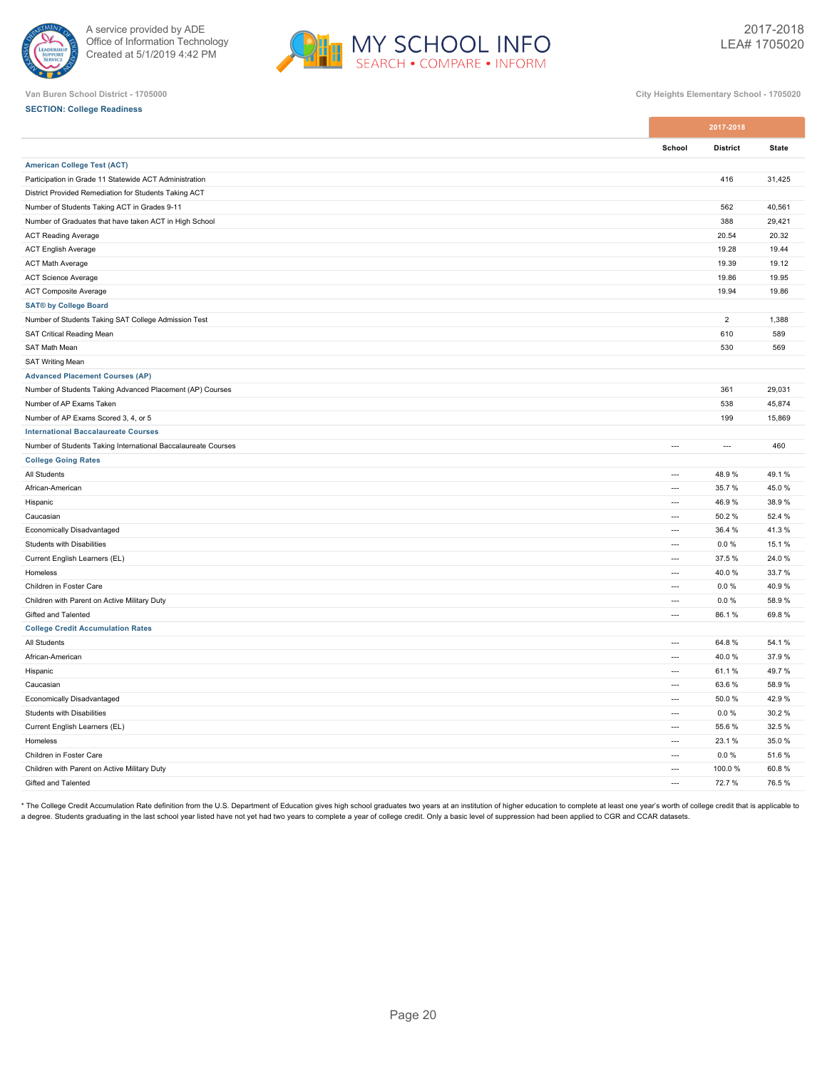Van Buren School District - 1705000

City Heights Elementary School - 1705020

**SECTION: College Readiness**

| | 2017-2018 | | |
|---|---|---|---|
| | School | District | State |
| **American College Test (ACT)** | | | |
| Participation in Grade 11 Statewide ACT Administration | | 416 | 31,425 |
| District Provided Remediation for Students Taking ACT | | | |
| Number of Students Taking ACT in Grades 9-11 | | 562 | 40,561 |
| Number of Graduates that have taken ACT in High School | | 388 | 29,421 |
| ACT Reading Average | | 20.54 | 20.32 |
| ACT English Average | | 19.28 | 19.44 |
| ACT Math Average | | 19.39 | 19.12 |
| ACT Science Average | | 19.86 | 19.95 |
| ACT Composite Average | | 19.94 | 19.86 |
| **SAT® by College Board** | | | |
| Number of Students Taking SAT College Admission Test | | 2 | 1,388 |
| SAT Critical Reading Mean | | 610 | 589 |
| SAT Math Mean | | 530 | 569 |
| SAT Writing Mean | | | |
| **Advanced Placement Courses (AP)** | | | |
| Number of Students Taking Advanced Placement (AP) Courses | | 361 | 29,031 |
| Number of AP Exams Taken | | 538 | 45,874 |
| Number of AP Exams Scored 3, 4, or 5 | | 199 | 15,869 |
| **International Baccalaureate Courses** | | | |
| Number of Students Taking International Baccalaureate Courses | --- | --- | 460 |
| **College Going Rates** | | | |
| All Students | --- | 48.9 % | 49.1 % |
| African-American | --- | 35.7 % | 45.0 % |
| Hispanic | --- | 46.9 % | 38.9 % |
| Caucasian | --- | 50.2 % | 52.4 % |
| Economically Disadvantaged | --- | 36.4 % | 41.3 % |
| Students with Disabilities | --- | 0.0 % | 15.1 % |
| Current English Learners (EL) | --- | 37.5 % | 24.0 % |
| Homeless | --- | 40.0 % | 33.7 % |
| Children in Foster Care | --- | 0.0 % | 40.9 % |
| Children with Parent on Active Military Duty | --- | 0.0 % | 58.9 % |
| Gifted and Talented | --- | 86.1 % | 69.8 % |
| **College Credit Accumulation Rates** | | | |
| All Students | --- | 64.8 % | 54.1 % |
| African-American | --- | 40.0 % | 37.9 % |
| Hispanic | --- | 61.1 % | 49.7 % |
| Caucasian | --- | 63.6 % | 58.9 % |
| Economically Disadvantaged | --- | 50.0 % | 42.9 % |
| Students with Disabilities | --- | 0.0 % | 30.2 % |
| Current English Learners (EL) | --- | 55.6 % | 32.5 % |
| Homeless | --- | 23.1 % | 35.0 % |
| Children in Foster Care | --- | 0.0 % | 51.6 % |
| Children with Parent on Active Military Duty | --- | 100.0 % | 60.8 % |
| Gifted and Talented | --- | 72.7 % | 76.5 % |

* The College Credit Accumulation Rate definition from the U.S. Department of Education gives high school graduates two years at an institution of higher education to complete at least one year's worth of college credit that is applicable to a degree. Students graduating in the last school year listed have not yet had two years to complete a year of college credit. Only a basic level of suppression had been applied to CGR and CCAR datasets.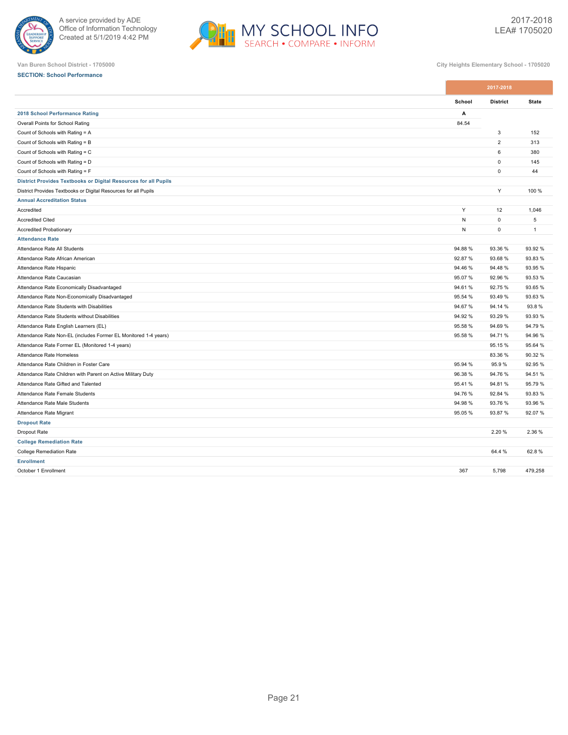Van Buren School District - 1705000

City Heights Elementary School - 1705020

**SECTION: School Performance**

| | 2017-2018 | | |
|---|---|---|---|
| | School | District | State |
| **2018 School Performance Rating** | **A** | | |
| Overall Points for School Rating | 84.54 | | |
| Count of Schools with Rating = A | | 3 | 152 |
| Count of Schools with Rating = B | | 2 | 313 |
| Count of Schools with Rating = C | | 6 | 380 |
| Count of Schools with Rating = D | | 0 | 145 |
| Count of Schools with Rating = F | | 0 | 44 |
| **District Provides Textbooks or Digital Resources for all Pupils** | | | |
| District Provides Textbooks or Digital Resources for all Pupils | | Y | 100 % |
| **Annual Accreditation Status** | | | |
| Accredited | Y | 12 | 1,046 |
| Accredited Cited | N | 0 | 5 |
| Accredited Probationary | N | 0 | 1 |
| **Attendance Rate** | | | |
| Attendance Rate All Students | 94.88 % | 93.36 % | 93.92 % |
| Attendance Rate African American | 92.87 % | 93.68 % | 93.83 % |
| Attendance Rate Hispanic | 94.46 % | 94.48 % | 93.95 % |
| Attendance Rate Caucasian | 95.07 % | 92.96 % | 93.53 % |
| Attendance Rate Economically Disadvantaged | 94.61 % | 92.75 % | 93.65 % |
| Attendance Rate Non-Economically Disadvantaged | 95.54 % | 93.49 % | 93.63 % |
| Attendance Rate Students with Disabilities | 94.67 % | 94.14 % | 93.8 % |
| Attendance Rate Students without Disabilities | 94.92 % | 93.29 % | 93.93 % |
| Attendance Rate English Learners (EL) | 95.58 % | 94.69 % | 94.79 % |
| Attendance Rate Non-EL (includes Former EL Monitored 1-4 years) | 95.58 % | 94.71 % | 94.96 % |
| Attendance Rate Former EL (Monitored 1-4 years) | | 95.15 % | 95.64 % |
| Attendance Rate Homeless | | 83.36 % | 90.32 % |
| Attendance Rate Children in Foster Care | 95.94 % | 95.9 % | 92.95 % |
| Attendance Rate Children with Parent on Active Military Duty | 96.38 % | 94.76 % | 94.51 % |
| Attendance Rate Gifted and Talented | 95.41 % | 94.81 % | 95.79 % |
| Attendance Rate Female Students | 94.76 % | 92.84 % | 93.83 % |
| Attendance Rate Male Students | 94.98 % | 93.76 % | 93.96 % |
| Attendance Rate Migrant | 95.05 % | 93.87 % | 92.07 % |
| **Dropout Rate** | | | |
| Dropout Rate | | 2.20 % | 2.36 % |
| **College Remediation Rate** | | | |
| College Remediation Rate | | 64.4 % | 62.8 % |
| **Enrollment** | | | |
| October 1 Enrollment | 367 | 5,798 | 479,258 |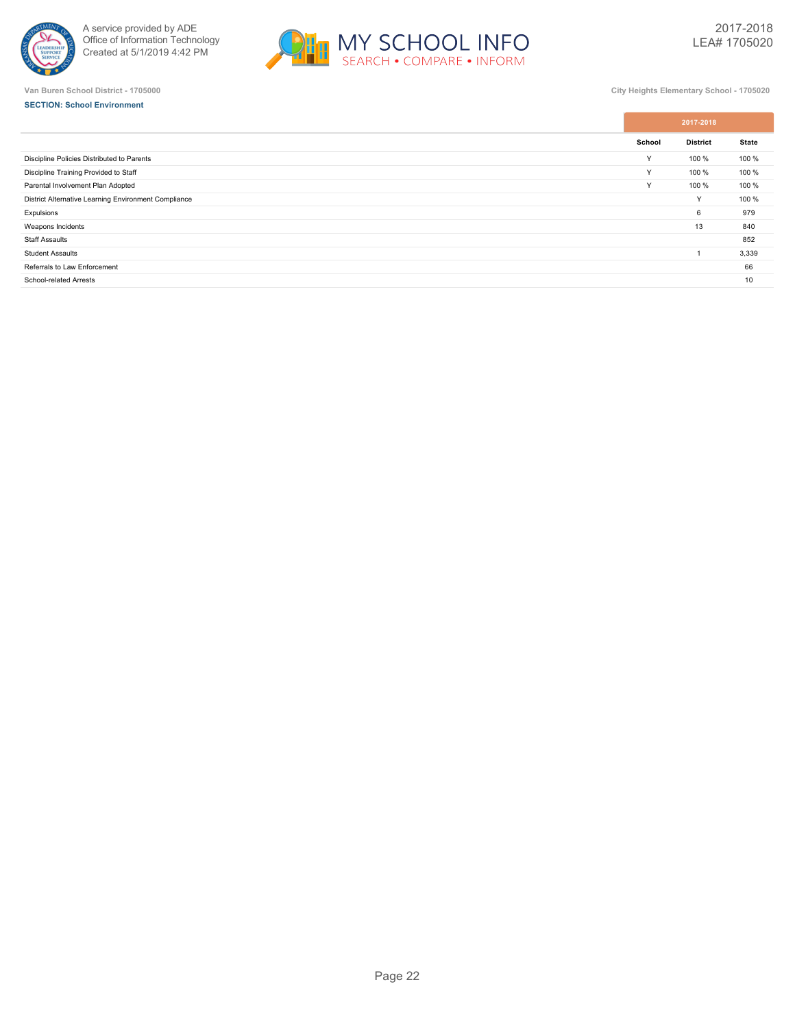Van Buren School District - 1705000

City Heights Elementary School - 1705020

**SECTION: School Environment**

| | 2017-2018 | | |
|---|---|---|---|
| | School | District | State |
| Discipline Policies Distributed to Parents | Y | 100 % | 100 % |
| Discipline Training Provided to Staff | Y | 100 % | 100 % |
| Parental Involvement Plan Adopted | Y | 100 % | 100 % |
| District Alternative Learning Environment Compliance | | Y | 100 % |
| Expulsions | | 6 | 979 |
| Weapons Incidents | | 13 | 840 |
| Staff Assaults | | | 852 |
| Student Assaults | | 1 | 3,339 |
| Referrals to Law Enforcement | | | 66 |
| School-related Arrests | | | 10 |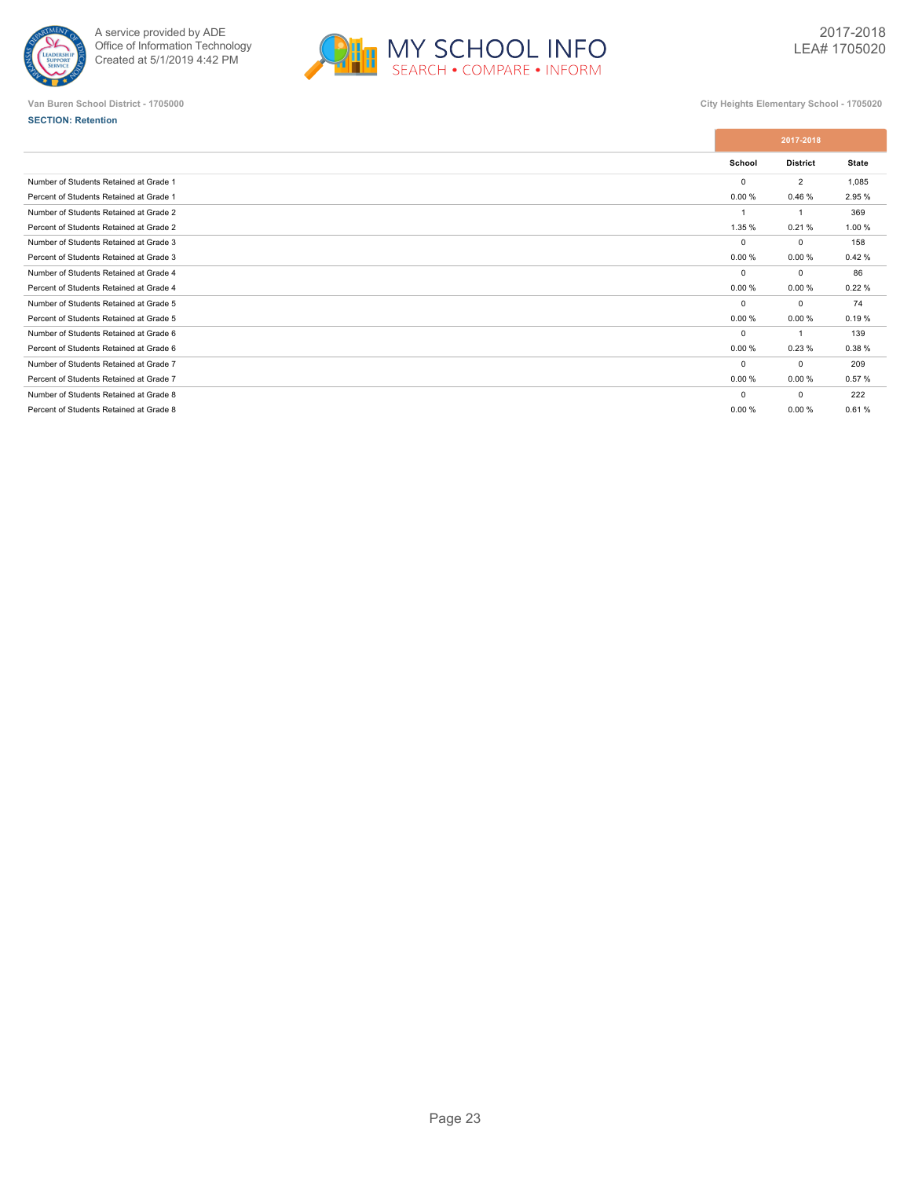Van Buren School District - 1705000

City Heights Elementary School - 1705020

**SECTION: Retention**

| | 2017-2018 | | |
|---|---|---|---|
| | School | District | State |
| Number of Students Retained at Grade 1 | 0 | 2 | 1,085 |
| Percent of Students Retained at Grade 1 | 0.00 % | 0.46 % | 2.95 % |
| Number of Students Retained at Grade 2 | 1 | 1 | 369 |
| Percent of Students Retained at Grade 2 | 1.35 % | 0.21 % | 1.00 % |
| Number of Students Retained at Grade 3 | 0 | 0 | 158 |
| Percent of Students Retained at Grade 3 | 0.00 % | 0.00 % | 0.42 % |
| Number of Students Retained at Grade 4 | 0 | 0 | 86 |
| Percent of Students Retained at Grade 4 | 0.00 % | 0.00 % | 0.22 % |
| Number of Students Retained at Grade 5 | 0 | 0 | 74 |
| Percent of Students Retained at Grade 5 | 0.00 % | 0.00 % | 0.19 % |
| Number of Students Retained at Grade 6 | 0 | 1 | 139 |
| Percent of Students Retained at Grade 6 | 0.00 % | 0.23 % | 0.38 % |
| Number of Students Retained at Grade 7 | 0 | 0 | 209 |
| Percent of Students Retained at Grade 7 | 0.00 % | 0.00 % | 0.57 % |
| Number of Students Retained at Grade 8 | 0 | 0 | 222 |
| Percent of Students Retained at Grade 8 | 0.00 % | 0.00 % | 0.61 % |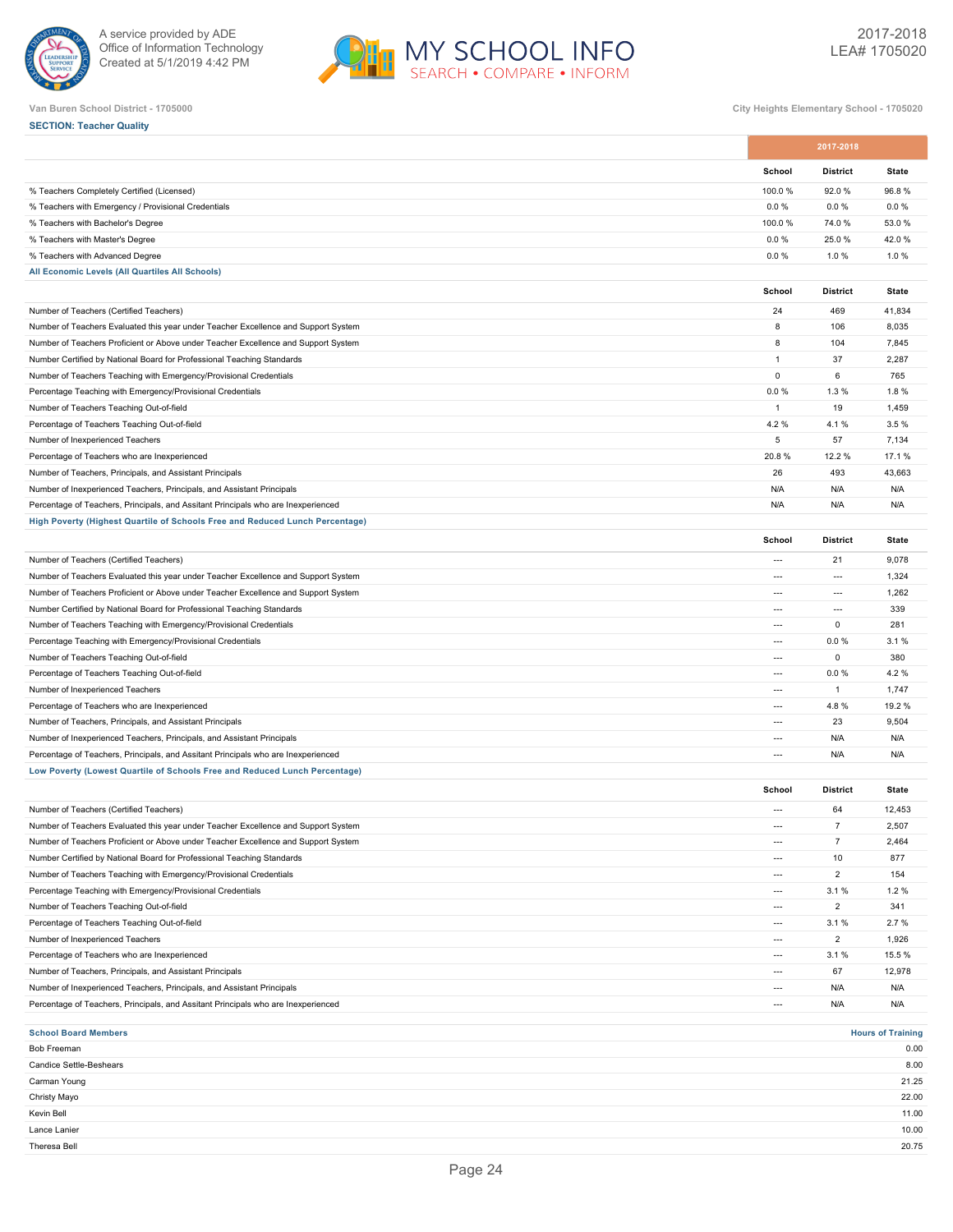Van Buren School District - 1705000

City Heights Elementary School - 1705020

**SECTION: Teacher Quality**

| | 2017-2018 | | |
|---|---|---|---|
| | School | District | State |
| % Teachers Completely Certified (Licensed) | 100.0 % | 92.0 % | 96.8 % |
| % Teachers with Emergency / Provisional Credentials | 0.0 % | 0.0 % | 0.0 % |
| % Teachers with Bachelor's Degree | 100.0 % | 74.0 % | 53.0 % |
| % Teachers with Master's Degree | 0.0 % | 25.0 % | 42.0 % |
| % Teachers with Advanced Degree | 0.0 % | 1.0 % | 1.0 % |

**All Economic Levels (All Quartiles All Schools)**

| | School | District | State |
|---|---|---|---|
| Number of Teachers (Certified Teachers) | 24 | 469 | 41,834 |
| Number of Teachers Evaluated this year under Teacher Excellence and Support System | 8 | 106 | 8,035 |
| Number of Teachers Proficient or Above under Teacher Excellence and Support System | 8 | 104 | 7,845 |
| Number Certified by National Board for Professional Teaching Standards | 1 | 37 | 2,287 |
| Number of Teachers Teaching with Emergency/Provisional Credentials | 0 | 6 | 765 |
| Percentage Teaching with Emergency/Provisional Credentials | 0.0 % | 1.3 % | 1.8 % |
| Number of Teachers Teaching Out-of-field | 1 | 19 | 1,459 |
| Percentage of Teachers Teaching Out-of-field | 4.2 % | 4.1 % | 3.5 % |
| Number of Inexperienced Teachers | 5 | 57 | 7,134 |
| Percentage of Teachers who are Inexperienced | 20.8 % | 12.2 % | 17.1 % |
| Number of Teachers, Principals, and Assistant Principals | 26 | 493 | 43,663 |
| Number of Inexperienced Teachers, Principals, and Assistant Principals | N/A | N/A | N/A |
| Percentage of Teachers, Principals, and Assitant Principals who are Inexperienced | N/A | N/A | N/A |

**High Poverty (Highest Quartile of Schools Free and Reduced Lunch Percentage)**

| | School | District | State |
|---|---|---|---|
| Number of Teachers (Certified Teachers) | --- | 21 | 9,078 |
| Number of Teachers Evaluated this year under Teacher Excellence and Support System | --- | --- | 1,324 |
| Number of Teachers Proficient or Above under Teacher Excellence and Support System | --- | --- | 1,262 |
| Number Certified by National Board for Professional Teaching Standards | --- | --- | 339 |
| Number of Teachers Teaching with Emergency/Provisional Credentials | --- | 0 | 281 |
| Percentage Teaching with Emergency/Provisional Credentials | --- | 0.0 % | 3.1 % |
| Number of Teachers Teaching Out-of-field | --- | 0 | 380 |
| Percentage of Teachers Teaching Out-of-field | --- | 0.0 % | 4.2 % |
| Number of Inexperienced Teachers | --- | 1 | 1,747 |
| Percentage of Teachers who are Inexperienced | --- | 4.8 % | 19.2 % |
| Number of Teachers, Principals, and Assistant Principals | --- | 23 | 9,504 |
| Number of Inexperienced Teachers, Principals, and Assistant Principals | --- | N/A | N/A |
| Percentage of Teachers, Principals, and Assitant Principals who are Inexperienced | --- | N/A | N/A |

**Low Poverty (Lowest Quartile of Schools Free and Reduced Lunch Percentage)**

| | School | District | State |
|---|---|---|---|
| Number of Teachers (Certified Teachers) | --- | 64 | 12,453 |
| Number of Teachers Evaluated this year under Teacher Excellence and Support System | --- | 7 | 2,507 |
| Number of Teachers Proficient or Above under Teacher Excellence and Support System | --- | 7 | 2,464 |
| Number Certified by National Board for Professional Teaching Standards | --- | 10 | 877 |
| Number of Teachers Teaching with Emergency/Provisional Credentials | --- | 2 | 154 |
| Percentage Teaching with Emergency/Provisional Credentials | --- | 3.1 % | 1.2 % |
| Number of Teachers Teaching Out-of-field | --- | 2 | 341 |
| Percentage of Teachers Teaching Out-of-field | --- | 3.1 % | 2.7 % |
| Number of Inexperienced Teachers | --- | 2 | 1,926 |
| Percentage of Teachers who are Inexperienced | --- | 3.1 % | 15.5 % |
| Number of Teachers, Principals, and Assistant Principals | --- | 67 | 12,978 |
| Number of Inexperienced Teachers, Principals, and Assistant Principals | --- | N/A | N/A |
| Percentage of Teachers, Principals, and Assitant Principals who are Inexperienced | --- | N/A | N/A |

| School Board Members | Hours of Training |
|---|---|
| Bob Freeman | 0.00 |
| Candice Settle-Beshears | 8.00 |
| Carman Young | 21.25 |
| Christy Mayo | 22.00 |
| Kevin Bell | 11.00 |
| Lance Lanier | 10.00 |
| Theresa Bell | 20.75 |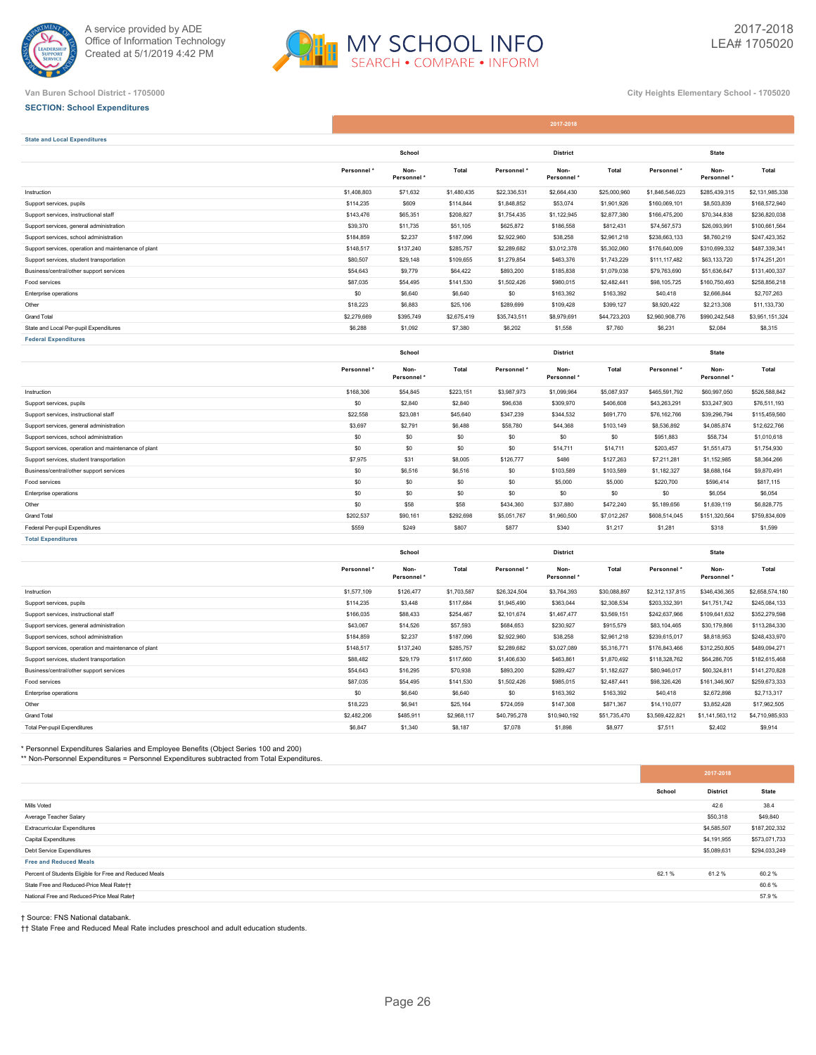Van Buren School District - 1705000

City Heights Elementary School - 1705020

**SECTION: School Expenditures**

| | 2017-2018 | | | | | | | | |
|---|---|---|---|---|---|---|---|---|---|
| **State and Local Expenditures** | | | | | | | | | |
| | School | | | District | | | State | | |
| | Personnel * | Non-Personnel * | Total | Personnel * | Non-Personnel * | Total | Personnel * | Non-Personnel * | Total |
| Instruction | $1,408,803 | $71,632 | $1,480,435 | $22,336,531 | $2,664,430 | $25,000,960 | $1,846,546,023 | $285,439,315 | $2,131,985,338 |
| Support services, pupils | $114,235 | $609 | $114,844 | $1,848,852 | $53,074 | $1,901,926 | $160,069,101 | $8,503,839 | $168,572,940 |
| Support services, instructional staff | $143,476 | $65,351 | $208,827 | $1,754,435 | $1,122,945 | $2,877,380 | $166,475,200 | $70,344,838 | $236,820,038 |
| Support services, general administration | $39,370 | $11,735 | $51,105 | $625,872 | $186,558 | $812,431 | $74,567,573 | $26,093,991 | $100,661,564 |
| Support services, school administration | $184,859 | $2,237 | $187,096 | $2,922,960 | $38,258 | $2,961,218 | $238,663,133 | $8,760,219 | $247,423,352 |
| Support services, operation and maintenance of plant | $148,517 | $137,240 | $285,757 | $2,289,682 | $3,012,378 | $5,302,060 | $176,640,009 | $310,699,332 | $487,339,341 |
| Support services, student transportation | $80,507 | $29,148 | $109,655 | $1,279,854 | $463,376 | $1,743,229 | $111,117,482 | $63,133,720 | $174,251,201 |
| Business/central/other support services | $54,643 | $9,779 | $64,422 | $893,200 | $185,838 | $1,079,038 | $79,763,690 | $51,636,647 | $131,400,337 |
| Food services | $87,035 | $54,495 | $141,530 | $1,502,426 | $980,015 | $2,482,441 | $98,105,725 | $160,750,493 | $258,856,218 |
| Enterprise operations | $0 | $6,640 | $6,640 | $0 | $163,392 | $163,392 | $40,418 | $2,666,844 | $2,707,263 |
| Other | $18,223 | $6,883 | $25,106 | $289,699 | $109,428 | $399,127 | $8,920,422 | $2,213,308 | $11,133,730 |
| Grand Total | $2,279,669 | $395,749 | $2,675,419 | $35,743,511 | $8,979,691 | $44,723,203 | $2,960,908,776 | $990,242,548 | $3,951,151,324 |
| State and Local Per-pupil Expenditures | $6,288 | $1,092 | $7,380 | $6,202 | $1,558 | $7,760 | $6,231 | $2,084 | $8,315 |
| **Federal Expenditures** | | | | | | | | | |
| | School | | | District | | | State | | |
| | Personnel * | Non-Personnel * | Total | Personnel * | Non-Personnel * | Total | Personnel * | Non-Personnel * | Total |
| Instruction | $168,306 | $54,845 | $223,151 | $3,987,973 | $1,099,964 | $5,087,937 | $465,591,792 | $60,997,050 | $526,588,842 |
| Support services, pupils | $0 | $2,840 | $2,840 | $96,638 | $309,970 | $406,608 | $43,263,291 | $33,247,903 | $76,511,193 |
| Support services, instructional staff | $22,558 | $23,081 | $45,640 | $347,239 | $344,532 | $691,770 | $76,162,766 | $39,296,794 | $115,459,560 |
| Support services, general administration | $3,697 | $2,791 | $6,488 | $58,780 | $44,368 | $103,149 | $8,536,892 | $4,085,874 | $12,622,766 |
| Support services, school administration | $0 | $0 | $0 | $0 | $0 | $0 | $951,883 | $58,734 | $1,010,618 |
| Support services, operation and maintenance of plant | $0 | $0 | $0 | $0 | $14,711 | $14,711 | $203,457 | $1,551,473 | $1,754,930 |
| Support services, student transportation | $7,975 | $31 | $8,005 | $126,777 | $486 | $127,263 | $7,211,281 | $1,152,985 | $8,364,266 |
| Business/central/other support services | $0 | $6,516 | $6,516 | $0 | $103,589 | $103,589 | $1,182,327 | $8,688,164 | $9,870,491 |
| Food services | $0 | $0 | $0 | $0 | $5,000 | $5,000 | $220,700 | $596,414 | $817,115 |
| Enterprise operations | $0 | $0 | $0 | $0 | $0 | $0 | $0 | $6,054 | $6,054 |
| Other | $0 | $58 | $58 | $434,360 | $37,880 | $472,240 | $5,189,656 | $1,639,119 | $6,828,775 |
| Grand Total | $202,537 | $90,161 | $292,698 | $5,051,767 | $1,960,500 | $7,012,267 | $608,514,045 | $151,320,564 | $759,834,609 |
| Federal Per-pupil Expenditures | $559 | $249 | $807 | $877 | $340 | $1,217 | $1,281 | $318 | $1,599 |
| **Total Expenditures** | | | | | | | | | |
| | School | | | District | | | State | | |
| | Personnel * | Non-Personnel * | Total | Personnel * | Non-Personnel * | Total | Personnel * | Non-Personnel * | Total |
| Instruction | $1,577,109 | $126,477 | $1,703,587 | $26,324,504 | $3,764,393 | $30,088,897 | $2,312,137,815 | $346,436,365 | $2,658,574,180 |
| Support services, pupils | $114,235 | $3,448 | $117,684 | $1,945,490 | $363,044 | $2,308,534 | $203,332,391 | $41,751,742 | $245,084,133 |
| Support services, instructional staff | $166,035 | $88,433 | $254,467 | $2,101,674 | $1,467,477 | $3,569,151 | $242,637,966 | $109,641,632 | $352,279,598 |
| Support services, general administration | $43,067 | $14,526 | $57,593 | $684,653 | $230,927 | $915,579 | $83,104,465 | $30,179,866 | $113,284,330 |
| Support services, school administration | $184,859 | $2,237 | $187,096 | $2,922,960 | $38,258 | $2,961,218 | $239,615,017 | $8,818,953 | $248,433,970 |
| Support services, operation and maintenance of plant | $148,517 | $137,240 | $285,757 | $2,289,682 | $3,027,089 | $5,316,771 | $176,843,466 | $312,250,805 | $489,094,271 |
| Support services, student transportation | $88,482 | $29,179 | $117,660 | $1,406,630 | $463,861 | $1,870,492 | $118,328,762 | $64,286,705 | $182,615,468 |
| Business/central/other support services | $54,643 | $16,295 | $70,938 | $893,200 | $289,427 | $1,182,627 | $80,946,017 | $60,324,811 | $141,270,828 |
| Food services | $87,035 | $54,495 | $141,530 | $1,502,426 | $985,015 | $2,487,441 | $98,326,426 | $161,346,907 | $259,673,333 |
| Enterprise operations | $0 | $6,640 | $6,640 | $0 | $163,392 | $163,392 | $40,418 | $2,672,898 | $2,713,317 |
| Other | $18,223 | $6,941 | $25,164 | $724,059 | $147,308 | $871,367 | $14,110,077 | $3,852,428 | $17,962,505 |
| Grand Total | $2,482,206 | $485,911 | $2,968,117 | $40,795,278 | $10,940,192 | $51,735,470 | $3,569,422,821 | $1,141,563,112 | $4,710,985,933 |
| Total Per-pupil Expenditures | $6,847 | $1,340 | $8,187 | $7,078 | $1,898 | $8,977 | $7,511 | $2,402 | $9,914 |

\* Personnel Expenditures Salaries and Employee Benefits (Object Series 100 and 200)

\** Non-Personnel Expenditures = Personnel Expenditures subtracted from Total Expenditures.

| | 2017-2018 | | |
|---|---|---|---|
| | School | District | State |
| Mills Voted | | 42.6 | 38.4 |
| Average Teacher Salary | | $50,318 | $49,840 |
| Extracurricular Expenditures | | $4,585,507 | $187,202,332 |
| Capital Expenditures | | $4,191,955 | $573,071,733 |
| Debt Service Expenditures | | $5,089,631 | $294,033,249 |
| **Free and Reduced Meals** | | | |
| Percent of Students Eligible for Free and Reduced Meals | 62.1 % | 61.2 % | 60.2 % |
| State Free and Reduced-Price Meal Rate†† | | | 60.6 % |
| National Free and Reduced-Price Meal Rate† | | | 57.9 % |

† Source: FNS National databank.

†† State Free and Reduced Meal Rate includes preschool and adult education students.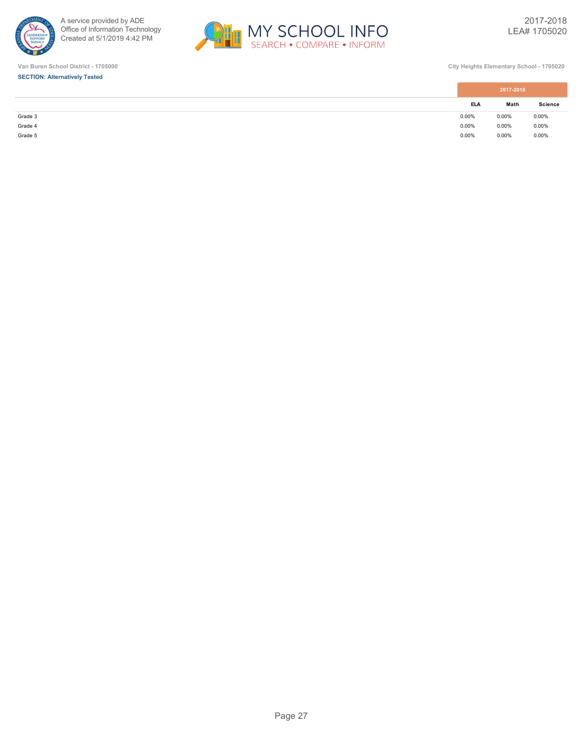Van Buren School District - 1705000

City Heights Elementary School - 1705020

**SECTION: Alternatively Tested**

| | 2017-2018 | | |
|---|---|---|---|
| | ELA | Math | Science |
| Grade 3 | 0.00% | 0.00% | 0.00% |
| Grade 4 | 0.00% | 0.00% | 0.00% |
| Grade 5 | 0.00% | 0.00% | 0.00% |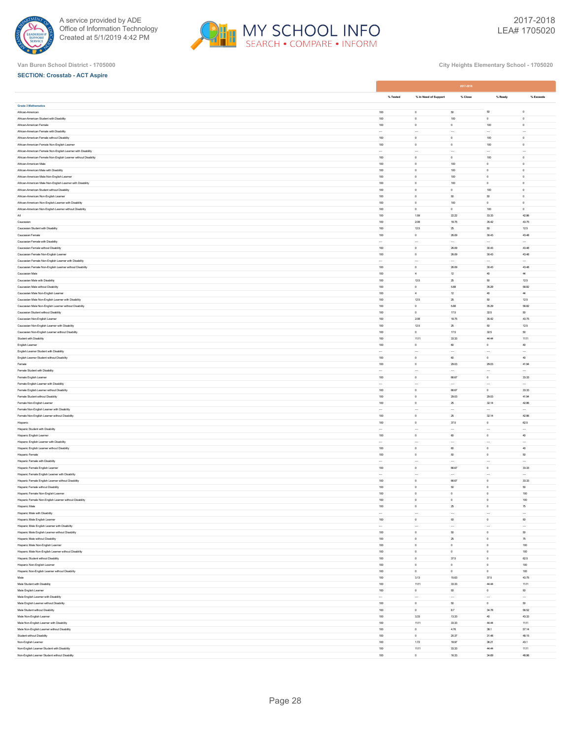Van Buren School District - 1705000

City Heights Elementary School - 1705020

**SECTION: Crosstab - ACT Aspire**

| | 2017-2018 | | | | |
|---|---|---|---|---|---|
| | % Tested | % In Need of Support | % Close | % Ready | % Exceeds |
| **Grade 3 Mathematics** | | | | | |
| African-American | 100 | 0 | 50 | 50 | 0 |
| African-American Student with Disability | 100 | 0 | 100 | 0 | 0 |
| African-American Female | 100 | 0 | 0 | 100 | 0 |
| African-American Female with Disability | --- | --- | --- | --- | --- |
| African-American Female without Disability | 100 | 0 | 0 | 100 | 0 |
| African-American Female Non-English Learner | 100 | 0 | 0 | 100 | 0 |
| African-American Female Non-English Learner with Disability | --- | --- | --- | --- | --- |
| African-American Female Non-English Learner without Disability | 100 | 0 | 0 | 100 | 0 |
| African-American Male | 100 | 0 | 100 | 0 | 0 |
| African-American Male with Disability | 100 | 0 | 100 | 0 | 0 |
| African-American Male Non-English Learner | 100 | 0 | 100 | 0 | 0 |
| African-American Male Non-English Learner with Disability | 100 | 0 | 100 | 0 | 0 |
| African-American Student without Disability | 100 | 0 | 0 | 100 | 0 |
| African-American Non-English Learner | 100 | 0 | 50 | 50 | 0 |
| African-American Non-English Learner with Disability | 100 | 0 | 100 | 0 | 0 |
| African-American Non-English Learner without Disability | 100 | 0 | 0 | 100 | 0 |
| All | 100 | 1.59 | 22.22 | 33.33 | 42.86 |
| Caucasian | 100 | 2.08 | 18.75 | 35.42 | 43.75 |
| Caucasian Student with Disability | 100 | 12.5 | 25 | 50 | 12.5 |
| Caucasian Female | 100 | 0 | 26.09 | 30.43 | 43.48 |
| Caucasian Female with Disability | --- | --- | --- | --- | --- |
| Caucasian Female without Disability | 100 | 0 | 26.09 | 30.43 | 43.48 |
| Caucasian Female Non-English Learner | 100 | 0 | 26.09 | 30.43 | 43.48 |
| Caucasian Female Non-English Learner with Disability | --- | --- | --- | --- | --- |
| Caucasian Female Non-English Learner without Disability | 100 | 0 | 26.09 | 30.43 | 43.48 |
| Caucasian Male | 100 | 4 | 12 | 40 | 44 |
| Caucasian Male with Disability | 100 | 12.5 | 25 | 50 | 12.5 |
| Caucasian Male without Disability | 100 | 0 | 5.88 | 35.29 | 58.82 |
| Caucasian Male Non-English Learner | 100 | 4 | 12 | 40 | 44 |
| Caucasian Male Non-English Learner with Disability | 100 | 12.5 | 25 | 50 | 12.5 |
| Caucasian Male Non-English Learner without Disability | 100 | 0 | 5.88 | 35.29 | 58.82 |
| Caucasian Student without Disability | 100 | 0 | 17.5 | 32.5 | 50 |
| Caucasian Non-English Learner | 100 | 2.08 | 18.75 | 35.42 | 43.75 |
| Caucasian Non-English Learner with Disability | 100 | 12.5 | 25 | 50 | 12.5 |
| Caucasian Non-English Learner without Disability | 100 | 0 | 17.5 | 32.5 | 50 |
| Student with Disability | 100 | 11.11 | 33.33 | 44.44 | 11.11 |
| English Learner | 100 | 0 | 60 | 0 | 40 |
| English Learner Student with Disability | --- | --- | --- | --- | --- |
| English Learner Student without Disability | 100 | 0 | 60 | 0 | 40 |
| Female | 100 | 0 | 29.03 | 29.03 | 41.94 |
| Female Student with Disability | --- | --- | --- | --- | --- |
| Female English Learner | 100 | 0 | 66.67 | 0 | 33.33 |
| Female English Learner with Disability | --- | --- | --- | --- | --- |
| Female English Learner without Disability | 100 | 0 | 66.67 | 0 | 33.33 |
| Female Student without Disability | 100 | 0 | 29.03 | 29.03 | 41.94 |
| Female Non-English Learner | 100 | 0 | 25 | 32.14 | 42.86 |
| Female Non-English Learner with Disability | --- | --- | --- | --- | --- |
| Female Non-English Learner without Disability | 100 | 0 | 25 | 32.14 | 42.86 |
| Hispanic | 100 | 0 | 37.5 | 0 | 62.5 |
| Hispanic Student with Disability | --- | --- | --- | --- | --- |
| Hispanic English Learner | 100 | 0 | 60 | 0 | 40 |
| Hispanic English Learner with Disability | --- | --- | --- | --- | --- |
| Hispanic English Learner without Disability | 100 | 0 | 60 | 0 | 40 |
| Hispanic Female | 100 | 0 | 50 | 0 | 50 |
| Hispanic Female with Disability | --- | --- | --- | --- | --- |
| Hispanic Female English Learner | 100 | 0 | 66.67 | 0 | 33.33 |
| Hispanic Female English Learner with Disability | --- | --- | --- | --- | --- |
| Hispanic Female English Learner without Disability | 100 | 0 | 66.67 | 0 | 33.33 |
| Hispanic Female without Disability | 100 | 0 | 50 | 0 | 50 |
| Hispanic Female Non-English Learner | 100 | 0 | 0 | 0 | 100 |
| Hispanic Female Non-English Learner without Disability | 100 | 0 | 0 | 0 | 100 |
| Hispanic Male | 100 | 0 | 25 | 0 | 75 |
| Hispanic Male with Disability | --- | --- | --- | --- | --- |
| Hispanic Male English Learner | 100 | 0 | 50 | 0 | 50 |
| Hispanic Male English Learner with Disability | --- | --- | --- | --- | --- |
| Hispanic Male English Learner without Disability | 100 | 0 | 50 | 0 | 50 |
| Hispanic Male without Disability | 100 | 0 | 25 | 0 | 75 |
| Hispanic Male Non-English Learner | 100 | 0 | 0 | 0 | 100 |
| Hispanic Male Non-English Learner without Disability | 100 | 0 | 0 | 0 | 100 |
| Hispanic Student without Disability | 100 | 0 | 37.5 | 0 | 62.5 |
| Hispanic Non-English Learner | 100 | 0 | 0 | 0 | 100 |
| Hispanic Non-English Learner without Disability | 100 | 0 | 0 | 0 | 100 |
| Male | 100 | 3.13 | 15.63 | 37.5 | 43.75 |
| Male Student with Disability | 100 | 11.11 | 33.33 | 44.44 | 11.11 |
| Male English Learner | 100 | 0 | 50 | 0 | 50 |
| Male English Learner with Disability | --- | --- | --- | --- | --- |
| Male English Learner without Disability | 100 | 0 | 50 | 0 | 50 |
| Male Student without Disability | 100 | 0 | 8.7 | 34.78 | 56.52 |
| Male Non-English Learner | 100 | 3.33 | 13.33 | 40 | 43.33 |
| Male Non-English Learner with Disability | 100 | 11.11 | 33.33 | 44.44 | 11.11 |
| Male Non-English Learner without Disability | 100 | 0 | 4.76 | 38.1 | 57.14 |
| Student without Disability | 100 | 0 | 20.37 | 31.48 | 48.15 |
| Non-English Learner | 100 | 1.72 | 18.97 | 36.21 | 43.1 |
| Non-English Learner Student with Disability | 100 | 11.11 | 33.33 | 44.44 | 11.11 |
| Non-English Learner Student without Disability | 100 | 0 | 16.33 | 34.69 | 48.98 |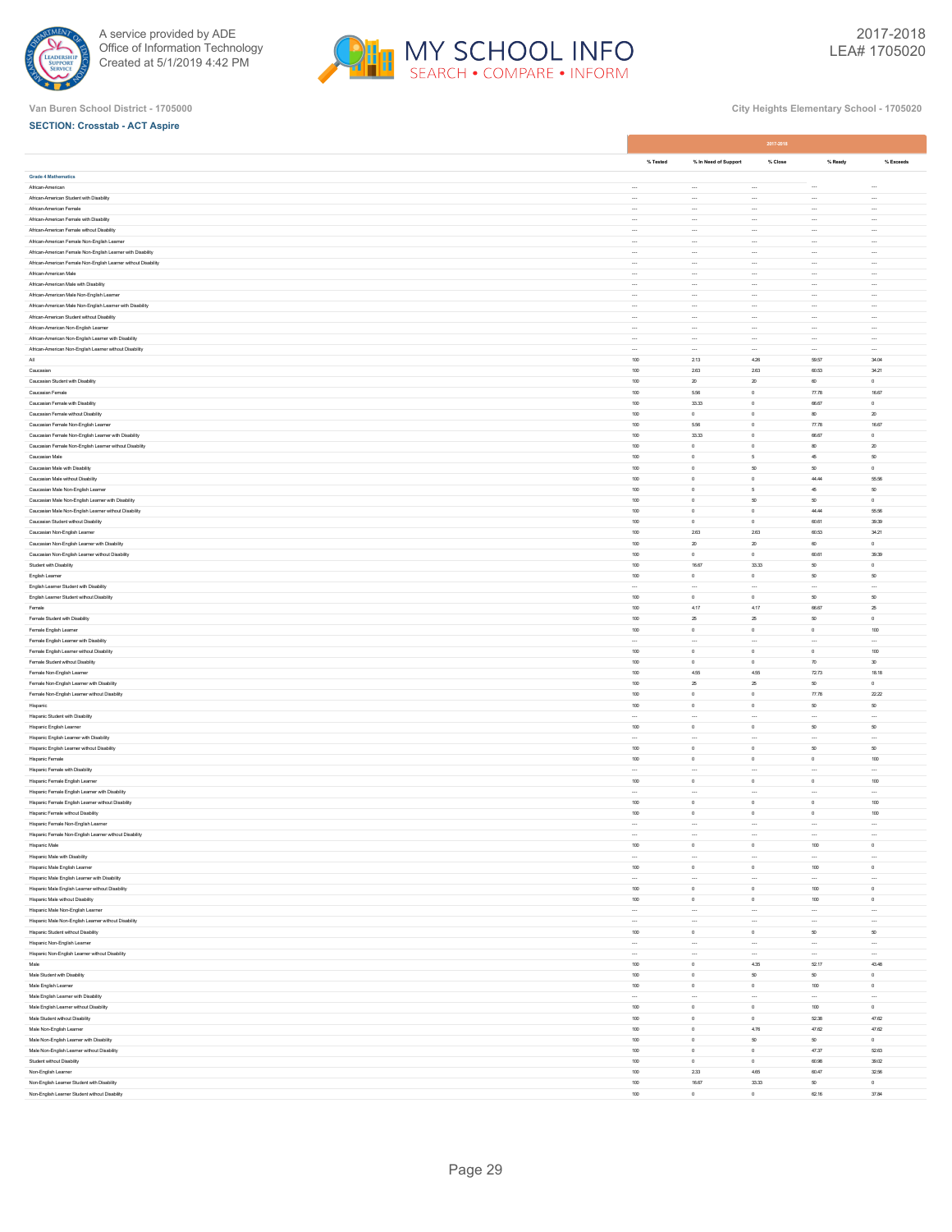Van Buren School District - 1705000

City Heights Elementary School - 1705020

**SECTION: Crosstab - ACT Aspire**

| | 2017-2018 | | | | |
|---|---|---|---|---|---|
| | % Tested | % In Need of Support | % Close | % Ready | % Exceeds |
| **Grade 4 Mathematics** | | | | | |
| African-American | --- | --- | --- | --- | --- |
| African-American Student with Disability | --- | --- | --- | --- | --- |
| African-American Female | --- | --- | --- | --- | --- |
| African-American Female with Disability | --- | --- | --- | --- | --- |
| African-American Female without Disability | --- | --- | --- | --- | --- |
| African-American Female Non-English Learner | --- | --- | --- | --- | --- |
| African-American Female Non-English Learner with Disability | --- | --- | --- | --- | --- |
| African-American Female Non-English Learner without Disability | --- | --- | --- | --- | --- |
| African-American Male | --- | --- | --- | --- | --- |
| African-American Male with Disability | --- | --- | --- | --- | --- |
| African-American Male Non-English Learner | --- | --- | --- | --- | --- |
| African-American Male Non-English Learner with Disability | --- | --- | --- | --- | --- |
| African-American Student without Disability | --- | --- | --- | --- | --- |
| African-American Non-English Learner | --- | --- | --- | --- | --- |
| African-American Non-English Learner with Disability | --- | --- | --- | --- | --- |
| African-American Non-English Learner without Disability | --- | --- | --- | --- | --- |
| All | 100 | 2.13 | 4.26 | 59.57 | 34.04 |
| Caucasian | 100 | 2.63 | 2.63 | 60.53 | 34.21 |
| Caucasian Student with Disability | 100 | 20 | 20 | 60 | 0 |
| Caucasian Female | 100 | 5.56 | 0 | 77.78 | 16.67 |
| Caucasian Female with Disability | 100 | 33.33 | 0 | 66.67 | 0 |
| Caucasian Female without Disability | 100 | 0 | 0 | 80 | 20 |
| Caucasian Female Non-English Learner | 100 | 5.56 | 0 | 77.78 | 16.67 |
| Caucasian Female Non-English Learner with Disability | 100 | 33.33 | 0 | 66.67 | 0 |
| Caucasian Female Non-English Learner without Disability | 100 | 0 | 0 | 80 | 20 |
| Caucasian Male | 100 | 0 | 5 | 45 | 50 |
| Caucasian Male with Disability | 100 | 0 | 50 | 50 | 0 |
| Caucasian Male without Disability | 100 | 0 | 0 | 44.44 | 55.56 |
| Caucasian Male Non-English Learner | 100 | 0 | 5 | 45 | 50 |
| Caucasian Male Non-English Learner with Disability | 100 | 0 | 50 | 50 | 0 |
| Caucasian Male Non-English Learner without Disability | 100 | 0 | 0 | 44.44 | 55.56 |
| Caucasian Student without Disability | 100 | 0 | 0 | 60.61 | 39.39 |
| Caucasian Non-English Learner | 100 | 2.63 | 2.63 | 60.53 | 34.21 |
| Caucasian Non-English Learner with Disability | 100 | 20 | 20 | 60 | 0 |
| Caucasian Non-English Learner without Disability | 100 | 0 | 0 | 60.61 | 39.39 |
| Student with Disability | 100 | 16.67 | 33.33 | 50 | 0 |
| English Learner | 100 | 0 | 0 | 50 | 50 |
| English Learner Student with Disability | --- | --- | --- | --- | --- |
| English Learner Student without Disability | 100 | 0 | 0 | 50 | 50 |
| Female | 100 | 4.17 | 4.17 | 66.67 | 25 |
| Female Student with Disability | 100 | 25 | 25 | 50 | 0 |
| Female English Learner | 100 | 0 | 0 | 0 | 100 |
| Female English Learner with Disability | --- | --- | --- | --- | --- |
| Female English Learner without Disability | 100 | 0 | 0 | 0 | 100 |
| Female Student without Disability | 100 | 0 | 0 | 70 | 30 |
| Female Non-English Learner | 100 | 4.55 | 4.55 | 72.73 | 18.18 |
| Female Non-English Learner with Disability | 100 | 25 | 25 | 50 | 0 |
| Female Non-English Learner without Disability | 100 | 0 | 0 | 77.78 | 22.22 |
| Hispanic | 100 | 0 | 0 | 50 | 50 |
| Hispanic Student with Disability | --- | --- | --- | --- | --- |
| Hispanic English Learner | 100 | 0 | 0 | 50 | 50 |
| Hispanic English Learner with Disability | --- | --- | --- | --- | --- |
| Hispanic English Learner without Disability | 100 | 0 | 0 | 50 | 50 |
| Hispanic Female | 100 | 0 | 0 | 0 | 100 |
| Hispanic Female with Disability | --- | --- | --- | --- | --- |
| Hispanic Female English Learner | 100 | 0 | 0 | 0 | 100 |
| Hispanic Female English Learner with Disability | --- | --- | --- | --- | --- |
| Hispanic Female English Learner without Disability | 100 | 0 | 0 | 0 | 100 |
| Hispanic Female without Disability | 100 | 0 | 0 | 0 | 100 |
| Hispanic Female Non-English Learner | --- | --- | --- | --- | --- |
| Hispanic Female Non-English Learner without Disability | --- | --- | --- | --- | --- |
| Hispanic Male | 100 | 0 | 0 | 100 | 0 |
| Hispanic Male with Disability | --- | --- | --- | --- | --- |
| Hispanic Male English Learner | 100 | 0 | 0 | 100 | 0 |
| Hispanic Male English Learner with Disability | --- | --- | --- | --- | --- |
| Hispanic Male English Learner without Disability | 100 | 0 | 0 | 100 | 0 |
| Hispanic Male without Disability | 100 | 0 | 0 | 100 | 0 |
| Hispanic Male Non-English Learner | --- | --- | --- | --- | --- |
| Hispanic Male Non-English Learner without Disability | --- | --- | --- | --- | --- |
| Hispanic Student without Disability | 100 | 0 | 0 | 50 | 50 |
| Hispanic Non-English Learner | --- | --- | --- | --- | --- |
| Hispanic Non-English Learner without Disability | --- | --- | --- | --- | --- |
| Male | 100 | 0 | 4.35 | 52.17 | 43.48 |
| Male Student with Disability | 100 | 0 | 50 | 50 | 0 |
| Male English Learner | 100 | 0 | 0 | 100 | 0 |
| Male English Learner with Disability | --- | --- | --- | --- | --- |
| Male English Learner without Disability | 100 | 0 | 0 | 100 | 0 |
| Male Student without Disability | 100 | 0 | 0 | 52.38 | 47.62 |
| Male Non-English Learner | 100 | 0 | 4.76 | 47.62 | 47.62 |
| Male Non-English Learner with Disability | 100 | 0 | 50 | 50 | 0 |
| Male Non-English Learner without Disability | 100 | 0 | 0 | 47.37 | 52.63 |
| Student without Disability | 100 | 0 | 0 | 60.98 | 39.02 |
| Non-English Learner | 100 | 2.33 | 4.65 | 60.47 | 32.56 |
| Non-English Learner Student with Disability | 100 | 16.67 | 33.33 | 50 | 0 |
| Non-English Learner Student without Disability | 100 | 0 | 0 | 62.16 | 37.84 |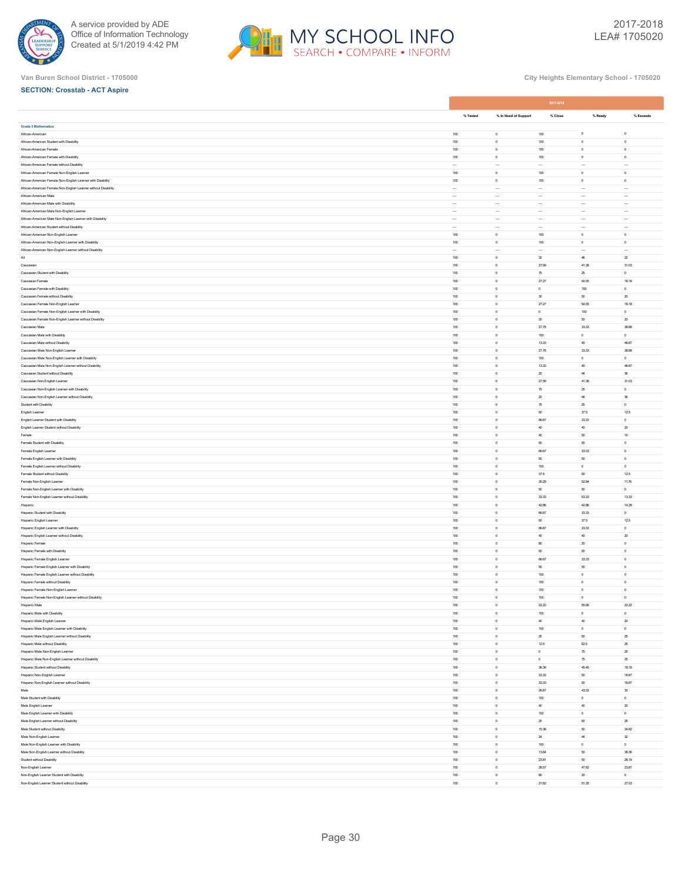Van Buren School District - 1705000

City Heights Elementary School - 1705020

**SECTION: Crosstab - ACT Aspire**

| | 2017-2018 | | | | |
|---|---|---|---|---|---|
| | % Tested | % In Need of Support | % Close | % Ready | % Exceeds |
| **Grade 5 Mathematics** | | | | | |
| African-American | 100 | 0 | 100 | 0 | 0 |
| African-American Student with Disability | 100 | 0 | 100 | 0 | 0 |
| African-American Female | 100 | 0 | 100 | 0 | 0 |
| African-American Female with Disability | 100 | 0 | 100 | 0 | 0 |
| African-American Female without Disability | --- | --- | --- | --- | --- |
| African-American Female Non-English Learner | 100 | 0 | 100 | 0 | 0 |
| African-American Female Non-English Learner with Disability | 100 | 0 | 100 | 0 | 0 |
| African-American Female Non-English Learner without Disability | --- | --- | --- | --- | --- |
| African-American Male | --- | --- | --- | --- | --- |
| African-American Male with Disability | --- | --- | --- | --- | --- |
| African-American Male Non-English Learner | --- | --- | --- | --- | --- |
| African-American Male Non-English Learner with Disability | --- | --- | --- | --- | --- |
| African-American Student without Disability | --- | --- | --- | --- | --- |
| African-American Non-English Learner | 100 | 0 | 100 | 0 | 0 |
| African-American Non-English Learner with Disability | 100 | 0 | 100 | 0 | 0 |
| African-American Non-English Learner without Disability | --- | --- | --- | --- | --- |
| All | 100 | 0 | 32 | 46 | 22 |
| Caucasian | 100 | 0 | 27.59 | 41.38 | 31.03 |
| Caucasian Student with Disability | 100 | 0 | 75 | 25 | 0 |
| Caucasian Female | 100 | 0 | 27.27 | 54.55 | 18.18 |
| Caucasian Female with Disability | 100 | 0 | 0 | 100 | 0 |
| Caucasian Female without Disability | 100 | 0 | 30 | 50 | 20 |
| Caucasian Female Non-English Learner | 100 | 0 | 27.27 | 54.55 | 18.18 |
| Caucasian Female Non-English Learner with Disability | 100 | 0 | 0 | 100 | 0 |
| Caucasian Female Non-English Learner without Disability | 100 | 0 | 30 | 50 | 20 |
| Caucasian Male | 100 | 0 | 27.78 | 33.33 | 38.89 |
| Caucasian Male with Disability | 100 | 0 | 100 | 0 | 0 |
| Caucasian Male without Disability | 100 | 0 | 13.33 | 40 | 46.67 |
| Caucasian Male Non-English Learner | 100 | 0 | 27.78 | 33.33 | 38.89 |
| Caucasian Male Non-English Learner with Disability | 100 | 0 | 100 | 0 | 0 |
| Caucasian Male Non-English Learner without Disability | 100 | 0 | 13.33 | 40 | 46.67 |
| Caucasian Student without Disability | 100 | 0 | 20 | 44 | 36 |
| Caucasian Non-English Learner | 100 | 0 | 27.59 | 41.38 | 31.03 |
| Caucasian Non-English Learner with Disability | 100 | 0 | 75 | 25 | 0 |
| Caucasian Non-English Learner without Disability | 100 | 0 | 20 | 44 | 36 |
| Student with Disability | 100 | 0 | 75 | 25 | 0 |
| English Learner | 100 | 0 | 50 | 37.5 | 12.5 |
| English Learner Student with Disability | 100 | 0 | 66.67 | 33.33 | 0 |
| English Learner Student without Disability | 100 | 0 | 40 | 40 | 20 |
| Female | 100 | 0 | 40 | 50 | 10 |
| Female Student with Disability | 100 | 0 | 50 | 50 | 0 |
| Female English Learner | 100 | 0 | 66.67 | 33.33 | 0 |
| Female English Learner with Disability | 100 | 0 | 50 | 50 | 0 |
| Female English Learner without Disability | 100 | 0 | 100 | 0 | 0 |
| Female Student without Disability | 100 | 0 | 37.5 | 50 | 12.5 |
| Female Non-English Learner | 100 | 0 | 35.29 | 52.94 | 11.76 |
| Female Non-English Learner with Disability | 100 | 0 | 50 | 50 | 0 |
| Female Non-English Learner without Disability | 100 | 0 | 33.33 | 53.33 | 13.33 |
| Hispanic | 100 | 0 | 42.86 | 42.86 | 14.29 |
| Hispanic Student with Disability | 100 | 0 | 66.67 | 33.33 | 0 |
| Hispanic English Learner | 100 | 0 | 50 | 37.5 | 12.5 |
| Hispanic English Learner with Disability | 100 | 0 | 66.67 | 33.33 | 0 |
| Hispanic English Learner without Disability | 100 | 0 | 40 | 40 | 20 |
| Hispanic Female | 100 | 0 | 80 | 20 | 0 |
| Hispanic Female with Disability | 100 | 0 | 50 | 50 | 0 |
| Hispanic Female English Learner | 100 | 0 | 66.67 | 33.33 | 0 |
| Hispanic Female English Learner with Disability | 100 | 0 | 50 | 50 | 0 |
| Hispanic Female English Learner without Disability | 100 | 0 | 100 | 0 | 0 |
| Hispanic Female without Disability | 100 | 0 | 100 | 0 | 0 |
| Hispanic Female Non-English Learner | 100 | 0 | 100 | 0 | 0 |
| Hispanic Female Non-English Learner without Disability | 100 | 0 | 100 | 0 | 0 |
| Hispanic Male | 100 | 0 | 22.22 | 55.56 | 22.22 |
| Hispanic Male with Disability | 100 | 0 | 100 | 0 | 0 |
| Hispanic Male English Learner | 100 | 0 | 40 | 40 | 20 |
| Hispanic Male English Learner with Disability | 100 | 0 | 100 | 0 | 0 |
| Hispanic Male English Learner without Disability | 100 | 0 | 25 | 50 | 25 |
| Hispanic Male without Disability | 100 | 0 | 12.5 | 62.5 | 25 |
| Hispanic Male Non-English Learner | 100 | 0 | 0 | 75 | 25 |
| Hispanic Male Non-English Learner without Disability | 100 | 0 | 0 | 75 | 25 |
| Hispanic Student without Disability | 100 | 0 | 36.36 | 45.45 | 18.18 |
| Hispanic Non-English Learner | 100 | 0 | 33.33 | 50 | 16.67 |
| Hispanic Non-English Learner without Disability | 100 | 0 | 33.33 | 50 | 16.67 |
| Male | 100 | 0 | 26.67 | 43.33 | 30 |
| Male Student with Disability | 100 | 0 | 100 | 0 | 0 |
| Male English Learner | 100 | 0 | 40 | 40 | 20 |
| Male English Learner with Disability | 100 | 0 | 100 | 0 | 0 |
| Male English Learner without Disability | 100 | 0 | 25 | 50 | 25 |
| Male Student without Disability | 100 | 0 | 15.38 | 50 | 34.62 |
| Male Non-English Learner | 100 | 0 | 24 | 44 | 32 |
| Male Non-English Learner with Disability | 100 | 0 | 100 | 0 | 0 |
| Male Non-English Learner without Disability | 100 | 0 | 13.64 | 50 | 36.36 |
| Student without Disability | 100 | 0 | 23.81 | 50 | 26.19 |
| Non-English Learner | 100 | 0 | 28.57 | 47.62 | 23.81 |
| Non-English Learner Student with Disability | 100 | 0 | 80 | 20 | 0 |
| Non-English Learner Student without Disability | 100 | 0 | 21.62 | 51.35 | 27.03 |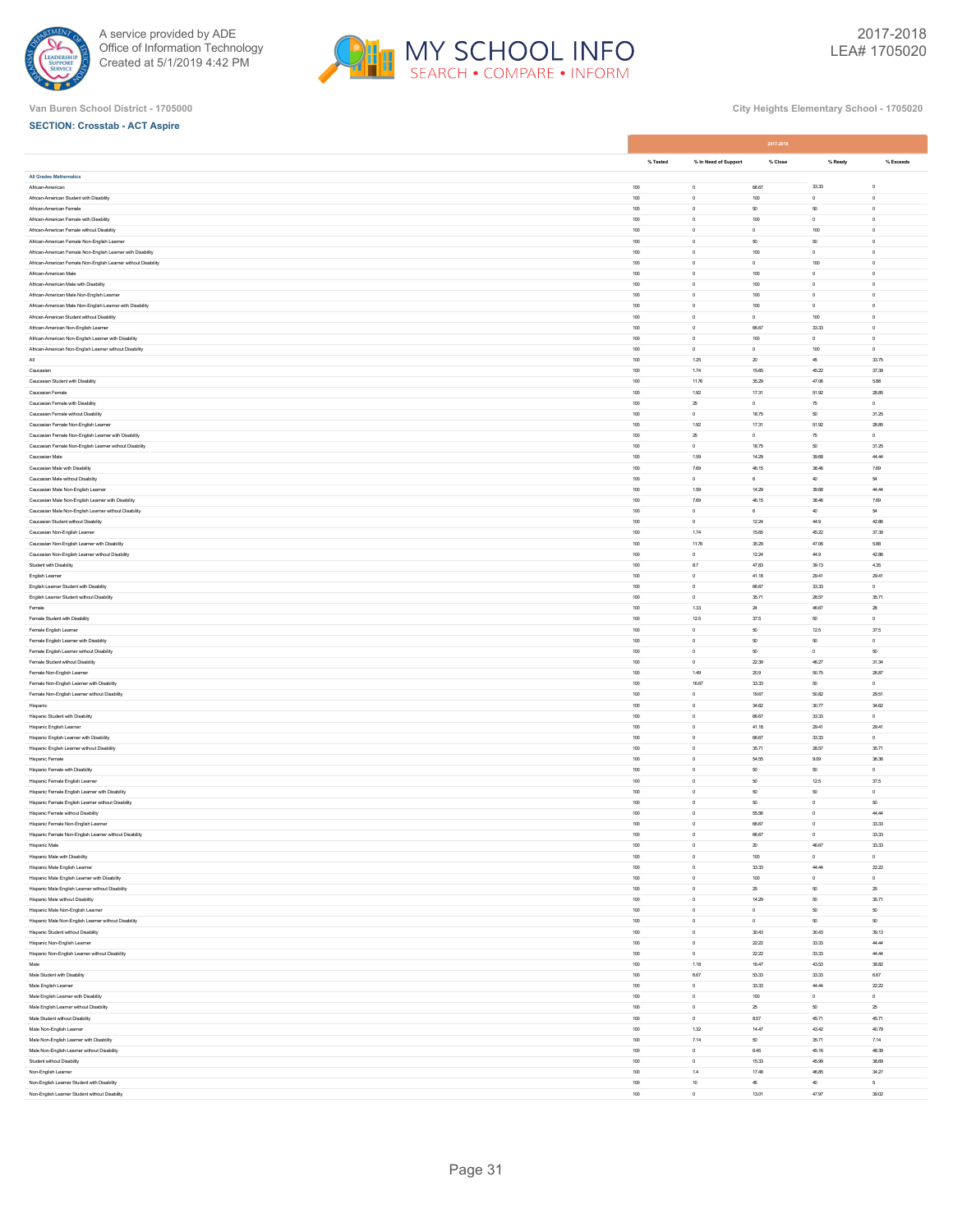Van Buren School District - 1705000

City Heights Elementary School - 1705020

**SECTION: Crosstab - ACT Aspire**

| | 2017-2018 | | | | |
|---|---|---|---|---|---|
| | % Tested | % In Need of Support | % Close | % Ready | % Exceeds |
| **All Grades Mathematics** | | | | | |
| African-American | 100 | 0 | 66.67 | 33.33 | 0 |
| African-American Student with Disability | 100 | 0 | 100 | 0 | 0 |
| African-American Female | 100 | 0 | 50 | 50 | 0 |
| African-American Female with Disability | 100 | 0 | 100 | 0 | 0 |
| African-American Female without Disability | 100 | 0 | 0 | 100 | 0 |
| African-American Female Non-English Learner | 100 | 0 | 50 | 50 | 0 |
| African-American Female Non-English Learner with Disability | 100 | 0 | 100 | 0 | 0 |
| African-American Female Non-English Learner without Disability | 100 | 0 | 0 | 100 | 0 |
| African-American Male | 100 | 0 | 100 | 0 | 0 |
| African-American Male with Disability | 100 | 0 | 100 | 0 | 0 |
| African-American Male Non-English Learner | 100 | 0 | 100 | 0 | 0 |
| African-American Male Non-English Learner with Disability | 100 | 0 | 100 | 0 | 0 |
| African-American Student without Disability | 100 | 0 | 0 | 100 | 0 |
| African-American Non-English Learner | 100 | 0 | 66.67 | 33.33 | 0 |
| African-American Non-English Learner with Disability | 100 | 0 | 100 | 0 | 0 |
| African-American Non-English Learner without Disability | 100 | 0 | 0 | 100 | 0 |
| All | 100 | 1.25 | 20 | 45 | 33.75 |
| Caucasian | 100 | 1.74 | 15.65 | 45.22 | 37.39 |
| Caucasian Student with Disability | 100 | 11.76 | 35.29 | 47.06 | 5.88 |
| Caucasian Female | 100 | 1.92 | 17.31 | 51.92 | 28.85 |
| Caucasian Female with Disability | 100 | 25 | 0 | 75 | 0 |
| Caucasian Female without Disability | 100 | 0 | 18.75 | 50 | 31.25 |
| Caucasian Female Non-English Learner | 100 | 1.92 | 17.31 | 51.92 | 28.85 |
| Caucasian Female Non-English Learner with Disability | 100 | 25 | 0 | 75 | 0 |
| Caucasian Female Non-English Learner without Disability | 100 | 0 | 18.75 | 50 | 31.25 |
| Caucasian Male | 100 | 1.59 | 14.29 | 39.68 | 44.44 |
| Caucasian Male with Disability | 100 | 7.69 | 46.15 | 38.46 | 7.69 |
| Caucasian Male without Disability | 100 | 0 | 6 | 40 | 54 |
| Caucasian Male Non-English Learner | 100 | 1.59 | 14.29 | 39.68 | 44.44 |
| Caucasian Male Non-English Learner with Disability | 100 | 7.69 | 46.15 | 38.46 | 7.69 |
| Caucasian Male Non-English Learner without Disability | 100 | 0 | 6 | 40 | 54 |
| Caucasian Student without Disability | 100 | 0 | 12.24 | 44.9 | 42.86 |
| Caucasian Non-English Learner | 100 | 1.74 | 15.65 | 45.22 | 37.39 |
| Caucasian Non-English Learner with Disability | 100 | 11.76 | 35.29 | 47.06 | 5.88 |
| Caucasian Non-English Learner without Disability | 100 | 0 | 12.24 | 44.9 | 42.86 |
| Student with Disability | 100 | 8.7 | 47.83 | 39.13 | 4.35 |
| English Learner | 100 | 0 | 41.18 | 29.41 | 29.41 |
| English Learner Student with Disability | 100 | 0 | 66.67 | 33.33 | 0 |
| English Learner Student without Disability | 100 | 0 | 35.71 | 28.57 | 35.71 |
| Female | 100 | 1.33 | 24 | 46.67 | 28 |
| Female Student with Disability | 100 | 12.5 | 37.5 | 50 | 0 |
| Female English Learner | 100 | 0 | 50 | 12.5 | 37.5 |
| Female English Learner with Disability | 100 | 0 | 50 | 50 | 0 |
| Female English Learner without Disability | 100 | 0 | 50 | 0 | 50 |
| Female Student without Disability | 100 | 0 | 22.39 | 46.27 | 31.34 |
| Female Non-English Learner | 100 | 1.49 | 20.9 | 50.75 | 26.87 |
| Female Non-English Learner with Disability | 100 | 16.67 | 33.33 | 50 | 0 |
| Female Non-English Learner without Disability | 100 | 0 | 19.67 | 50.82 | 29.51 |
| Hispanic | 100 | 0 | 34.62 | 30.77 | 34.62 |
| Hispanic Student with Disability | 100 | 0 | 66.67 | 33.33 | 0 |
| Hispanic English Learner | 100 | 0 | 41.18 | 29.41 | 29.41 |
| Hispanic English Learner with Disability | 100 | 0 | 66.67 | 33.33 | 0 |
| Hispanic English Learner without Disability | 100 | 0 | 35.71 | 28.57 | 35.71 |
| Hispanic Female | 100 | 0 | 54.55 | 9.09 | 36.36 |
| Hispanic Female with Disability | 100 | 0 | 50 | 50 | 0 |
| Hispanic Female English Learner | 100 | 0 | 50 | 12.5 | 37.5 |
| Hispanic Female English Learner with Disability | 100 | 0 | 50 | 50 | 0 |
| Hispanic Female English Learner without Disability | 100 | 0 | 50 | 0 | 50 |
| Hispanic Female without Disability | 100 | 0 | 55.56 | 0 | 44.44 |
| Hispanic Female Non-English Learner | 100 | 0 | 66.67 | 0 | 33.33 |
| Hispanic Female Non-English Learner without Disability | 100 | 0 | 66.67 | 0 | 33.33 |
| Hispanic Male | 100 | 0 | 20 | 46.67 | 33.33 |
| Hispanic Male with Disability | 100 | 0 | 100 | 0 | 0 |
| Hispanic Male English Learner | 100 | 0 | 33.33 | 44.44 | 22.22 |
| Hispanic Male English Learner with Disability | 100 | 0 | 100 | 0 | 0 |
| Hispanic Male English Learner without Disability | 100 | 0 | 25 | 50 | 25 |
| Hispanic Male without Disability | 100 | 0 | 14.29 | 50 | 35.71 |
| Hispanic Male Non-English Learner | 100 | 0 | 0 | 50 | 50 |
| Hispanic Male Non-English Learner without Disability | 100 | 0 | 0 | 50 | 50 |
| Hispanic Student without Disability | 100 | 0 | 30.43 | 30.43 | 39.13 |
| Hispanic Non-English Learner | 100 | 0 | 22.22 | 33.33 | 44.44 |
| Hispanic Non-English Learner without Disability | 100 | 0 | 22.22 | 33.33 | 44.44 |
| Male | 100 | 1.18 | 16.47 | 43.53 | 38.82 |
| Male Student with Disability | 100 | 6.67 | 53.33 | 33.33 | 6.67 |
| Male English Learner | 100 | 0 | 33.33 | 44.44 | 22.22 |
| Male English Learner with Disability | 100 | 0 | 100 | 0 | 0 |
| Male English Learner without Disability | 100 | 0 | 25 | 50 | 25 |
| Male Student without Disability | 100 | 0 | 8.57 | 45.71 | 45.71 |
| Male Non-English Learner | 100 | 1.32 | 14.47 | 43.42 | 40.79 |
| Male Non-English Learner with Disability | 100 | 7.14 | 50 | 35.71 | 7.14 |
| Male Non-English Learner without Disability | 100 | 0 | 6.45 | 45.16 | 48.39 |
| Student without Disability | 100 | 0 | 15.33 | 45.99 | 38.69 |
| Non-English Learner | 100 | 1.4 | 17.48 | 46.85 | 34.27 |
| Non-English Learner Student with Disability | 100 | 10 | 45 | 40 | 5 |
| Non-English Learner Student without Disability | 100 | 0 | 13.01 | 47.97 | 39.02 |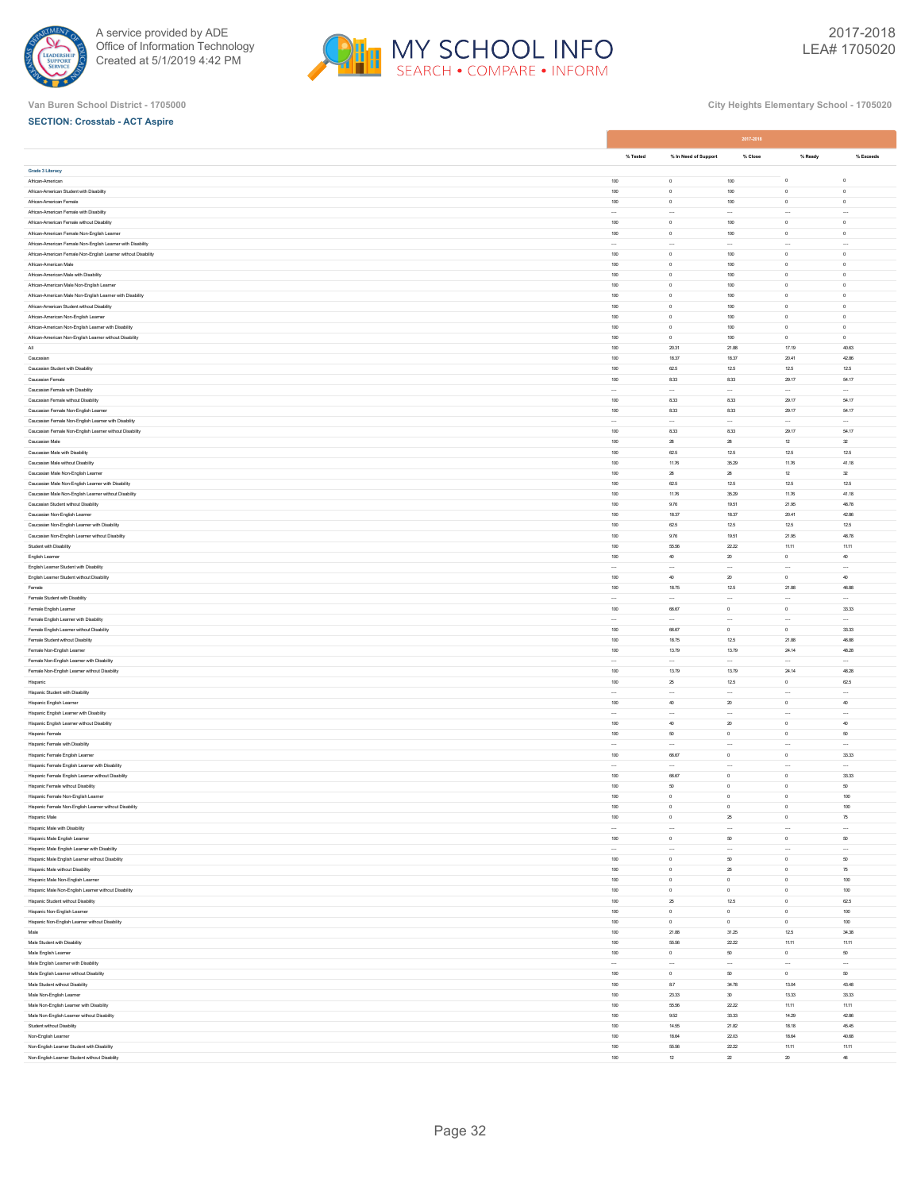Van Buren School District - 1705000

City Heights Elementary School - 1705020

**SECTION: Crosstab - ACT Aspire**

| | 2017-2018 | | | | |
|---|---|---|---|---|---|
| | % Tested | % In Need of Support | % Close | % Ready | % Exceeds |
| **Grade 3 Literacy** | | | | | |
| African-American | 100 | 0 | 100 | 0 | 0 |
| African-American Student with Disability | 100 | 0 | 100 | 0 | 0 |
| African-American Female | 100 | 0 | 100 | 0 | 0 |
| African-American Female with Disability | --- | --- | --- | --- | --- |
| African-American Female without Disability | 100 | 0 | 100 | 0 | 0 |
| African-American Female Non-English Learner | 100 | 0 | 100 | 0 | 0 |
| African-American Female Non-English Learner with Disability | --- | --- | --- | --- | --- |
| African-American Female Non-English Learner without Disability | 100 | 0 | 100 | 0 | 0 |
| African-American Male | 100 | 0 | 100 | 0 | 0 |
| African-American Male with Disability | 100 | 0 | 100 | 0 | 0 |
| African-American Male Non-English Learner | 100 | 0 | 100 | 0 | 0 |
| African-American Male Non-English Learner with Disability | 100 | 0 | 100 | 0 | 0 |
| African-American Student without Disability | 100 | 0 | 100 | 0 | 0 |
| African-American Non-English Learner | 100 | 0 | 100 | 0 | 0 |
| African-American Non-English Learner with Disability | 100 | 0 | 100 | 0 | 0 |
| African-American Non-English Learner without Disability | 100 | 0 | 100 | 0 | 0 |
| All | 100 | 20.31 | 21.88 | 17.19 | 40.63 |
| Caucasian | 100 | 18.37 | 18.37 | 20.41 | 42.86 |
| Caucasian Student with Disability | 100 | 62.5 | 12.5 | 12.5 | 12.5 |
| Caucasian Female | 100 | 8.33 | 8.33 | 29.17 | 54.17 |
| Caucasian Female with Disability | --- | --- | --- | --- | --- |
| Caucasian Female without Disability | 100 | 8.33 | 8.33 | 29.17 | 54.17 |
| Caucasian Female Non-English Learner | 100 | 8.33 | 8.33 | 29.17 | 54.17 |
| Caucasian Female Non-English Learner with Disability | --- | --- | --- | --- | --- |
| Caucasian Female Non-English Learner without Disability | 100 | 8.33 | 8.33 | 29.17 | 54.17 |
| Caucasian Male | 100 | 28 | 28 | 12 | 32 |
| Caucasian Male with Disability | 100 | 62.5 | 12.5 | 12.5 | 12.5 |
| Caucasian Male without Disability | 100 | 11.76 | 35.29 | 11.76 | 41.18 |
| Caucasian Male Non-English Learner | 100 | 28 | 28 | 12 | 32 |
| Caucasian Male Non-English Learner with Disability | 100 | 62.5 | 12.5 | 12.5 | 12.5 |
| Caucasian Male Non-English Learner without Disability | 100 | 11.76 | 35.29 | 11.76 | 41.18 |
| Caucasian Student without Disability | 100 | 9.76 | 19.51 | 21.95 | 48.78 |
| Caucasian Non-English Learner | 100 | 18.37 | 18.37 | 20.41 | 42.86 |
| Caucasian Non-English Learner with Disability | 100 | 62.5 | 12.5 | 12.5 | 12.5 |
| Caucasian Non-English Learner without Disability | 100 | 9.76 | 19.51 | 21.95 | 48.78 |
| Student with Disability | 100 | 55.56 | 22.22 | 11.11 | 11.11 |
| English Learner | 100 | 40 | 20 | 0 | 40 |
| English Learner Student with Disability | --- | --- | --- | --- | --- |
| English Learner Student without Disability | 100 | 40 | 20 | 0 | 40 |
| Female | 100 | 18.75 | 12.5 | 21.88 | 46.88 |
| Female Student with Disability | --- | --- | --- | --- | --- |
| Female English Learner | 100 | 66.67 | 0 | 0 | 33.33 |
| Female English Learner with Disability | --- | --- | --- | --- | --- |
| Female English Learner without Disability | 100 | 66.67 | 0 | 0 | 33.33 |
| Female Student without Disability | 100 | 18.75 | 12.5 | 21.88 | 46.88 |
| Female Non-English Learner | 100 | 13.79 | 13.79 | 24.14 | 48.28 |
| Female Non-English Learner with Disability | --- | --- | --- | --- | --- |
| Female Non-English Learner without Disability | 100 | 13.79 | 13.79 | 24.14 | 48.28 |
| Hispanic | 100 | 25 | 12.5 | 0 | 62.5 |
| Hispanic Student with Disability | --- | --- | --- | --- | --- |
| Hispanic English Learner | 100 | 40 | 20 | 0 | 40 |
| Hispanic English Learner with Disability | --- | --- | --- | --- | --- |
| Hispanic English Learner without Disability | 100 | 40 | 20 | 0 | 40 |
| Hispanic Female | 100 | 50 | 0 | 0 | 50 |
| Hispanic Female with Disability | --- | --- | --- | --- | --- |
| Hispanic Female English Learner | 100 | 66.67 | 0 | 0 | 33.33 |
| Hispanic Female English Learner with Disability | --- | --- | --- | --- | --- |
| Hispanic Female English Learner without Disability | 100 | 66.67 | 0 | 0 | 33.33 |
| Hispanic Female without Disability | 100 | 50 | 0 | 0 | 50 |
| Hispanic Female Non-English Learner | 100 | 0 | 0 | 0 | 100 |
| Hispanic Female Non-English Learner without Disability | 100 | 0 | 0 | 0 | 100 |
| Hispanic Male | 100 | 0 | 25 | 0 | 75 |
| Hispanic Male with Disability | --- | --- | --- | --- | --- |
| Hispanic Male English Learner | 100 | 0 | 50 | 0 | 50 |
| Hispanic Male English Learner with Disability | --- | --- | --- | --- | --- |
| Hispanic Male English Learner without Disability | 100 | 0 | 50 | 0 | 50 |
| Hispanic Male without Disability | 100 | 0 | 25 | 0 | 75 |
| Hispanic Male Non-English Learner | 100 | 0 | 0 | 0 | 100 |
| Hispanic Male Non-English Learner without Disability | 100 | 0 | 0 | 0 | 100 |
| Hispanic Student without Disability | 100 | 25 | 12.5 | 0 | 62.5 |
| Hispanic Non-English Learner | 100 | 0 | 0 | 0 | 100 |
| Hispanic Non-English Learner without Disability | 100 | 0 | 0 | 0 | 100 |
| Male | 100 | 21.88 | 31.25 | 12.5 | 34.38 |
| Male Student with Disability | 100 | 55.56 | 22.22 | 11.11 | 11.11 |
| Male English Learner | 100 | 0 | 50 | 0 | 50 |
| Male English Learner with Disability | --- | --- | --- | --- | --- |
| Male English Learner without Disability | 100 | 0 | 50 | 0 | 50 |
| Male Student without Disability | 100 | 8.7 | 34.78 | 13.04 | 43.48 |
| Male Non-English Learner | 100 | 23.33 | 30 | 13.33 | 33.33 |
| Male Non-English Learner with Disability | 100 | 55.56 | 22.22 | 11.11 | 11.11 |
| Male Non-English Learner without Disability | 100 | 9.52 | 33.33 | 14.29 | 42.86 |
| Student without Disability | 100 | 14.55 | 21.82 | 18.18 | 45.45 |
| Non-English Learner | 100 | 18.64 | 22.03 | 18.64 | 40.68 |
| Non-English Learner Student with Disability | 100 | 55.56 | 22.22 | 11.11 | 11.11 |
| Non-English Learner Student without Disability | 100 | 12 | 22 | 20 | 46 |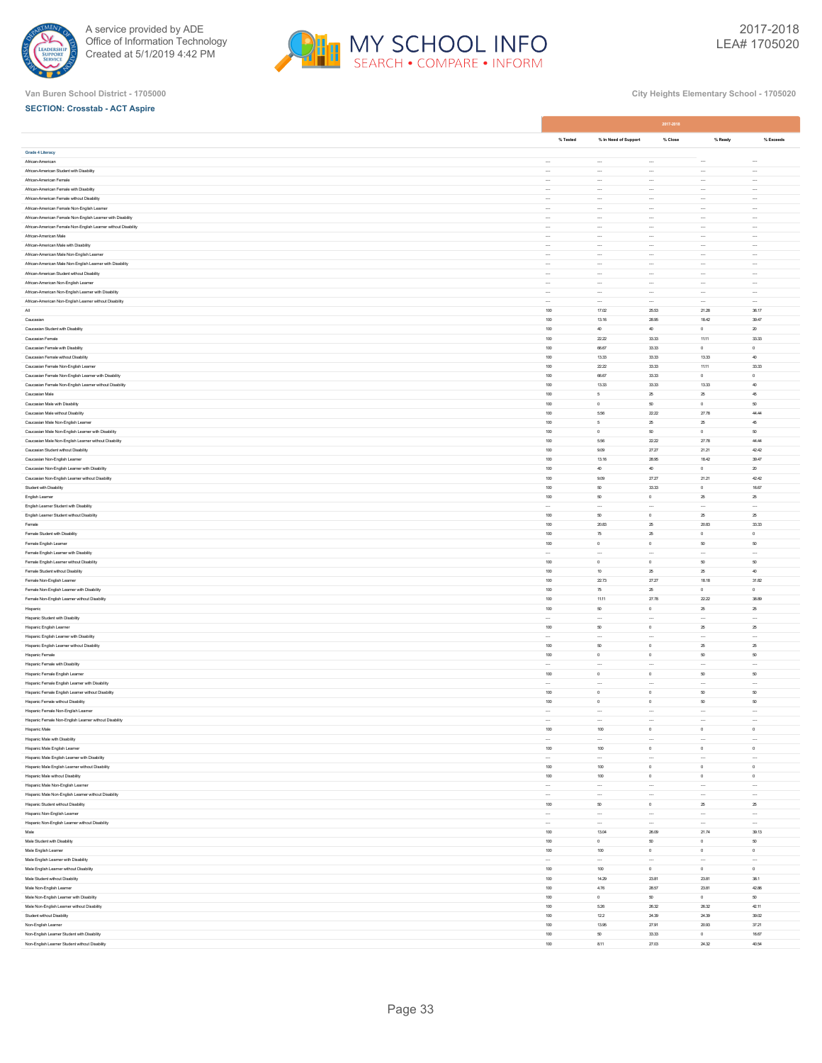Van Buren School District - 1705000

City Heights Elementary School - 1705020

**SECTION: Crosstab - ACT Aspire**

| | 2017-2018 | | | | |
|---|---|---|---|---|---|
| | % Tested | % In Need of Support | % Close | % Ready | % Exceeds |
| **Grade 4 Literacy** | | | | | |
| African-American | --- | --- | --- | --- | --- |
| African-American Student with Disability | --- | --- | --- | --- | --- |
| African-American Female | --- | --- | --- | --- | --- |
| African-American Female with Disability | --- | --- | --- | --- | --- |
| African-American Female without Disability | --- | --- | --- | --- | --- |
| African-American Female Non-English Learner | --- | --- | --- | --- | --- |
| African-American Female Non-English Learner with Disability | --- | --- | --- | --- | --- |
| African-American Female Non-English Learner without Disability | --- | --- | --- | --- | --- |
| African-American Male | --- | --- | --- | --- | --- |
| African-American Male with Disability | --- | --- | --- | --- | --- |
| African-American Male Non-English Learner | --- | --- | --- | --- | --- |
| African-American Male Non-English Learner with Disability | --- | --- | --- | --- | --- |
| African-American Student without Disability | --- | --- | --- | --- | --- |
| African-American Non-English Learner | --- | --- | --- | --- | --- |
| African-American Non-English Learner with Disability | --- | --- | --- | --- | --- |
| African-American Non-English Learner without Disability | --- | --- | --- | --- | --- |
| All | 100 | 17.02 | 25.53 | 21.28 | 36.17 |
| Caucasian | 100 | 13.16 | 28.95 | 18.42 | 39.47 |
| Caucasian Student with Disability | 100 | 40 | 40 | 0 | 20 |
| Caucasian Female | 100 | 22.22 | 33.33 | 11.11 | 33.33 |
| Caucasian Female with Disability | 100 | 66.67 | 33.33 | 0 | 0 |
| Caucasian Female without Disability | 100 | 13.33 | 33.33 | 13.33 | 40 |
| Caucasian Female Non-English Learner | 100 | 22.22 | 33.33 | 11.11 | 33.33 |
| Caucasian Female Non-English Learner with Disability | 100 | 66.67 | 33.33 | 0 | 0 |
| Caucasian Female Non-English Learner without Disability | 100 | 13.33 | 33.33 | 13.33 | 40 |
| Caucasian Male | 100 | 5 | 25 | 25 | 45 |
| Caucasian Male with Disability | 100 | 0 | 50 | 0 | 50 |
| Caucasian Male without Disability | 100 | 5.56 | 22.22 | 27.78 | 44.44 |
| Caucasian Male Non-English Learner | 100 | 5 | 25 | 25 | 45 |
| Caucasian Male Non-English Learner with Disability | 100 | 0 | 50 | 0 | 50 |
| Caucasian Male Non-English Learner without Disability | 100 | 5.56 | 22.22 | 27.78 | 44.44 |
| Caucasian Student without Disability | 100 | 9.09 | 27.27 | 21.21 | 42.42 |
| Caucasian Non-English Learner | 100 | 13.16 | 28.95 | 18.42 | 39.47 |
| Caucasian Non-English Learner with Disability | 100 | 40 | 40 | 0 | 20 |
| Caucasian Non-English Learner without Disability | 100 | 9.09 | 27.27 | 21.21 | 42.42 |
| Student with Disability | 100 | 50 | 33.33 | 0 | 16.67 |
| English Learner | 100 | 50 | 0 | 25 | 25 |
| English Learner Student with Disability | --- | --- | --- | --- | --- |
| English Learner Student without Disability | 100 | 50 | 0 | 25 | 25 |
| Female | 100 | 20.83 | 25 | 20.83 | 33.33 |
| Female Student with Disability | 100 | 75 | 25 | 0 | 0 |
| Female English Learner | 100 | 0 | 0 | 50 | 50 |
| Female English Learner with Disability | --- | --- | --- | --- | --- |
| Female English Learner without Disability | 100 | 0 | 0 | 50 | 50 |
| Female Student without Disability | 100 | 10 | 25 | 25 | 40 |
| Female Non-English Learner | 100 | 22.73 | 27.27 | 18.18 | 31.82 |
| Female Non-English Learner with Disability | 100 | 75 | 25 | 0 | 0 |
| Female Non-English Learner without Disability | 100 | 11.11 | 27.78 | 22.22 | 38.89 |
| Hispanic | 100 | 50 | 0 | 25 | 25 |
| Hispanic Student with Disability | --- | --- | --- | --- | --- |
| Hispanic English Learner | 100 | 50 | 0 | 25 | 25 |
| Hispanic English Learner with Disability | --- | --- | --- | --- | --- |
| Hispanic English Learner without Disability | 100 | 50 | 0 | 25 | 25 |
| Hispanic Female | 100 | 0 | 0 | 50 | 50 |
| Hispanic Female with Disability | --- | --- | --- | --- | --- |
| Hispanic Female English Learner | 100 | 0 | 0 | 50 | 50 |
| Hispanic Female English Learner with Disability | --- | --- | --- | --- | --- |
| Hispanic Female English Learner without Disability | 100 | 0 | 0 | 50 | 50 |
| Hispanic Female without Disability | 100 | 0 | 0 | 50 | 50 |
| Hispanic Female Non-English Learner | --- | --- | --- | --- | --- |
| Hispanic Female Non-English Learner without Disability | --- | --- | --- | --- | --- |
| Hispanic Male | 100 | 100 | 0 | 0 | 0 |
| Hispanic Male with Disability | --- | --- | --- | --- | --- |
| Hispanic Male English Learner | 100 | 100 | 0 | 0 | 0 |
| Hispanic Male English Learner with Disability | --- | --- | --- | --- | --- |
| Hispanic Male English Learner without Disability | 100 | 100 | 0 | 0 | 0 |
| Hispanic Male without Disability | 100 | 100 | 0 | 0 | 0 |
| Hispanic Male Non-English Learner | --- | --- | --- | --- | --- |
| Hispanic Male Non-English Learner without Disability | --- | --- | --- | --- | --- |
| Hispanic Student without Disability | 100 | 50 | 0 | 25 | 25 |
| Hispanic Non-English Learner | --- | --- | --- | --- | --- |
| Hispanic Non-English Learner without Disability | --- | --- | --- | --- | --- |
| Male | 100 | 13.04 | 26.09 | 21.74 | 39.13 |
| Male Student with Disability | 100 | 0 | 50 | 0 | 50 |
| Male English Learner | 100 | 100 | 0 | 0 | 0 |
| Male English Learner with Disability | --- | --- | --- | --- | --- |
| Male English Learner without Disability | 100 | 100 | 0 | 0 | 0 |
| Male Student without Disability | 100 | 14.29 | 23.81 | 23.81 | 38.1 |
| Male Non-English Learner | 100 | 4.76 | 28.57 | 23.81 | 42.86 |
| Male Non-English Learner with Disability | 100 | 0 | 50 | 0 | 50 |
| Male Non-English Learner without Disability | 100 | 5.26 | 26.32 | 26.32 | 42.11 |
| Student without Disability | 100 | 12.2 | 24.39 | 24.39 | 39.02 |
| Non-English Learner | 100 | 13.95 | 27.91 | 20.93 | 37.21 |
| Non-English Learner Student with Disability | 100 | 50 | 33.33 | 0 | 16.67 |
| Non-English Learner Student without Disability | 100 | 8.11 | 27.03 | 24.32 | 40.54 |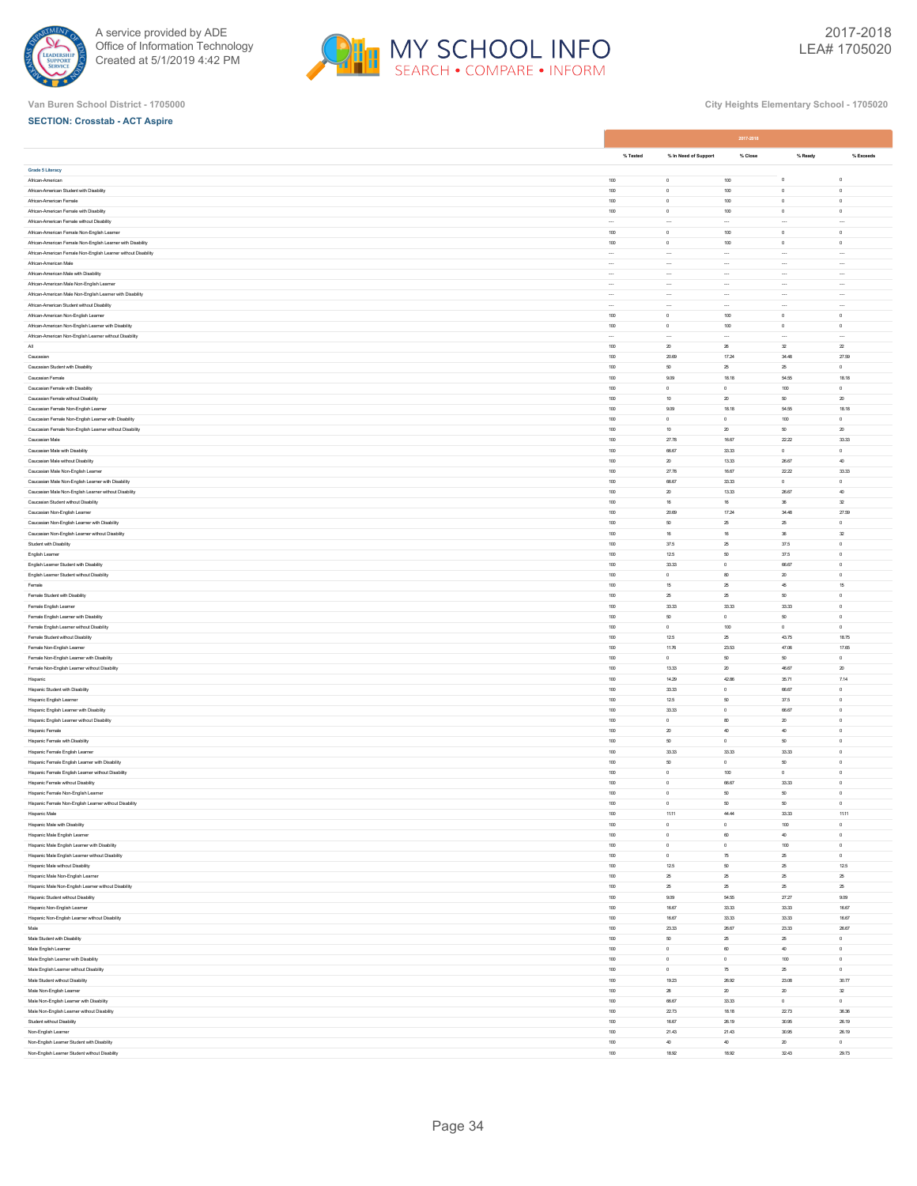A service provided by ADE
Office of Information Technology
Created at 5/1/2019 4:42 PM

2017-2018
LEA# 1705020

Van Buren School District - 1705000

City Heights Elementary School - 1705020

**SECTION: Crosstab - ACT Aspire**

| | 2017-2018 | | | | |
|---|---|---|---|---|---|
| | % Tested | % In Need of Support | % Close | % Ready | % Exceeds |
| **Grade 5 Literacy** | | | | | |
| African-American | 100 | 0 | 100 | 0 | 0 |
| African-American Student with Disability | 100 | 0 | 100 | 0 | 0 |
| African-American Female | 100 | 0 | 100 | 0 | 0 |
| African-American Female with Disability | 100 | 0 | 100 | 0 | 0 |
| African-American Female without Disability | --- | --- | --- | --- | --- |
| African-American Female Non-English Learner | 100 | 0 | 100 | 0 | 0 |
| African-American Female Non-English Learner with Disability | 100 | 0 | 100 | 0 | 0 |
| African-American Female Non-English Learner without Disability | --- | --- | --- | --- | --- |
| African-American Male | --- | --- | --- | --- | --- |
| African-American Male with Disability | --- | --- | --- | --- | --- |
| African-American Male Non-English Learner | --- | --- | --- | --- | --- |
| African-American Male Non-English Learner with Disability | --- | --- | --- | --- | --- |
| African-American Student without Disability | --- | --- | --- | --- | --- |
| African-American Non-English Learner | 100 | 0 | 100 | 0 | 0 |
| African-American Non-English Learner with Disability | 100 | 0 | 100 | 0 | 0 |
| African-American Non-English Learner without Disability | --- | --- | --- | --- | --- |
| All | 100 | 20 | 26 | 32 | 22 |
| Caucasian | 100 | 20.69 | 17.24 | 34.48 | 27.59 |
| Caucasian Student with Disability | 100 | 50 | 25 | 25 | 0 |
| Caucasian Female | 100 | 9.09 | 18.18 | 54.55 | 18.18 |
| Caucasian Female with Disability | 100 | 0 | 0 | 100 | 0 |
| Caucasian Female without Disability | 100 | 10 | 20 | 50 | 20 |
| Caucasian Female Non-English Learner | 100 | 9.09 | 18.18 | 54.55 | 18.18 |
| Caucasian Female Non-English Learner with Disability | 100 | 0 | 0 | 100 | 0 |
| Caucasian Female Non-English Learner without Disability | 100 | 10 | 20 | 50 | 20 |
| Caucasian Male | 100 | 27.78 | 16.67 | 22.22 | 33.33 |
| Caucasian Male with Disability | 100 | 66.67 | 33.33 | 0 | 0 |
| Caucasian Male without Disability | 100 | 20 | 13.33 | 26.67 | 40 |
| Caucasian Male Non-English Learner | 100 | 27.78 | 16.67 | 22.22 | 33.33 |
| Caucasian Male Non-English Learner with Disability | 100 | 66.67 | 33.33 | 0 | 0 |
| Caucasian Male Non-English Learner without Disability | 100 | 20 | 13.33 | 26.67 | 40 |
| Caucasian Student without Disability | 100 | 16 | 16 | 36 | 32 |
| Caucasian Non-English Learner | 100 | 20.69 | 17.24 | 34.48 | 27.59 |
| Caucasian Non-English Learner with Disability | 100 | 50 | 25 | 25 | 0 |
| Caucasian Non-English Learner without Disability | 100 | 16 | 16 | 36 | 32 |
| Student with Disability | 100 | 37.5 | 25 | 37.5 | 0 |
| English Learner | 100 | 12.5 | 50 | 37.5 | 0 |
| English Learner Student with Disability | 100 | 33.33 | 0 | 66.67 | 0 |
| English Learner Student without Disability | 100 | 0 | 80 | 20 | 0 |
| Female | 100 | 15 | 25 | 45 | 15 |
| Female Student with Disability | 100 | 25 | 25 | 50 | 0 |
| Female English Learner | 100 | 33.33 | 33.33 | 33.33 | 0 |
| Female English Learner with Disability | 100 | 50 | 0 | 50 | 0 |
| Female English Learner without Disability | 100 | 0 | 100 | 0 | 0 |
| Female Student without Disability | 100 | 12.5 | 25 | 43.75 | 18.75 |
| Female Non-English Learner | 100 | 11.76 | 23.53 | 47.06 | 17.65 |
| Female Non-English Learner with Disability | 100 | 0 | 50 | 50 | 0 |
| Female Non-English Learner without Disability | 100 | 13.33 | 20 | 46.67 | 20 |
| Hispanic | 100 | 14.29 | 42.86 | 35.71 | 7.14 |
| Hispanic Student with Disability | 100 | 33.33 | 0 | 66.67 | 0 |
| Hispanic English Learner | 100 | 12.5 | 50 | 37.5 | 0 |
| Hispanic English Learner with Disability | 100 | 33.33 | 0 | 66.67 | 0 |
| Hispanic English Learner without Disability | 100 | 0 | 80 | 20 | 0 |
| Hispanic Female | 100 | 20 | 40 | 40 | 0 |
| Hispanic Female with Disability | 100 | 50 | 0 | 50 | 0 |
| Hispanic Female English Learner | 100 | 33.33 | 33.33 | 33.33 | 0 |
| Hispanic Female English Learner with Disability | 100 | 50 | 0 | 50 | 0 |
| Hispanic Female English Learner without Disability | 100 | 0 | 100 | 0 | 0 |
| Hispanic Female without Disability | 100 | 0 | 66.67 | 33.33 | 0 |
| Hispanic Female Non-English Learner | 100 | 0 | 50 | 50 | 0 |
| Hispanic Female Non-English Learner without Disability | 100 | 0 | 50 | 50 | 0 |
| Hispanic Male | 100 | 11.11 | 44.44 | 33.33 | 11.11 |
| Hispanic Male with Disability | 100 | 0 | 0 | 100 | 0 |
| Hispanic Male English Learner | 100 | 0 | 60 | 40 | 0 |
| Hispanic Male English Learner with Disability | 100 | 0 | 0 | 100 | 0 |
| Hispanic Male English Learner without Disability | 100 | 0 | 75 | 25 | 0 |
| Hispanic Male without Disability | 100 | 12.5 | 50 | 25 | 12.5 |
| Hispanic Male Non-English Learner | 100 | 25 | 25 | 25 | 25 |
| Hispanic Male Non-English Learner without Disability | 100 | 25 | 25 | 25 | 25 |
| Hispanic Student without Disability | 100 | 9.09 | 54.55 | 27.27 | 9.09 |
| Hispanic Non-English Learner | 100 | 16.67 | 33.33 | 33.33 | 16.67 |
| Hispanic Non-English Learner without Disability | 100 | 16.67 | 33.33 | 33.33 | 16.67 |
| Male | 100 | 23.33 | 26.67 | 23.33 | 26.67 |
| Male Student with Disability | 100 | 50 | 25 | 25 | 0 |
| Male English Learner | 100 | 0 | 60 | 40 | 0 |
| Male English Learner with Disability | 100 | 0 | 0 | 100 | 0 |
| Male English Learner without Disability | 100 | 0 | 75 | 25 | 0 |
| Male Student without Disability | 100 | 19.23 | 26.92 | 23.08 | 30.77 |
| Male Non-English Learner | 100 | 28 | 20 | 20 | 32 |
| Male Non-English Learner with Disability | 100 | 66.67 | 33.33 | 0 | 0 |
| Male Non-English Learner without Disability | 100 | 22.73 | 18.18 | 22.73 | 36.36 |
| Student without Disability | 100 | 16.67 | 26.19 | 30.95 | 26.19 |
| Non-English Learner | 100 | 21.43 | 21.43 | 30.95 | 26.19 |
| Non-English Learner Student with Disability | 100 | 40 | 40 | 20 | 0 |
| Non-English Learner Student without Disability | 100 | 18.92 | 18.92 | 32.43 | 29.73 |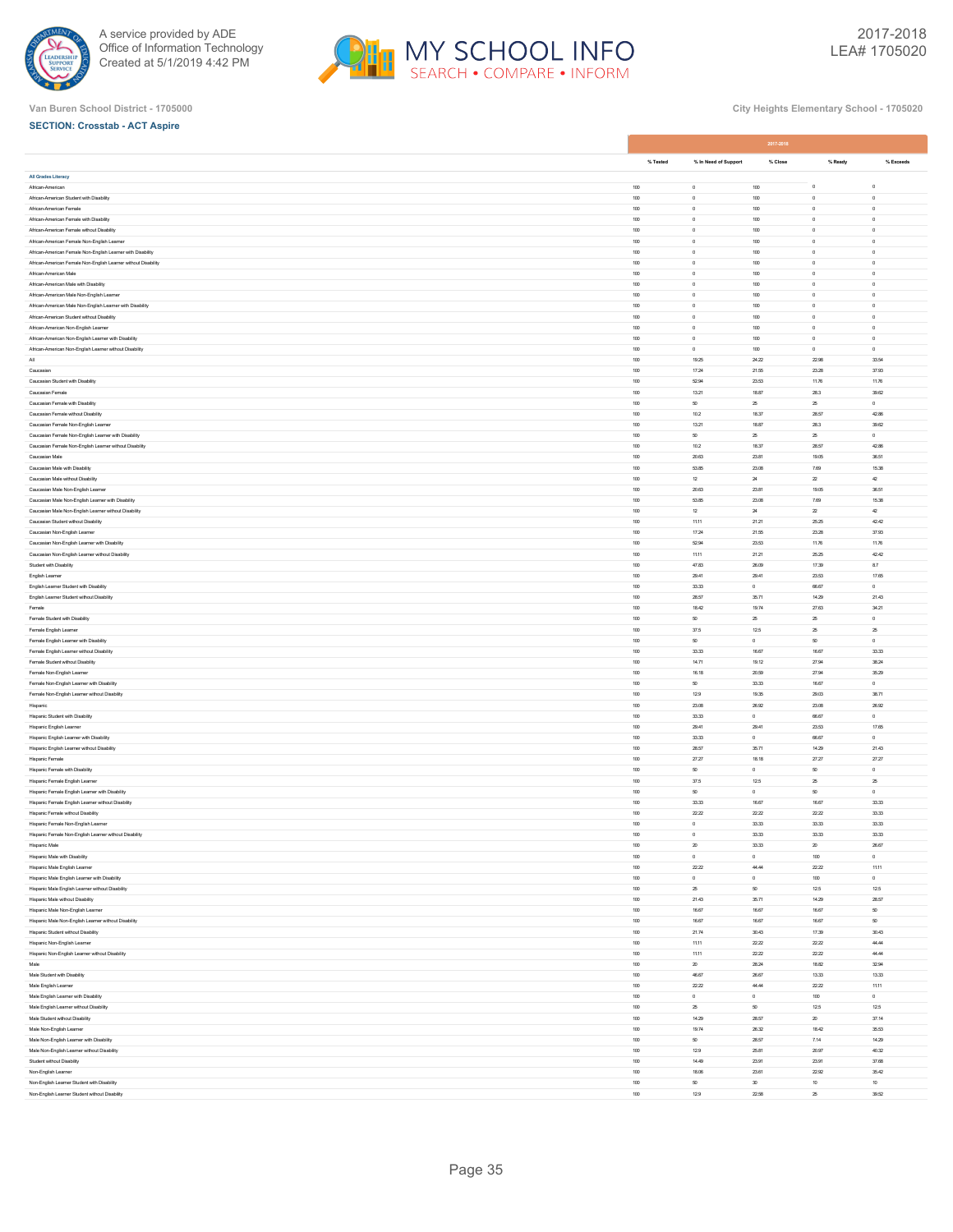A service provided by ADE
Office of Information Technology
Created at 5/1/2019 4:42 PM

2017-2018
LEA# 1705020

Van Buren School District - 1705000

City Heights Elementary School - 1705020

**SECTION: Crosstab - ACT Aspire**

| | 2017-2018 | | | | |
|---|---|---|---|---|---|
| | % Tested | % In Need of Support | % Close | % Ready | % Exceeds |
| **All Grades Literacy** | | | | | |
| African-American | 100 | 0 | 100 | 0 | 0 |
| African-American Student with Disability | 100 | 0 | 100 | 0 | 0 |
| African-American Female | 100 | 0 | 100 | 0 | 0 |
| African-American Female with Disability | 100 | 0 | 100 | 0 | 0 |
| African-American Female without Disability | 100 | 0 | 100 | 0 | 0 |
| African-American Female Non-English Learner | 100 | 0 | 100 | 0 | 0 |
| African-American Female Non-English Learner with Disability | 100 | 0 | 100 | 0 | 0 |
| African-American Female Non-English Learner without Disability | 100 | 0 | 100 | 0 | 0 |
| African-American Male | 100 | 0 | 100 | 0 | 0 |
| African-American Male with Disability | 100 | 0 | 100 | 0 | 0 |
| African-American Male Non-English Learner | 100 | 0 | 100 | 0 | 0 |
| African-American Male Non-English Learner with Disability | 100 | 0 | 100 | 0 | 0 |
| African-American Student without Disability | 100 | 0 | 100 | 0 | 0 |
| African-American Non-English Learner | 100 | 0 | 100 | 0 | 0 |
| African-American Non-English Learner with Disability | 100 | 0 | 100 | 0 | 0 |
| African-American Non-English Learner without Disability | 100 | 0 | 100 | 0 | 0 |
| All | 100 | 19.25 | 24.22 | 22.98 | 33.54 |
| Caucasian | 100 | 17.24 | 21.55 | 23.28 | 37.93 |
| Caucasian Student with Disability | 100 | 52.94 | 23.53 | 11.76 | 11.76 |
| Caucasian Female | 100 | 13.21 | 18.87 | 28.3 | 39.62 |
| Caucasian Female with Disability | 100 | 50 | 25 | 25 | 0 |
| Caucasian Female without Disability | 100 | 10.2 | 18.37 | 28.57 | 42.86 |
| Caucasian Female Non-English Learner | 100 | 13.21 | 18.87 | 28.3 | 39.62 |
| Caucasian Female Non-English Learner with Disability | 100 | 50 | 25 | 25 | 0 |
| Caucasian Female Non-English Learner without Disability | 100 | 10.2 | 18.37 | 28.57 | 42.86 |
| Caucasian Male | 100 | 20.63 | 23.81 | 19.05 | 36.51 |
| Caucasian Male with Disability | 100 | 53.85 | 23.08 | 7.69 | 15.38 |
| Caucasian Male without Disability | 100 | 12 | 24 | 22 | 42 |
| Caucasian Male Non-English Learner | 100 | 20.63 | 23.81 | 19.05 | 36.51 |
| Caucasian Male Non-English Learner with Disability | 100 | 53.85 | 23.08 | 7.69 | 15.38 |
| Caucasian Male Non-English Learner without Disability | 100 | 12 | 24 | 22 | 42 |
| Caucasian Student without Disability | 100 | 11.11 | 21.21 | 25.25 | 42.42 |
| Caucasian Non-English Learner | 100 | 17.24 | 21.55 | 23.28 | 37.93 |
| Caucasian Non-English Learner with Disability | 100 | 52.94 | 23.53 | 11.76 | 11.76 |
| Caucasian Non-English Learner without Disability | 100 | 11.11 | 21.21 | 25.25 | 42.42 |
| Student with Disability | 100 | 47.83 | 26.09 | 17.39 | 8.7 |
| English Learner | 100 | 29.41 | 29.41 | 23.53 | 17.65 |
| English Learner Student with Disability | 100 | 33.33 | 0 | 66.67 | 0 |
| English Learner Student without Disability | 100 | 28.57 | 35.71 | 14.29 | 21.43 |
| Female | 100 | 18.42 | 19.74 | 27.63 | 34.21 |
| Female Student with Disability | 100 | 50 | 25 | 25 | 0 |
| Female English Learner | 100 | 37.5 | 12.5 | 25 | 25 |
| Female English Learner with Disability | 100 | 50 | 0 | 50 | 0 |
| Female English Learner without Disability | 100 | 33.33 | 16.67 | 16.67 | 33.33 |
| Female Student without Disability | 100 | 14.71 | 19.12 | 27.94 | 38.24 |
| Female Non-English Learner | 100 | 16.18 | 20.59 | 27.94 | 35.29 |
| Female Non-English Learner with Disability | 100 | 50 | 33.33 | 16.67 | 0 |
| Female Non-English Learner without Disability | 100 | 12.9 | 19.35 | 29.03 | 38.71 |
| Hispanic | 100 | 23.08 | 26.92 | 23.08 | 26.92 |
| Hispanic Student with Disability | 100 | 33.33 | 0 | 66.67 | 0 |
| Hispanic English Learner | 100 | 29.41 | 29.41 | 23.53 | 17.65 |
| Hispanic English Learner with Disability | 100 | 33.33 | 0 | 66.67 | 0 |
| Hispanic English Learner without Disability | 100 | 28.57 | 35.71 | 14.29 | 21.43 |
| Hispanic Female | 100 | 27.27 | 18.18 | 27.27 | 27.27 |
| Hispanic Female with Disability | 100 | 50 | 0 | 50 | 0 |
| Hispanic Female English Learner | 100 | 37.5 | 12.5 | 25 | 25 |
| Hispanic Female English Learner with Disability | 100 | 50 | 0 | 50 | 0 |
| Hispanic Female English Learner without Disability | 100 | 33.33 | 16.67 | 16.67 | 33.33 |
| Hispanic Female without Disability | 100 | 22.22 | 22.22 | 22.22 | 33.33 |
| Hispanic Female Non-English Learner | 100 | 0 | 33.33 | 33.33 | 33.33 |
| Hispanic Female Non-English Learner without Disability | 100 | 0 | 33.33 | 33.33 | 33.33 |
| Hispanic Male | 100 | 20 | 33.33 | 20 | 26.67 |
| Hispanic Male with Disability | 100 | 0 | 0 | 100 | 0 |
| Hispanic Male English Learner | 100 | 22.22 | 44.44 | 22.22 | 11.11 |
| Hispanic Male English Learner with Disability | 100 | 0 | 0 | 100 | 0 |
| Hispanic Male English Learner without Disability | 100 | 25 | 50 | 12.5 | 12.5 |
| Hispanic Male without Disability | 100 | 21.43 | 35.71 | 14.29 | 28.57 |
| Hispanic Male Non-English Learner | 100 | 16.67 | 16.67 | 16.67 | 50 |
| Hispanic Male Non-English Learner without Disability | 100 | 16.67 | 16.67 | 16.67 | 50 |
| Hispanic Student without Disability | 100 | 21.74 | 30.43 | 17.39 | 30.43 |
| Hispanic Non-English Learner | 100 | 11.11 | 22.22 | 22.22 | 44.44 |
| Hispanic Non-English Learner without Disability | 100 | 11.11 | 22.22 | 22.22 | 44.44 |
| Male | 100 | 20 | 28.24 | 18.82 | 32.94 |
| Male Student with Disability | 100 | 46.67 | 26.67 | 13.33 | 13.33 |
| Male English Learner | 100 | 22.22 | 44.44 | 22.22 | 11.11 |
| Male English Learner with Disability | 100 | 0 | 0 | 100 | 0 |
| Male English Learner without Disability | 100 | 25 | 50 | 12.5 | 12.5 |
| Male Student without Disability | 100 | 14.29 | 28.57 | 20 | 37.14 |
| Male Non-English Learner | 100 | 19.74 | 26.32 | 18.42 | 35.53 |
| Male Non-English Learner with Disability | 100 | 50 | 28.57 | 7.14 | 14.29 |
| Male Non-English Learner without Disability | 100 | 12.9 | 25.81 | 20.97 | 40.32 |
| Student without Disability | 100 | 14.49 | 23.91 | 23.91 | 37.68 |
| Non-English Learner | 100 | 18.06 | 23.61 | 22.92 | 35.42 |
| Non-English Learner Student with Disability | 100 | 50 | 30 | 10 | 10 |
| Non-English Learner Student without Disability | 100 | 12.9 | 22.58 | 25 | 39.52 |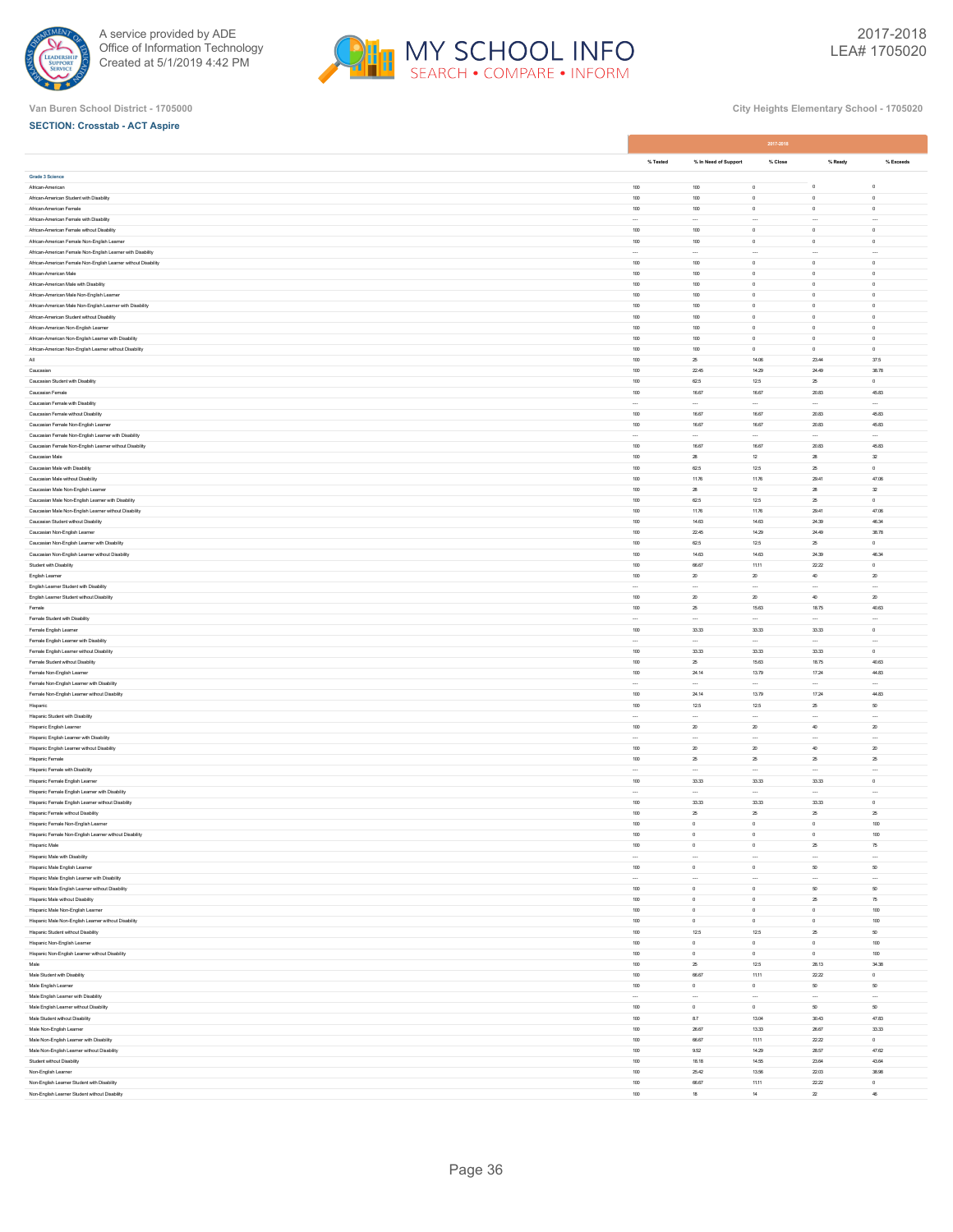Van Buren School District - 1705000

City Heights Elementary School - 1705020

**SECTION: Crosstab - ACT Aspire**

| | 2017-2018 | | | | |
|---|---|---|---|---|---|
| | % Tested | % In Need of Support | % Close | % Ready | % Exceeds |
| **Grade 3 Science** | | | | | |
| African-American | 100 | 100 | 0 | 0 | 0 |
| African-American Student with Disability | 100 | 100 | 0 | 0 | 0 |
| African-American Female | 100 | 100 | 0 | 0 | 0 |
| African-American Female with Disability | --- | --- | --- | --- | --- |
| African-American Female without Disability | 100 | 100 | 0 | 0 | 0 |
| African-American Female Non-English Learner | 100 | 100 | 0 | 0 | 0 |
| African-American Female Non-English Learner with Disability | --- | --- | --- | --- | --- |
| African-American Female Non-English Learner without Disability | 100 | 100 | 0 | 0 | 0 |
| African-American Male | 100 | 100 | 0 | 0 | 0 |
| African-American Male with Disability | 100 | 100 | 0 | 0 | 0 |
| African-American Male Non-English Learner | 100 | 100 | 0 | 0 | 0 |
| African-American Male Non-English Learner with Disability | 100 | 100 | 0 | 0 | 0 |
| African-American Student without Disability | 100 | 100 | 0 | 0 | 0 |
| African-American Non-English Learner | 100 | 100 | 0 | 0 | 0 |
| African-American Non-English Learner with Disability | 100 | 100 | 0 | 0 | 0 |
| African-American Non-English Learner without Disability | 100 | 100 | 0 | 0 | 0 |
| All | 100 | 25 | 14.06 | 23.44 | 37.5 |
| Caucasian | 100 | 22.45 | 14.29 | 24.49 | 38.78 |
| Caucasian Student with Disability | 100 | 62.5 | 12.5 | 25 | 0 |
| Caucasian Female | 100 | 16.67 | 16.67 | 20.83 | 45.83 |
| Caucasian Female with Disability | --- | --- | --- | --- | --- |
| Caucasian Female without Disability | 100 | 16.67 | 16.67 | 20.83 | 45.83 |
| Caucasian Female Non-English Learner | 100 | 16.67 | 16.67 | 20.83 | 45.83 |
| Caucasian Female Non-English Learner with Disability | --- | --- | --- | --- | --- |
| Caucasian Female Non-English Learner without Disability | 100 | 16.67 | 16.67 | 20.83 | 45.83 |
| Caucasian Male | 100 | 28 | 12 | 28 | 32 |
| Caucasian Male with Disability | 100 | 62.5 | 12.5 | 25 | 0 |
| Caucasian Male without Disability | 100 | 11.76 | 11.76 | 29.41 | 47.06 |
| Caucasian Male Non-English Learner | 100 | 28 | 12 | 28 | 32 |
| Caucasian Male Non-English Learner with Disability | 100 | 62.5 | 12.5 | 25 | 0 |
| Caucasian Male Non-English Learner without Disability | 100 | 11.76 | 11.76 | 29.41 | 47.06 |
| Caucasian Student without Disability | 100 | 14.63 | 14.63 | 24.39 | 46.34 |
| Caucasian Non-English Learner | 100 | 22.45 | 14.29 | 24.49 | 38.78 |
| Caucasian Non-English Learner with Disability | 100 | 62.5 | 12.5 | 25 | 0 |
| Caucasian Non-English Learner without Disability | 100 | 14.63 | 14.63 | 24.39 | 46.34 |
| Student with Disability | 100 | 66.67 | 11.11 | 22.22 | 0 |
| English Learner | 100 | 20 | 20 | 40 | 20 |
| English Learner Student with Disability | --- | --- | --- | --- | --- |
| English Learner Student without Disability | 100 | 20 | 20 | 40 | 20 |
| Female | 100 | 25 | 15.63 | 18.75 | 40.63 |
| Female Student with Disability | --- | --- | --- | --- | --- |
| Female English Learner | 100 | 33.33 | 33.33 | 33.33 | 0 |
| Female English Learner with Disability | --- | --- | --- | --- | --- |
| Female English Learner without Disability | 100 | 33.33 | 33.33 | 33.33 | 0 |
| Female Student without Disability | 100 | 25 | 15.63 | 18.75 | 40.63 |
| Female Non-English Learner | 100 | 24.14 | 13.79 | 17.24 | 44.83 |
| Female Non-English Learner with Disability | --- | --- | --- | --- | --- |
| Female Non-English Learner without Disability | 100 | 24.14 | 13.79 | 17.24 | 44.83 |
| Hispanic | 100 | 12.5 | 12.5 | 25 | 50 |
| Hispanic Student with Disability | --- | --- | --- | --- | --- |
| Hispanic English Learner | 100 | 20 | 20 | 40 | 20 |
| Hispanic English Learner with Disability | --- | --- | --- | --- | --- |
| Hispanic English Learner without Disability | 100 | 20 | 20 | 40 | 20 |
| Hispanic Female | 100 | 25 | 25 | 25 | 25 |
| Hispanic Female with Disability | --- | --- | --- | --- | --- |
| Hispanic Female English Learner | 100 | 33.33 | 33.33 | 33.33 | 0 |
| Hispanic Female English Learner with Disability | --- | --- | --- | --- | --- |
| Hispanic Female English Learner without Disability | 100 | 33.33 | 33.33 | 33.33 | 0 |
| Hispanic Female without Disability | 100 | 25 | 25 | 25 | 25 |
| Hispanic Female Non-English Learner | 100 | 0 | 0 | 0 | 100 |
| Hispanic Female Non-English Learner without Disability | 100 | 0 | 0 | 0 | 100 |
| Hispanic Male | 100 | 0 | 0 | 25 | 75 |
| Hispanic Male with Disability | --- | --- | --- | --- | --- |
| Hispanic Male English Learner | 100 | 0 | 0 | 50 | 50 |
| Hispanic Male English Learner with Disability | --- | --- | --- | --- | --- |
| Hispanic Male English Learner without Disability | 100 | 0 | 0 | 50 | 50 |
| Hispanic Male without Disability | 100 | 0 | 0 | 25 | 75 |
| Hispanic Male Non-English Learner | 100 | 0 | 0 | 0 | 100 |
| Hispanic Male Non-English Learner without Disability | 100 | 0 | 0 | 0 | 100 |
| Hispanic Student without Disability | 100 | 12.5 | 12.5 | 25 | 50 |
| Hispanic Non-English Learner | 100 | 0 | 0 | 0 | 100 |
| Hispanic Non-English Learner without Disability | 100 | 0 | 0 | 0 | 100 |
| Male | 100 | 25 | 12.5 | 28.13 | 34.38 |
| Male Student with Disability | 100 | 66.67 | 11.11 | 22.22 | 0 |
| Male English Learner | 100 | 0 | 0 | 50 | 50 |
| Male English Learner with Disability | --- | --- | --- | --- | --- |
| Male English Learner without Disability | 100 | 0 | 0 | 50 | 50 |
| Male Student without Disability | 100 | 8.7 | 13.04 | 30.43 | 47.83 |
| Male Non-English Learner | 100 | 26.67 | 13.33 | 26.67 | 33.33 |
| Male Non-English Learner with Disability | 100 | 66.67 | 11.11 | 22.22 | 0 |
| Male Non-English Learner without Disability | 100 | 9.52 | 14.29 | 28.57 | 47.62 |
| Student without Disability | 100 | 18.18 | 14.55 | 23.64 | 43.64 |
| Non-English Learner | 100 | 25.42 | 13.56 | 22.03 | 38.98 |
| Non-English Learner Student with Disability | 100 | 66.67 | 11.11 | 22.22 | 0 |
| Non-English Learner Student without Disability | 100 | 18 | 14 | 22 | 46 |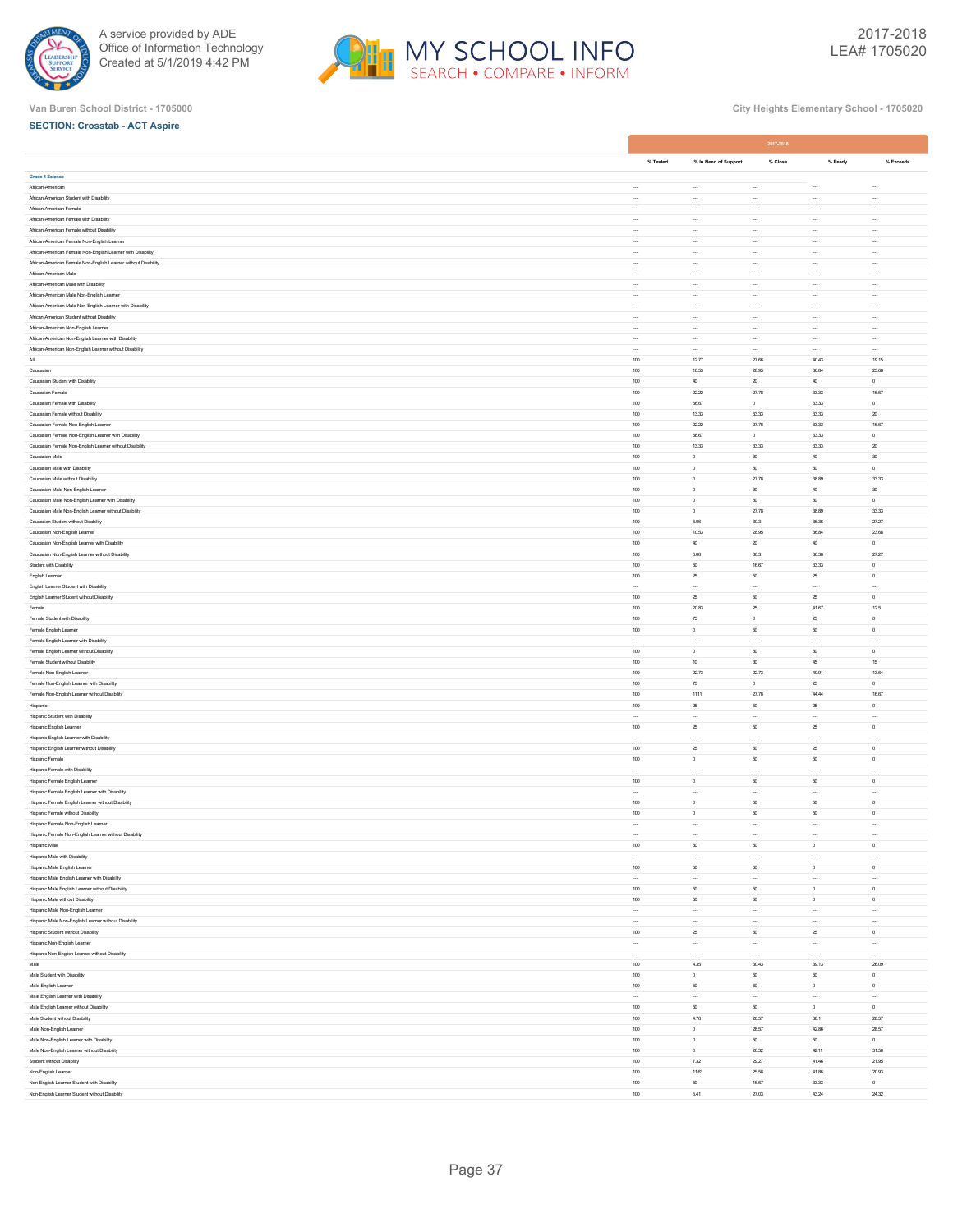Van Buren School District - 1705000

City Heights Elementary School - 1705020

**SECTION: Crosstab - ACT Aspire**

| | 2017-2018 | | | | |
|---|---|---|---|---|---|
| | % Tested | % In Need of Support | % Close | % Ready | % Exceeds |
| **Grade 4 Science** | | | | | |
| African-American | --- | --- | --- | --- | --- |
| African-American Student with Disability | --- | --- | --- | --- | --- |
| African-American Female | --- | --- | --- | --- | --- |
| African-American Female with Disability | --- | --- | --- | --- | --- |
| African-American Female without Disability | --- | --- | --- | --- | --- |
| African-American Female Non-English Learner | --- | --- | --- | --- | --- |
| African-American Female Non-English Learner with Disability | --- | --- | --- | --- | --- |
| African-American Female Non-English Learner without Disability | --- | --- | --- | --- | --- |
| African-American Male | --- | --- | --- | --- | --- |
| African-American Male with Disability | --- | --- | --- | --- | --- |
| African-American Male Non-English Learner | --- | --- | --- | --- | --- |
| African-American Male Non-English Learner with Disability | --- | --- | --- | --- | --- |
| African-American Student without Disability | --- | --- | --- | --- | --- |
| African-American Non-English Learner | --- | --- | --- | --- | --- |
| African-American Non-English Learner with Disability | --- | --- | --- | --- | --- |
| African-American Non-English Learner without Disability | --- | --- | --- | --- | --- |
| All | 100 | 12.77 | 27.66 | 40.43 | 19.15 |
| Caucasian | 100 | 10.53 | 28.95 | 36.84 | 23.68 |
| Caucasian Student with Disability | 100 | 40 | 20 | 40 | 0 |
| Caucasian Female | 100 | 22.22 | 27.78 | 33.33 | 16.67 |
| Caucasian Female with Disability | 100 | 66.67 | 0 | 33.33 | 0 |
| Caucasian Female without Disability | 100 | 13.33 | 33.33 | 33.33 | 20 |
| Caucasian Female Non-English Learner | 100 | 22.22 | 27.78 | 33.33 | 16.67 |
| Caucasian Female Non-English Learner with Disability | 100 | 66.67 | 0 | 33.33 | 0 |
| Caucasian Female Non-English Learner without Disability | 100 | 13.33 | 33.33 | 33.33 | 20 |
| Caucasian Male | 100 | 0 | 30 | 40 | 30 |
| Caucasian Male with Disability | 100 | 0 | 50 | 50 | 0 |
| Caucasian Male without Disability | 100 | 0 | 27.78 | 38.89 | 33.33 |
| Caucasian Male Non-English Learner | 100 | 0 | 30 | 40 | 30 |
| Caucasian Male Non-English Learner with Disability | 100 | 0 | 50 | 50 | 0 |
| Caucasian Male Non-English Learner without Disability | 100 | 0 | 27.78 | 38.89 | 33.33 |
| Caucasian Student without Disability | 100 | 6.06 | 30.3 | 36.36 | 27.27 |
| Caucasian Non-English Learner | 100 | 10.53 | 28.95 | 36.84 | 23.68 |
| Caucasian Non-English Learner with Disability | 100 | 40 | 20 | 40 | 0 |
| Caucasian Non-English Learner without Disability | 100 | 6.06 | 30.3 | 36.36 | 27.27 |
| Student with Disability | 100 | 50 | 16.67 | 33.33 | 0 |
| English Learner | 100 | 25 | 50 | 25 | 0 |
| English Learner Student with Disability | --- | --- | --- | --- | --- |
| English Learner Student without Disability | 100 | 25 | 50 | 25 | 0 |
| Female | 100 | 20.83 | 25 | 41.67 | 12.5 |
| Female Student with Disability | 100 | 75 | 0 | 25 | 0 |
| Female English Learner | 100 | 0 | 50 | 50 | 0 |
| Female English Learner with Disability | --- | --- | --- | --- | --- |
| Female English Learner without Disability | 100 | 0 | 50 | 50 | 0 |
| Female Student without Disability | 100 | 10 | 30 | 45 | 15 |
| Female Non-English Learner | 100 | 22.73 | 22.73 | 40.91 | 13.64 |
| Female Non-English Learner with Disability | 100 | 75 | 0 | 25 | 0 |
| Female Non-English Learner without Disability | 100 | 11.11 | 27.78 | 44.44 | 16.67 |
| Hispanic | 100 | 25 | 50 | 25 | 0 |
| Hispanic Student with Disability | --- | --- | --- | --- | --- |
| Hispanic English Learner | 100 | 25 | 50 | 25 | 0 |
| Hispanic English Learner with Disability | --- | --- | --- | --- | --- |
| Hispanic English Learner without Disability | 100 | 25 | 50 | 25 | 0 |
| Hispanic Female | 100 | 0 | 50 | 50 | 0 |
| Hispanic Female with Disability | --- | --- | --- | --- | --- |
| Hispanic Female English Learner | 100 | 0 | 50 | 50 | 0 |
| Hispanic Female English Learner with Disability | --- | --- | --- | --- | --- |
| Hispanic Female English Learner without Disability | 100 | 0 | 50 | 50 | 0 |
| Hispanic Female without Disability | 100 | 0 | 50 | 50 | 0 |
| Hispanic Female Non-English Learner | --- | --- | --- | --- | --- |
| Hispanic Female Non-English Learner without Disability | --- | --- | --- | --- | --- |
| Hispanic Male | 100 | 50 | 50 | 0 | 0 |
| Hispanic Male with Disability | --- | --- | --- | --- | --- |
| Hispanic Male English Learner | 100 | 50 | 50 | 0 | 0 |
| Hispanic Male English Learner with Disability | --- | --- | --- | --- | --- |
| Hispanic Male English Learner without Disability | 100 | 50 | 50 | 0 | 0 |
| Hispanic Male without Disability | 100 | 50 | 50 | 0 | 0 |
| Hispanic Male Non-English Learner | --- | --- | --- | --- | --- |
| Hispanic Male Non-English Learner without Disability | --- | --- | --- | --- | --- |
| Hispanic Student without Disability | 100 | 25 | 50 | 25 | 0 |
| Hispanic Non-English Learner | --- | --- | --- | --- | --- |
| Hispanic Non-English Learner without Disability | --- | --- | --- | --- | --- |
| Male | 100 | 4.35 | 30.43 | 39.13 | 26.09 |
| Male Student with Disability | 100 | 0 | 50 | 50 | 0 |
| Male English Learner | 100 | 50 | 50 | 0 | 0 |
| Male English Learner with Disability | --- | --- | --- | --- | --- |
| Male English Learner without Disability | 100 | 50 | 50 | 0 | 0 |
| Male Student without Disability | 100 | 4.76 | 28.57 | 38.1 | 28.57 |
| Male Non-English Learner | 100 | 0 | 28.57 | 42.86 | 28.57 |
| Male Non-English Learner with Disability | 100 | 0 | 50 | 50 | 0 |
| Male Non-English Learner without Disability | 100 | 0 | 26.32 | 42.11 | 31.58 |
| Student without Disability | 100 | 7.32 | 29.27 | 41.46 | 21.95 |
| Non-English Learner | 100 | 11.63 | 25.58 | 41.86 | 20.93 |
| Non-English Learner Student with Disability | 100 | 50 | 16.67 | 33.33 | 0 |
| Non-English Learner Student without Disability | 100 | 5.41 | 27.03 | 43.24 | 24.32 |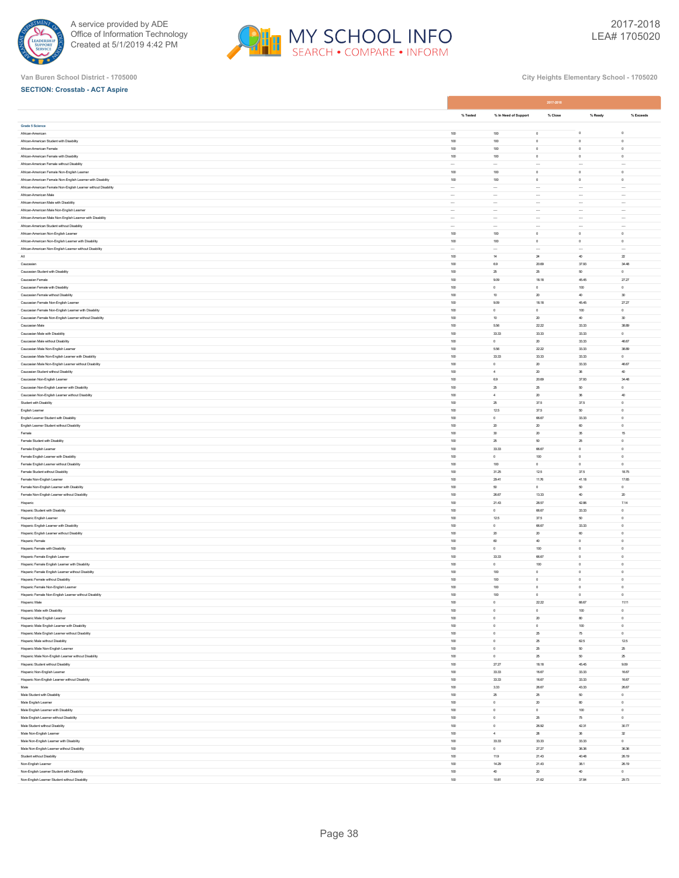Van Buren School District - 1705000

City Heights Elementary School - 1705020

**SECTION: Crosstab - ACT Aspire**

| | 2017-2018 | | | | |
|---|---|---|---|---|---|
| | % Tested | % In Need of Support | % Close | % Ready | % Exceeds |
| **Grade 5 Science** | | | | | |
| African-American | 100 | 100 | 0 | 0 | 0 |
| African-American Student with Disability | 100 | 100 | 0 | 0 | 0 |
| African-American Female | 100 | 100 | 0 | 0 | 0 |
| African-American Female with Disability | 100 | 100 | 0 | 0 | 0 |
| African-American Female without Disability | --- | --- | --- | --- | --- |
| African-American Female Non-English Learner | 100 | 100 | 0 | 0 | 0 |
| African-American Female Non-English Learner with Disability | 100 | 100 | 0 | 0 | 0 |
| African-American Female Non-English Learner without Disability | --- | --- | --- | --- | --- |
| African-American Male | --- | --- | --- | --- | --- |
| African-American Male with Disability | --- | --- | --- | --- | --- |
| African-American Male Non-English Learner | --- | --- | --- | --- | --- |
| African-American Male Non-English Learner with Disability | --- | --- | --- | --- | --- |
| African-American Student without Disability | --- | --- | --- | --- | --- |
| African-American Non-English Learner | 100 | 100 | 0 | 0 | 0 |
| African-American Non-English Learner with Disability | 100 | 100 | 0 | 0 | 0 |
| African-American Non-English Learner without Disability | --- | --- | --- | --- | --- |
| All | 100 | 14 | 24 | 40 | 22 |
| Caucasian | 100 | 6.9 | 20.69 | 37.93 | 34.48 |
| Caucasian Student with Disability | 100 | 25 | 25 | 50 | 0 |
| Caucasian Female | 100 | 9.09 | 18.18 | 45.45 | 27.27 |
| Caucasian Female with Disability | 100 | 0 | 0 | 100 | 0 |
| Caucasian Female without Disability | 100 | 10 | 20 | 40 | 30 |
| Caucasian Female Non-English Learner | 100 | 9.09 | 18.18 | 45.45 | 27.27 |
| Caucasian Female Non-English Learner with Disability | 100 | 0 | 0 | 100 | 0 |
| Caucasian Female Non-English Learner without Disability | 100 | 10 | 20 | 40 | 30 |
| Caucasian Male | 100 | 5.56 | 22.22 | 33.33 | 38.89 |
| Caucasian Male with Disability | 100 | 33.33 | 33.33 | 33.33 | 0 |
| Caucasian Male without Disability | 100 | 0 | 20 | 33.33 | 46.67 |
| Caucasian Male Non-English Learner | 100 | 5.56 | 22.22 | 33.33 | 38.89 |
| Caucasian Male Non-English Learner with Disability | 100 | 33.33 | 33.33 | 33.33 | 0 |
| Caucasian Male Non-English Learner without Disability | 100 | 0 | 20 | 33.33 | 46.67 |
| Caucasian Student without Disability | 100 | 4 | 20 | 36 | 40 |
| Caucasian Non-English Learner | 100 | 6.9 | 20.69 | 37.93 | 34.48 |
| Caucasian Non-English Learner with Disability | 100 | 25 | 25 | 50 | 0 |
| Caucasian Non-English Learner without Disability | 100 | 4 | 20 | 36 | 40 |
| Student with Disability | 100 | 25 | 37.5 | 37.5 | 0 |
| English Learner | 100 | 12.5 | 37.5 | 50 | 0 |
| English Learner Student with Disability | 100 | 0 | 66.67 | 33.33 | 0 |
| English Learner Student without Disability | 100 | 20 | 20 | 60 | 0 |
| Female | 100 | 30 | 20 | 35 | 15 |
| Female Student with Disability | 100 | 25 | 50 | 25 | 0 |
| Female English Learner | 100 | 33.33 | 66.67 | 0 | 0 |
| Female English Learner with Disability | 100 | 0 | 100 | 0 | 0 |
| Female English Learner without Disability | 100 | 100 | 0 | 0 | 0 |
| Female Student without Disability | 100 | 31.25 | 12.5 | 37.5 | 18.75 |
| Female Non-English Learner | 100 | 29.41 | 11.76 | 41.18 | 17.65 |
| Female Non-English Learner with Disability | 100 | 50 | 0 | 50 | 0 |
| Female Non-English Learner without Disability | 100 | 26.67 | 13.33 | 40 | 20 |
| Hispanic | 100 | 21.43 | 28.57 | 42.86 | 7.14 |
| Hispanic Student with Disability | 100 | 0 | 66.67 | 33.33 | 0 |
| Hispanic English Learner | 100 | 12.5 | 37.5 | 50 | 0 |
| Hispanic English Learner with Disability | 100 | 0 | 66.67 | 33.33 | 0 |
| Hispanic English Learner without Disability | 100 | 20 | 20 | 60 | 0 |
| Hispanic Female | 100 | 60 | 40 | 0 | 0 |
| Hispanic Female with Disability | 100 | 0 | 100 | 0 | 0 |
| Hispanic Female English Learner | 100 | 33.33 | 66.67 | 0 | 0 |
| Hispanic Female English Learner with Disability | 100 | 0 | 100 | 0 | 0 |
| Hispanic Female English Learner without Disability | 100 | 100 | 0 | 0 | 0 |
| Hispanic Female without Disability | 100 | 100 | 0 | 0 | 0 |
| Hispanic Female Non-English Learner | 100 | 100 | 0 | 0 | 0 |
| Hispanic Female Non-English Learner without Disability | 100 | 100 | 0 | 0 | 0 |
| Hispanic Male | 100 | 0 | 22.22 | 66.67 | 11.11 |
| Hispanic Male with Disability | 100 | 0 | 0 | 100 | 0 |
| Hispanic Male English Learner | 100 | 0 | 20 | 80 | 0 |
| Hispanic Male English Learner with Disability | 100 | 0 | 0 | 100 | 0 |
| Hispanic Male English Learner without Disability | 100 | 0 | 25 | 75 | 0 |
| Hispanic Male without Disability | 100 | 0 | 25 | 62.5 | 12.5 |
| Hispanic Male Non-English Learner | 100 | 0 | 25 | 50 | 25 |
| Hispanic Male Non-English Learner without Disability | 100 | 0 | 25 | 50 | 25 |
| Hispanic Student without Disability | 100 | 27.27 | 18.18 | 45.45 | 9.09 |
| Hispanic Non-English Learner | 100 | 33.33 | 16.67 | 33.33 | 16.67 |
| Hispanic Non-English Learner without Disability | 100 | 33.33 | 16.67 | 33.33 | 16.67 |
| Male | 100 | 3.33 | 26.67 | 43.33 | 26.67 |
| Male Student with Disability | 100 | 25 | 25 | 50 | 0 |
| Male English Learner | 100 | 0 | 20 | 80 | 0 |
| Male English Learner with Disability | 100 | 0 | 0 | 100 | 0 |
| Male English Learner without Disability | 100 | 0 | 25 | 75 | 0 |
| Male Student without Disability | 100 | 0 | 26.92 | 42.31 | 30.77 |
| Male Non-English Learner | 100 | 4 | 28 | 36 | 32 |
| Male Non-English Learner with Disability | 100 | 33.33 | 33.33 | 33.33 | 0 |
| Male Non-English Learner without Disability | 100 | 0 | 27.27 | 36.36 | 36.36 |
| Student without Disability | 100 | 11.9 | 21.43 | 40.48 | 26.19 |
| Non-English Learner | 100 | 14.29 | 21.43 | 38.1 | 26.19 |
| Non-English Learner Student with Disability | 100 | 40 | 20 | 40 | 0 |
| Non-English Learner Student without Disability | 100 | 10.81 | 21.62 | 37.84 | 29.73 |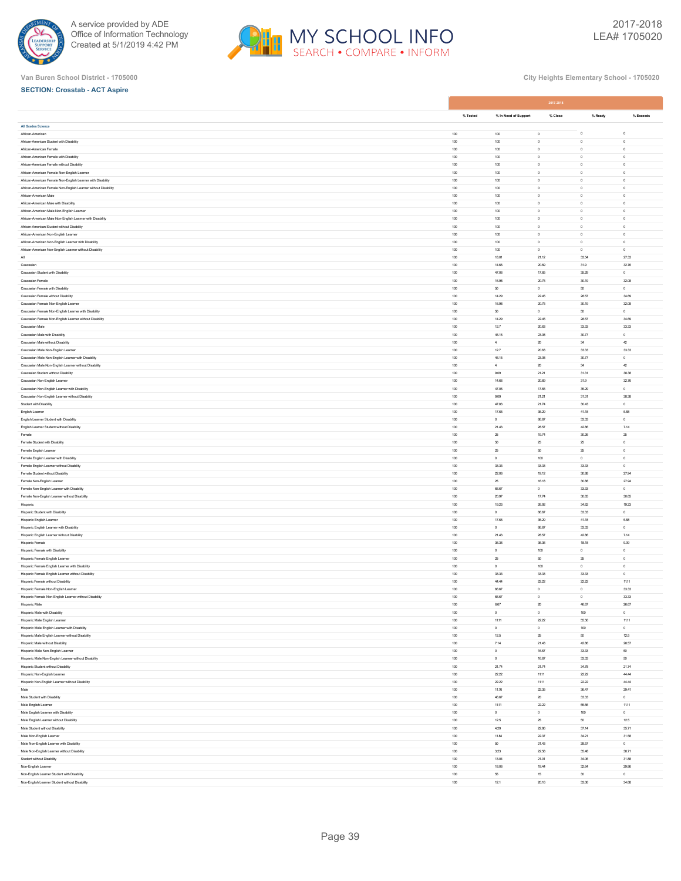Van Buren School District - 1705000

City Heights Elementary School - 1705020

**SECTION: Crosstab - ACT Aspire**

| | 2017-2018 | | | | |
|---|---|---|---|---|---|
| | % Tested | % In Need of Support | % Close | % Ready | % Exceeds |
| **All Grades Science** | | | | | |
| African-American | 100 | 100 | 0 | 0 | 0 |
| African-American Student with Disability | 100 | 100 | 0 | 0 | 0 |
| African-American Female | 100 | 100 | 0 | 0 | 0 |
| African-American Female with Disability | 100 | 100 | 0 | 0 | 0 |
| African-American Female without Disability | 100 | 100 | 0 | 0 | 0 |
| African-American Female Non-English Learner | 100 | 100 | 0 | 0 | 0 |
| African-American Female Non-English Learner with Disability | 100 | 100 | 0 | 0 | 0 |
| African-American Female Non-English Learner without Disability | 100 | 100 | 0 | 0 | 0 |
| African-American Male | 100 | 100 | 0 | 0 | 0 |
| African-American Male with Disability | 100 | 100 | 0 | 0 | 0 |
| African-American Male Non-English Learner | 100 | 100 | 0 | 0 | 0 |
| African-American Male Non-English Learner with Disability | 100 | 100 | 0 | 0 | 0 |
| African-American Student without Disability | 100 | 100 | 0 | 0 | 0 |
| African-American Non-English Learner | 100 | 100 | 0 | 0 | 0 |
| African-American Non-English Learner with Disability | 100 | 100 | 0 | 0 | 0 |
| African-American Non-English Learner without Disability | 100 | 100 | 0 | 0 | 0 |
| All | 100 | 18.01 | 21.12 | 33.54 | 27.33 |
| Caucasian | 100 | 14.66 | 20.69 | 31.9 | 32.76 |
| Caucasian Student with Disability | 100 | 47.06 | 17.65 | 35.29 | 0 |
| Caucasian Female | 100 | 16.98 | 20.75 | 30.19 | 32.08 |
| Caucasian Female with Disability | 100 | 50 | 0 | 50 | 0 |
| Caucasian Female without Disability | 100 | 14.29 | 22.45 | 28.57 | 34.69 |
| Caucasian Female Non-English Learner | 100 | 16.98 | 20.75 | 30.19 | 32.08 |
| Caucasian Female Non-English Learner with Disability | 100 | 50 | 0 | 50 | 0 |
| Caucasian Female Non-English Learner without Disability | 100 | 14.29 | 22.45 | 28.57 | 34.69 |
| Caucasian Male | 100 | 12.7 | 20.63 | 33.33 | 33.33 |
| Caucasian Male with Disability | 100 | 46.15 | 23.08 | 30.77 | 0 |
| Caucasian Male without Disability | 100 | 4 | 20 | 34 | 42 |
| Caucasian Male Non-English Learner | 100 | 12.7 | 20.63 | 33.33 | 33.33 |
| Caucasian Male Non-English Learner with Disability | 100 | 46.15 | 23.08 | 30.77 | 0 |
| Caucasian Male Non-English Learner without Disability | 100 | 4 | 20 | 34 | 42 |
| Caucasian Student without Disability | 100 | 9.09 | 21.21 | 31.31 | 38.38 |
| Caucasian Non-English Learner | 100 | 14.66 | 20.69 | 31.9 | 32.76 |
| Caucasian Non-English Learner with Disability | 100 | 47.06 | 17.65 | 35.29 | 0 |
| Caucasian Non-English Learner without Disability | 100 | 9.09 | 21.21 | 31.31 | 38.38 |
| Student with Disability | 100 | 47.83 | 21.74 | 30.43 | 0 |
| English Learner | 100 | 17.65 | 35.29 | 41.18 | 5.88 |
| English Learner Student with Disability | 100 | 0 | 66.67 | 33.33 | 0 |
| English Learner Student without Disability | 100 | 21.43 | 28.57 | 42.86 | 7.14 |
| Female | 100 | 25 | 19.74 | 30.26 | 25 |
| Female Student with Disability | 100 | 50 | 25 | 25 | 0 |
| Female English Learner | 100 | 25 | 50 | 25 | 0 |
| Female English Learner with Disability | 100 | 0 | 100 | 0 | 0 |
| Female English Learner without Disability | 100 | 33.33 | 33.33 | 33.33 | 0 |
| Female Student without Disability | 100 | 22.06 | 19.12 | 30.88 | 27.94 |
| Female Non-English Learner | 100 | 25 | 16.18 | 30.88 | 27.94 |
| Female Non-English Learner with Disability | 100 | 66.67 | 0 | 33.33 | 0 |
| Female Non-English Learner without Disability | 100 | 20.97 | 17.74 | 30.65 | 30.65 |
| Hispanic | 100 | 19.23 | 26.92 | 34.62 | 19.23 |
| Hispanic Student with Disability | 100 | 0 | 66.67 | 33.33 | 0 |
| Hispanic English Learner | 100 | 17.65 | 35.29 | 41.18 | 5.88 |
| Hispanic English Learner with Disability | 100 | 0 | 66.67 | 33.33 | 0 |
| Hispanic English Learner without Disability | 100 | 21.43 | 28.57 | 42.86 | 7.14 |
| Hispanic Female | 100 | 36.36 | 36.36 | 18.18 | 9.09 |
| Hispanic Female with Disability | 100 | 0 | 100 | 0 | 0 |
| Hispanic Female English Learner | 100 | 25 | 50 | 25 | 0 |
| Hispanic Female English Learner with Disability | 100 | 0 | 100 | 0 | 0 |
| Hispanic Female English Learner without Disability | 100 | 33.33 | 33.33 | 33.33 | 0 |
| Hispanic Female without Disability | 100 | 44.44 | 22.22 | 22.22 | 11.11 |
| Hispanic Female Non-English Learner | 100 | 66.67 | 0 | 0 | 33.33 |
| Hispanic Female Non-English Learner without Disability | 100 | 66.67 | 0 | 0 | 33.33 |
| Hispanic Male | 100 | 6.67 | 20 | 46.67 | 26.67 |
| Hispanic Male with Disability | 100 | 0 | 0 | 100 | 0 |
| Hispanic Male English Learner | 100 | 11.11 | 22.22 | 55.56 | 11.11 |
| Hispanic Male English Learner with Disability | 100 | 0 | 0 | 100 | 0 |
| Hispanic Male English Learner without Disability | 100 | 12.5 | 25 | 50 | 12.5 |
| Hispanic Male without Disability | 100 | 7.14 | 21.43 | 42.86 | 28.57 |
| Hispanic Male Non-English Learner | 100 | 0 | 16.67 | 33.33 | 50 |
| Hispanic Male Non-English Learner without Disability | 100 | 0 | 16.67 | 33.33 | 50 |
| Hispanic Student without Disability | 100 | 21.74 | 21.74 | 34.78 | 21.74 |
| Hispanic Non-English Learner | 100 | 22.22 | 11.11 | 22.22 | 44.44 |
| Hispanic Non-English Learner without Disability | 100 | 22.22 | 11.11 | 22.22 | 44.44 |
| Male | 100 | 11.76 | 22.35 | 36.47 | 29.41 |
| Male Student with Disability | 100 | 46.67 | 20 | 33.33 | 0 |
| Male English Learner | 100 | 11.11 | 22.22 | 55.56 | 11.11 |
| Male English Learner with Disability | 100 | 0 | 0 | 100 | 0 |
| Male English Learner without Disability | 100 | 12.5 | 25 | 50 | 12.5 |
| Male Student without Disability | 100 | 4.29 | 22.86 | 37.14 | 35.71 |
| Male Non-English Learner | 100 | 11.84 | 22.37 | 34.21 | 31.58 |
| Male Non-English Learner with Disability | 100 | 50 | 21.43 | 28.57 | 0 |
| Male Non-English Learner without Disability | 100 | 3.23 | 22.58 | 35.48 | 38.71 |
| Student without Disability | 100 | 13.04 | 21.01 | 34.06 | 31.88 |
| Non-English Learner | 100 | 18.06 | 19.44 | 32.64 | 29.86 |
| Non-English Learner Student with Disability | 100 | 55 | 15 | 30 | 0 |
| Non-English Learner Student without Disability | 100 | 12.1 | 20.16 | 33.06 | 34.68 |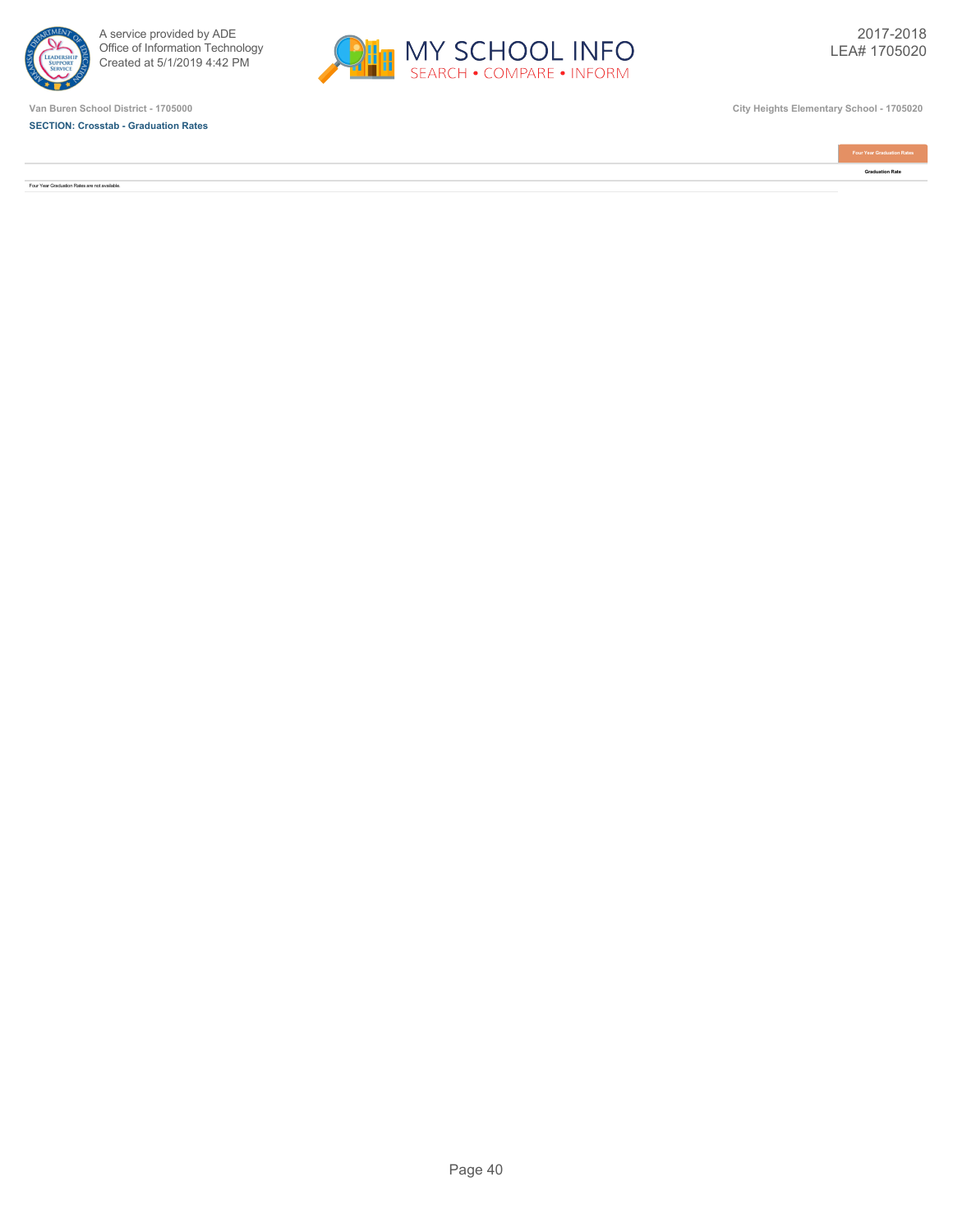Van Buren School District - 1705000

City Heights Elementary School - 1705020

**SECTION: Crosstab - Graduation Rates**

| | Four Year Graduation Rates |
|---|---|
| | Graduation Rate |
| Four Year Graduation Rates are not available. | |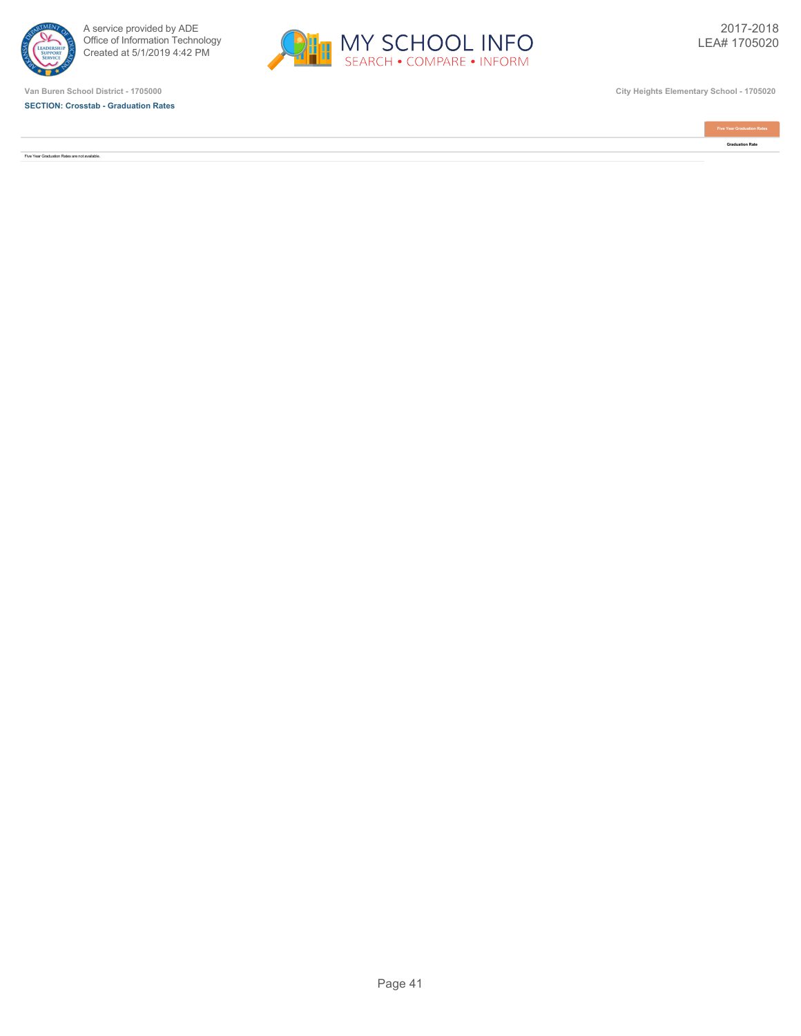Van Buren School District - 1705000

City Heights Elementary School - 1705020

**SECTION: Crosstab - Graduation Rates**

| | Five Year Graduation Rates |
|---|---|
| | Graduation Rate |
| Five Year Graduation Rates are not available. | |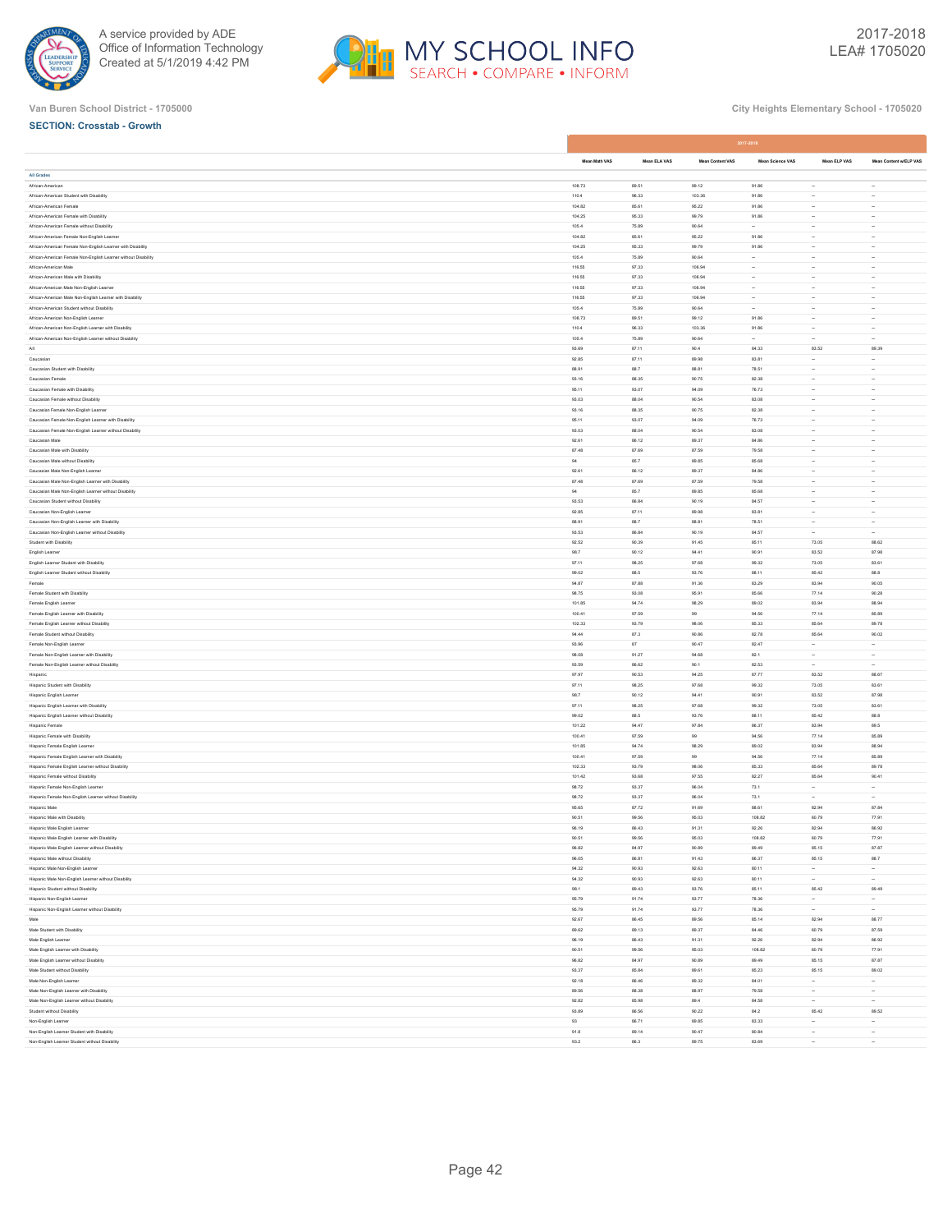Van Buren School District - 1705000

City Heights Elementary School - 1705020

**SECTION: Crosstab - Growth**

| | 2017-2018 | | | | | |
|---|---|---|---|---|---|---|
| | Mean Math VAS | Mean ELA VAS | Mean Content VAS | Mean Science VAS | Mean ELP VAS | Mean Content w/ELP VAS |
| **All Grades** | | | | | | |
| African-American | 108.73 | 89.51 | 99.12 | 91.86 | -- | -- |
| African-American Student with Disability | 110.4 | 96.33 | 103.36 | 91.86 | -- | -- |
| African-American Female | 104.82 | 85.61 | 95.22 | 91.86 | -- | -- |
| African-American Female with Disability | 104.25 | 95.33 | 99.79 | 91.86 | -- | -- |
| African-American Female without Disability | 105.4 | 75.89 | 90.64 | -- | -- | -- |
| African-American Female Non-English Learner | 104.82 | 85.61 | 95.22 | 91.86 | -- | -- |
| African-American Female Non-English Learner with Disability | 104.25 | 95.33 | 99.79 | 91.86 | -- | -- |
| African-American Female Non-English Learner without Disability | 105.4 | 75.89 | 90.64 | -- | -- | -- |
| African-American Male | 116.55 | 97.33 | 106.94 | -- | -- | -- |
| African-American Male with Disability | 116.55 | 97.33 | 106.94 | -- | -- | -- |
| African-American Male Non-English Learner | 116.55 | 97.33 | 106.94 | -- | -- | -- |
| African-American Male Non-English Learner with Disability | 116.55 | 97.33 | 106.94 | -- | -- | -- |
| African-American Student without Disability | 105.4 | 75.89 | 90.64 | -- | -- | -- |
| African-American Non-English Learner | 108.73 | 89.51 | 99.12 | 91.86 | -- | -- |
| African-American Non-English Learner with Disability | 110.4 | 96.33 | 103.36 | 91.86 | -- | -- |
| African-American Non-English Learner without Disability | 105.4 | 75.89 | 90.64 | -- | -- | -- |
| All | 93.69 | 87.11 | 90.4 | 84.33 | 83.52 | 89.39 |
| Caucasian | 92.85 | 87.11 | 89.98 | 83.81 | -- | -- |
| Caucasian Student with Disability | 88.91 | 88.7 | 88.81 | 78.51 | -- | -- |
| Caucasian Female | 93.16 | 88.35 | 90.75 | 82.38 | -- | -- |
| Caucasian Female with Disability | 95.11 | 93.07 | 94.09 | 76.73 | -- | -- |
| Caucasian Female without Disability | 93.03 | 88.04 | 90.54 | 83.08 | -- | -- |
| Caucasian Female Non-English Learner | 93.16 | 88.35 | 90.75 | 82.38 | -- | -- |
| Caucasian Female Non-English Learner with Disability | 95.11 | 93.07 | 94.09 | 76.73 | -- | -- |
| Caucasian Female Non-English Learner without Disability | 93.03 | 88.04 | 90.54 | 83.08 | -- | -- |
| Caucasian Male | 92.61 | 86.12 | 89.37 | 84.86 | -- | -- |
| Caucasian Male with Disability | 87.48 | 87.69 | 87.59 | 79.58 | -- | -- |
| Caucasian Male without Disability | 94 | 85.7 | 89.85 | 85.68 | -- | -- |
| Caucasian Male Non-English Learner | 92.61 | 86.12 | 89.37 | 84.86 | -- | -- |
| Caucasian Male Non-English Learner with Disability | 87.48 | 87.69 | 87.59 | 79.58 | -- | -- |
| Caucasian Male Non-English Learner without Disability | 94 | 85.7 | 89.85 | 85.68 | -- | -- |
| Caucasian Student without Disability | 93.53 | 86.84 | 90.19 | 84.57 | -- | -- |
| Caucasian Non-English Learner | 92.85 | 87.11 | 89.98 | 83.81 | -- | -- |
| Caucasian Non-English Learner with Disability | 88.91 | 88.7 | 88.81 | 78.51 | -- | -- |
| Caucasian Non-English Learner without Disability | 93.53 | 86.84 | 90.19 | 84.57 | -- | -- |
| Student with Disability | 92.52 | 90.39 | 91.45 | 85.11 | 73.05 | 88.62 |
| English Learner | 98.7 | 90.12 | 94.41 | 90.91 | 83.52 | 87.98 |
| English Learner Student with Disability | 97.11 | 98.25 | 97.68 | 99.32 | 73.05 | 83.61 |
| English Learner Student without Disability | 99.02 | 88.5 | 93.76 | 88.11 | 85.42 | 88.8 |
| Female | 94.87 | 87.88 | 91.36 | 83.29 | 83.94 | 90.05 |
| Female Student with Disability | 98.75 | 93.08 | 95.91 | 85.66 | 77.14 | 90.28 |
| Female English Learner | 101.85 | 94.74 | 98.29 | 89.02 | 83.94 | 88.94 |
| Female English Learner with Disability | 100.41 | 97.59 | 99 | 94.56 | 77.14 | 85.89 |
| Female English Learner without Disability | 102.33 | 93.79 | 98.06 | 85.33 | 85.64 | 89.78 |
| Female Student without Disability | 94.44 | 87.3 | 90.86 | 82.78 | 85.64 | 90.02 |
| Female Non-English Learner | 93.96 | 87 | 90.47 | 82.47 | -- | -- |
| Female Non-English Learner with Disability | 98.08 | 91.27 | 94.68 | 82.1 | -- | -- |
| Female Non-English Learner without Disability | 93.59 | 86.62 | 90.1 | 82.53 | -- | -- |
| Hispanic | 97.97 | 90.53 | 94.25 | 87.77 | 83.52 | 88.67 |
| Hispanic Student with Disability | 97.11 | 98.25 | 97.68 | 99.32 | 73.05 | 83.61 |
| Hispanic English Learner | 98.7 | 90.12 | 94.41 | 90.91 | 83.52 | 87.98 |
| Hispanic English Learner with Disability | 97.11 | 98.25 | 97.68 | 99.32 | 73.05 | 83.61 |
| Hispanic English Learner without Disability | 99.02 | 88.5 | 93.76 | 88.11 | 85.42 | 88.8 |
| Hispanic Female | 101.22 | 94.47 | 97.84 | 86.37 | 83.94 | 89.5 |
| Hispanic Female with Disability | 100.41 | 97.59 | 99 | 94.56 | 77.14 | 85.89 |
| Hispanic Female English Learner | 101.85 | 94.74 | 98.29 | 89.02 | 83.94 | 88.94 |
| Hispanic Female English Learner with Disability | 100.41 | 97.59 | 99 | 94.56 | 77.14 | 85.89 |
| Hispanic Female English Learner without Disability | 102.33 | 93.79 | 98.06 | 85.33 | 85.64 | 89.78 |
| Hispanic Female without Disability | 101.42 | 93.68 | 97.55 | 82.27 | 85.64 | 90.41 |
| Hispanic Female Non-English Learner | 98.72 | 93.37 | 96.04 | 73.1 | -- | -- |
| Hispanic Female Non-English Learner without Disability | 98.72 | 93.37 | 96.04 | 73.1 | -- | -- |
| Hispanic Male | 95.65 | 87.72 | 91.69 | 88.61 | 82.94 | 87.84 |
| Hispanic Male with Disability | 90.51 | 99.56 | 95.03 | 108.82 | 60.79 | 77.91 |
| Hispanic Male English Learner | 96.19 | 86.43 | 91.31 | 92.26 | 82.94 | 86.92 |
| Hispanic Male English Learner with Disability | 90.51 | 99.56 | 95.03 | 108.82 | 60.79 | 77.91 |
| Hispanic Male English Learner without Disability | 96.82 | 84.97 | 90.89 | 89.49 | 85.15 | 87.87 |
| Hispanic Male without Disability | 96.05 | 86.81 | 91.43 | 86.37 | 85.15 | 88.7 |
| Hispanic Male Non-English Learner | 94.32 | 90.93 | 92.63 | 80.11 | -- | -- |
| Hispanic Male Non-English Learner without Disability | 94.32 | 90.93 | 92.63 | 80.11 | -- | -- |
| Hispanic Student without Disability | 98.1 | 89.43 | 93.76 | 85.11 | 85.42 | 89.49 |
| Hispanic Non-English Learner | 95.79 | 91.74 | 93.77 | 78.36 | -- | -- |
| Hispanic Non-English Learner without Disability | 95.79 | 91.74 | 93.77 | 78.36 | -- | -- |
| Male | 92.67 | 86.45 | 89.56 | 85.14 | 82.94 | 88.77 |
| Male Student with Disability | 89.62 | 89.13 | 89.37 | 84.46 | 60.79 | 87.59 |
| Male English Learner | 96.19 | 86.43 | 91.31 | 92.26 | 82.94 | 86.92 |
| Male English Learner with Disability | 90.51 | 99.56 | 95.03 | 108.82 | 60.79 | 77.91 |
| Male English Learner without Disability | 96.82 | 84.97 | 90.89 | 89.49 | 85.15 | 87.87 |
| Male Student without Disability | 93.37 | 85.84 | 89.61 | 85.23 | 85.15 | 89.02 |
| Male Non-English Learner | 92.18 | 86.46 | 89.32 | 84.01 | -- | -- |
| Male Non-English Learner with Disability | 89.56 | 88.38 | 88.97 | 79.58 | -- | -- |
| Male Non-English Learner without Disability | 92.82 | 85.98 | 89.4 | 84.58 | -- | -- |
| Student without Disability | 93.89 | 86.56 | 90.22 | 84.2 | 85.42 | 89.52 |
| Non-English Learner | 93 | 86.71 | 89.85 | 83.33 | -- | -- |
| Non-English Learner Student with Disability | 91.8 | 89.14 | 90.47 | 80.84 | -- | -- |
| Non-English Learner Student without Disability | 93.2 | 86.3 | 89.75 | 83.69 | -- | -- |